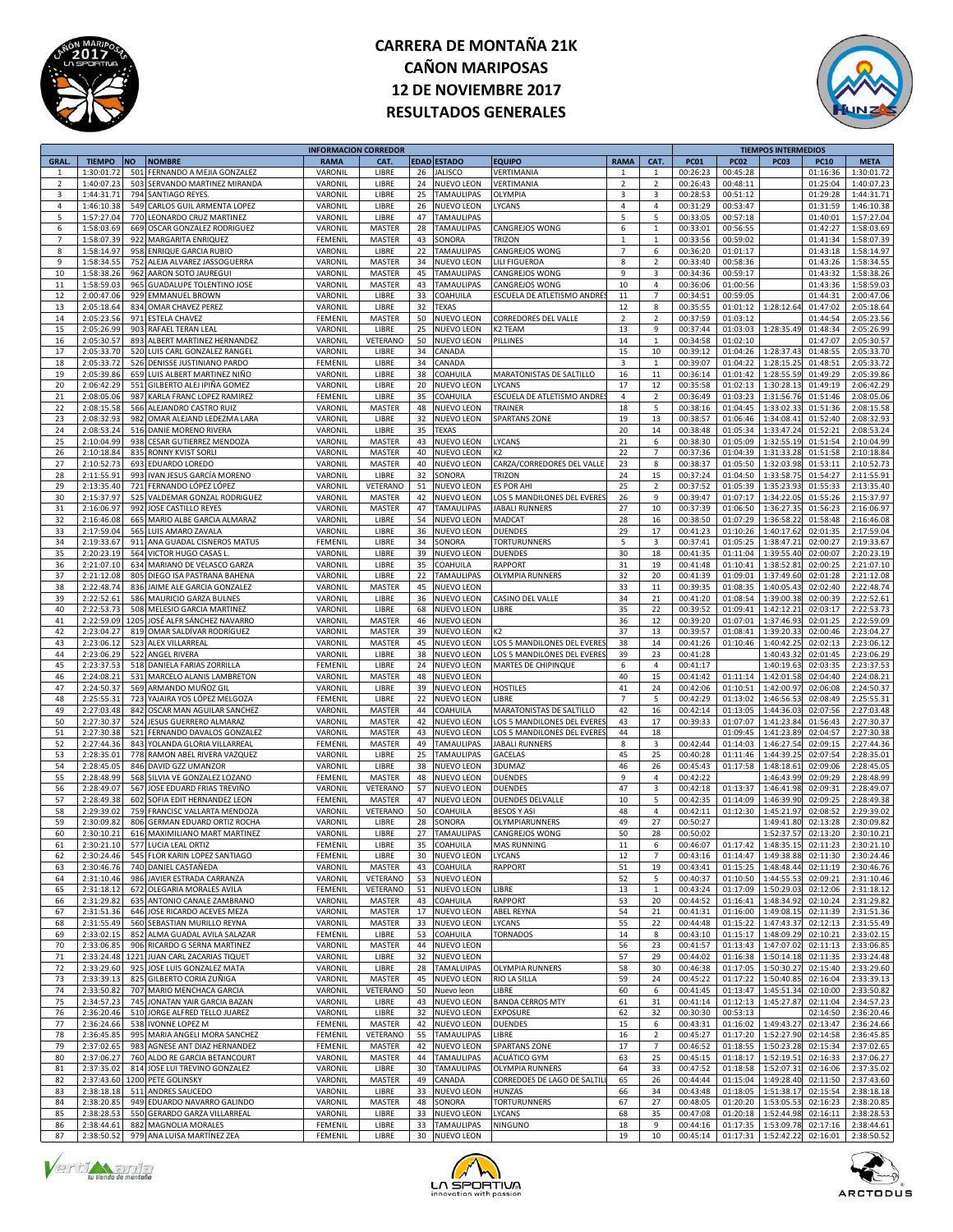# CARRERA DE MONTAÑA 21K
# CAÑON MARIPOSAS
# 12 DE NOVIEMBRE 2017
# RESULTADOS GENERALES

| INFORMACION CORREDOR | | | | | | | | | | | TIEMPOS INTERMEDIOS | | | | |
|---|---|---|---|---|---|---|---|---|---|---|---|---|---|---|---|
| GRAL. | TIEMPO | NO | NOMBRE | RAMA | CAT. | EDAD | ESTADO | EQUIPO | RAMA | CAT. | PC01 | PC02 | PC03 | PC10 | META |
| 1 | 1:30:01.72 | 501 | FERNANDO A MEJIA GONZALEZ | VARONIL | LIBRE | 26 | JALISCO | VERTIMANIA | 1 | 1 | 00:26:23 | 00:45:28 | | 01:16:36 | 1:30:01.72 |
| 2 | 1:40:07.23 | 503 | SERVANDO MARTINEZ MIRANDA | VARONIL | LIBRE | 24 | NUEVO LEON | VERTIMANIA | 2 | 2 | 00:26:43 | 00:48:11 | | 01:25:04 | 1:40:07.23 |
| 3 | 1:44:31.71 | 794 | SANTIAGO REYES. | VARONIL | LIBRE | 25 | TAMAULIPAS | OLYMPIA | 3 | 3 | 00:28:53 | 00:51:12 | | 01:29:28 | 1:44:31.71 |
| 4 | 1:46:10.38 | 549 | CARLOS GUIL ARMENTA LOPEZ | VARONIL | LIBRE | 26 | NUEVO LEON | LYCANS | 4 | 4 | 00:31:29 | 00:53:47 | | 01:31:59 | 1:46:10.38 |
| 5 | 1:57:27.04 | 770 | LEONARDO CRUZ MARTINEZ | VARONIL | LIBRE | 47 | TAMAULIPAS | | 5 | 5 | 00:33:05 | 00:57:18 | | 01:40:01 | 1:57:27.04 |
| 6 | 1:58:03.69 | 669 | OSCAR GONZALEZ RODRIGUEZ | VARONIL | MASTER | 28 | TAMAULIPAS | CANGREJOS WONG | 6 | 1 | 00:33:01 | 00:56:55 | | 01:42:27 | 1:58:03.69 |
| 7 | 1:58:07.39 | 922 | MARGARITA ENRIQUEZ | FEMENIL | MASTER | 43 | SONORA | TRIZON | 1 | 1 | 00:33:56 | 00:59:02 | | 01:41:34 | 1:58:07.39 |
| 8 | 1:58:14.97 | 958 | ENRIQUE GARCIA RUBIO | VARONIL | LIBRE | 22 | TAMAULIPAS | CANGREJOS WONG | 7 | 6 | 00:36:20 | 01:01:17 | | 01:43:18 | 1:58:14.97 |
| 9 | 1:58:34.55 | 752 | ALEJA ALVAREZ JASSOGUERRA | VARONIL | MASTER | 34 | NUEVO LEON | LILI FIGUEROA | 8 | 2 | 00:33:40 | 00:58:36 | | 01:43:26 | 1:58:34.55 |
| 10 | 1:58:38.26 | 962 | AARON SOTO JAUREGUI | VARONIL | MASTER | 45 | TAMAULIPAS | CANGREJOS WONG | 9 | 3 | 00:34:36 | 00:59:17 | | 01:43:32 | 1:58:38.26 |
| 11 | 1:58:59.03 | 965 | GUADALUPE TOLENTINO JOSE | VARONIL | MASTER | 43 | TAMAULIPAS | CANGREJOS WONG | 10 | 4 | 00:36:06 | 01:00:56 | | 01:43:36 | 1:58:59.03 |
| 12 | 2:00:47.06 | 929 | EMMANUEL BROWN | VARONIL | LIBRE | 33 | COAHUILA | ESCUELA DE ATLETISMO ANDRÉS | 11 | 7 | 00:34:51 | 00:59:05 | | 01:44:31 | 2:00:47.06 |
| 13 | 2:05:18.64 | 834 | OMAR CHAVEZ PEREZ | VARONIL | LIBRE | 32 | TEXAS | | 12 | 8 | 00:35:55 | 01:01:12 | 1:28:12.64 | 01:47:02 | 2:05:18.64 |
| 14 | 2:05:23.56 | 971 | ESTELA CHAVEZ | FEMENIL | MASTER | 50 | NUEVO LEON | CORREDORES DEL VALLE | 2 | 2 | 00:37:59 | 01:03:12 | | 01:44:54 | 2:05:23.56 |
| 15 | 2:05:26.99 | 903 | RAFAEL TERAN LEAL | VARONIL | LIBRE | 25 | NUEVO LEON | K2 TEAM | 13 | 9 | 00:37:44 | 01:03:03 | 1:28:35.49 | 01:48:34 | 2:05:26.99 |
| 16 | 2:05:30.57 | 893 | ALBERT MARTINEZ HERNANDEZ | VARONIL | VETERANO | 50 | NUEVO LEON | PILLINES | 14 | 1 | 00:34:58 | 01:02:10 | | 01:47:07 | 2:05:30.57 |
| 17 | 2:05:33.70 | 520 | LUIS CARL GONZALEZ RANGEL | VARONIL | LIBRE | 34 | CANADA | | 15 | 10 | 00:39:12 | 01:04:26 | 1:28:37.43 | 01:48:55 | 2:05:33.70 |
| 18 | 2:05:33.72 | 526 | DENISSE JUSTINIANO PARDO | FEMENIL | LIBRE | 34 | CANADA | | 3 | 1 | 00:39:07 | 01:04:22 | 1:28:15.25 | 01:48:51 | 2:05:33.72 |
| 19 | 2:05:39.86 | 659 | LUIS ALBERT MARTINEZ NIÑO | VARONIL | LIBRE | 38 | COAHUILA | MARATONISTAS DE SALTILLO | 16 | 11 | 00:36:14 | 01:01:42 | 1:28:55.59 | 01:49:29 | 2:05:39.86 |
| 20 | 2:06:42.29 | 551 | GILBERTO ALEJ IPIÑA GOMEZ | VARONIL | LIBRE | 20 | NUEVO LEON | LYCANS | 17 | 12 | 00:35:58 | 01:02:13 | 1:30:28.13 | 01:49:19 | 2:06:42.29 |
| 21 | 2:08:05.06 | 987 | KARLA FRANC LOPEZ RAMIREZ | FEMENIL | LIBRE | 35 | COAHUILA | ESCUELA DE ATLETISMO ANDRES | 4 | 2 | 00:36:49 | 01:03:23 | 1:31:56.76 | 01:51:46 | 2:08:05.06 |
| 22 | 2:08:15.58 | 566 | ALEJANDRO CASTRO RUIZ | VARONIL | MASTER | 48 | NUEVO LEON | TRAINER | 18 | 5 | 00:38:16 | 01:04:45 | 1:33:02.33 | 01:51:36 | 2:08:15.58 |
| 23 | 2:08:32.93 | 982 | OMAR ALEJAND LEDEZMA LARA | VARONIL | LIBRE | 32 | NUEVO LEON | SPARTANS ZONE | 19 | 13 | 00:38:57 | 01:06:46 | 1:34:08.41 | 01:52:40 | 2:08:32.93 |
| 24 | 2:08:53.24 | 516 | DANIE MORENO RIVERA | VARONIL | LIBRE | 35 | TEXAS | | 20 | 14 | 00:38:48 | 01:05:34 | 1:33:47.24 | 01:52:21 | 2:08:53.24 |
| 25 | 2:10:04.99 | 938 | CESAR GUTIERREZ MENDOZA | VARONIL | MASTER | 43 | NUEVO LEON | LYCANS | 21 | 6 | 00:38:30 | 01:05:09 | 1:32:55.19 | 01:51:54 | 2:10:04.99 |
| 26 | 2:10:18.84 | 835 | RONNY KVIST SORLI | VARONIL | MASTER | 40 | NUEVO LEON | K2 | 22 | 7 | 00:37:36 | 01:04:39 | 1:31:33.28 | 01:51:58 | 2:10:18.84 |
| 27 | 2:10:52.73 | 693 | EDUARDO LOREDO | VARONIL | MASTER | 40 | NUEVO LEON | CARZA/CORREDORES DEL VALLE | 23 | 8 | 00:38:37 | 01:05:50 | 1:32:03.98 | 01:53:11 | 2:10:52.73 |
| 28 | 2:11:55.91 | 993 | IVAN JESUS GARCÍA MORENO | VARONIL | LIBRE | 32 | SONORA | TRIZON | 24 | 15 | 00:37:24 | 01:04:50 | 1:33:58.75 | 01:54:27 | 2:11:55.91 |
| 29 | 2:13:35.40 | 721 | FERNANDO LÓPEZ LÓPEZ | VARONIL | VETERANO | 51 | NUEVO LEON | ES POR AHI | 25 | 2 | 00:37:52 | 01:05:39 | 1:35:23.93 | 01:55:33 | 2:13:35.40 |
| 30 | 2:15:37.97 | 525 | VALDEMAR GONZAL RODRIGUEZ | VARONIL | MASTER | 42 | NUEVO LEON | LOS 5 MANDILONES DEL EVERES | 26 | 9 | 00:39:47 | 01:07:17 | 1:34:22.05 | 01:55:26 | 2:15:37.97 |
| 31 | 2:16:06.97 | 992 | JOSE CASTILLO REYES | VARONIL | MASTER | 47 | TAMAULIPAS | JABALI RUNNERS | 27 | 10 | 00:37:39 | 01:06:50 | 1:36:27.35 | 01:56:23 | 2:16:06.97 |
| 32 | 2:16:46.08 | 665 | MARIO ALBE GARCIA ALMARAZ | VARONIL | LIBRE | 54 | NUEVO LEON | MADCAT | 28 | 16 | 00:38:50 | 01:07:29 | 1:36:58.22 | 01:58:48 | 2:16:46.08 |
| 33 | 2:17:59.04 | 565 | LUIS AMARO ZAVALA | VARONIL | LIBRE | 36 | NUEVO LEON | DUENDES | 29 | 17 | 00:41:23 | 01:10:26 | 1:40:17.62 | 02:01:35 | 2:17:59.04 |
| 34 | 2:19:33.67 | 911 | ANA GUADAL CISNEROS MATUS | FEMENIL | LIBRE | 34 | SONORA | TORTURUNNERS | 5 | 3 | 00:37:41 | 01:05:25 | 1:38:47.21 | 02:00:27 | 2:19:33.67 |
| 35 | 2:20:23.19 | 564 | VICTOR HUGO CASAS L. | VARONIL | LIBRE | 39 | NUEVO LEON | DUENDES | 30 | 18 | 00:41:35 | 01:11:04 | 1:39:55.40 | 02:00:07 | 2:20:23.19 |
| 36 | 2:21:07.10 | 634 | MARIANO DE VELASCO GARZA | VARONIL | LIBRE | 35 | COAHUILA | RAPPORT | 31 | 19 | 00:41:48 | 01:10:41 | 1:38:52.81 | 02:00:25 | 2:21:07.10 |
| 37 | 2:21:12.08 | 805 | DIEGO ISA PASTRANA BAHENA | VARONIL | LIBRE | 22 | TAMAULIPAS | OLYMPIA RUNNERS | 32 | 20 | 00:41:39 | 01:09:01 | 1:37:49.60 | 02:01:28 | 2:21:12.08 |
| 38 | 2:22:48.74 | 836 | JAIME ALE GARCIA GONZALEZ | VARONIL | MASTER | 45 | NUEVO LEON | | 33 | 11 | 00:39:35 | 01:08:35 | 1:40:05.43 | 02:02:40 | 2:22:48.74 |
| 39 | 2:22:52.61 | 586 | MAURICIO GARZA BULNES | VARONIL | LIBRE | 36 | NUEVO LEON | CASINO DEL VALLE | 34 | 21 | 00:41:20 | 01:08:54 | 1:39:00.38 | 02:00:39 | 2:22:52.61 |
| 40 | 2:22:53.73 | 508 | MELESIO GARCIA MARTINEZ | VARONIL | LIBRE | 68 | NUEVO LEON | LIBRE | 35 | 22 | 00:39:52 | 01:09:41 | 1:42:12.21 | 02:03:17 | 2:22:53.73 |
| 41 | 2:22:59.09 | 1205 | JOSÉ ALFR SÁNCHEZ NAVARRO | VARONIL | MASTER | 46 | NUEVO LEON | | 36 | 12 | 00:39:20 | 01:07:01 | 1:37:46.93 | 02:01:25 | 2:22:59.09 |
| 42 | 2:23:04.27 | 819 | OMAR SALDÍVAR RODRÍGUEZ | VARONIL | MASTER | 39 | NUEVO LEON | K2 | 37 | 13 | 00:39:57 | 01:08:41 | 1:39:20.33 | 02:00:46 | 2:23:04.27 |
| 43 | 2:23:06.12 | 523 | ALEX VILLARREAL | VARONIL | MASTER | 45 | NUEVO LEON | LOS 5 MANDILONES DEL EVERES | 38 | 14 | 00:41:26 | 01:10:46 | 1:40:42.25 | 02:02:13 | 2:23:06.12 |
| 44 | 2:23:06.29 | 522 | ANGEL RIVERA | VARONIL | LIBRE | 38 | NUEVO LEON | LOS 5 MANDILONES DEL EVERES | 39 | 23 | 00:41:28 | | 1:40:43.32 | 02:01:45 | 2:23:06.29 |
| 45 | 2:23:37.53 | 518 | DANIELA FARIAS ZORRILLA | FEMENIL | LIBRE | 24 | NUEVO LEON | MARTES DE CHIPINQUE | 6 | 4 | 00:41:17 | | 1:40:19.63 | 02:03:35 | 2:23:37.53 |
| 46 | 2:24:08.21 | 531 | MARCELO ALANIS LAMBRETON | VARONIL | MASTER | 48 | NUEVO LEON | | 40 | 15 | 00:41:42 | 01:11:14 | 1:42:01.58 | 02:04:40 | 2:24:08.21 |
| 47 | 2:24:50.37 | 569 | ARMANDO MUÑOZ GIL | VARONIL | LIBRE | 39 | NUEVO LEON | HOSTILES | 41 | 24 | 00:42:06 | 01:10:51 | 1:42:00.97 | 02:06:08 | 2:24:50.37 |
| 48 | 2:25:55.31 | 723 | YAJAIRA YOS LÓPEZ MELGOZA | FEMENIL | LIBRE | 22 | NUEVO LEON | LIBRE | 7 | 5 | 00:42:29 | 01:13:02 | 1:46:56.53 | 02:08:49 | 2:25:55.31 |
| 49 | 2:27:03.48 | 842 | OSCAR MAN AGUILAR SANCHEZ | VARONIL | MASTER | 44 | COAHUILA | MARATONISTAS DE SALTILLO | 42 | 16 | 00:42:14 | 01:13:05 | 1:44:36.03 | 02:07:56 | 2:27:03.48 |
| 50 | 2:27:30.37 | 524 | JESUS GUERRERO ALMARAZ | VARONIL | MASTER | 42 | NUEVO LEON | LOS 5 MANDILONES DEL EVERES | 43 | 17 | 00:39:33 | 01:07:07 | 1:41:23.84 | 01:56:43 | 2:27:30.37 |
| 51 | 2:27:30.38 | 521 | FERNANDO DAVALOS GONZALEZ | VARONIL | MASTER | 43 | NUEVO LEON | LOS 5 MANDILONES DEL EVERES | 44 | 18 | | 01:09:45 | 1:41:23.89 | 02:04:57 | 2:27:30.38 |
| 52 | 2:27:44.36 | 843 | YOLANDA GLORIA VILLARREAL | FEMENIL | MASTER | 49 | TAMAULIPAS | JABALI RUNNERS | 8 | 3 | 00:42:44 | 01:14:03 | 1:46:27.54 | 02:09:15 | 2:27:44.36 |
| 53 | 2:28:35.01 | 778 | RAMON ABEL RIVERA VAZQUEZ | VARONIL | LIBRE | 25 | TAMAULIPAS | GACELAS | 45 | 25 | 00:40:28 | 01:11:46 | 1:44:39.25 | 02:07:54 | 2:28:35.01 |
| 54 | 2:28:45.05 | 846 | DAVID GZZ UMANZOR | VARONIL | LIBRE | 38 | NUEVO LEON | 3DUMAZ | 46 | 26 | 00:45:43 | 01:17:58 | 1:48:18.61 | 02:09:06 | 2:28:45.05 |
| 55 | 2:28:48.99 | 568 | SILVIA VE GONZALEZ LOZANO | FEMENIL | MASTER | 48 | NUEVO LEON | DUENDES | 9 | 4 | 00:42:22 | | 1:46:43.99 | 02:09:29 | 2:28:48.99 |
| 56 | 2:28:49.07 | 567 | JOSE EDUARD FRIAS TREVIÑO | VARONIL | VETERANO | 57 | NUEVO LEON | DUENDES | 47 | 3 | 00:42:18 | 01:13:37 | 1:46:41.98 | 02:09:31 | 2:28:49.07 |
| 57 | 2:28:49.38 | 602 | SOFIA EDIT HERNANDEZ LEON | FEMENIL | MASTER | 47 | NUEVO LEON | DUENDES DELVALLE | 10 | 5 | 00:42:35 | 01:14:09 | 1:46:39.90 | 02:09:25 | 2:28:49.38 |
| 58 | 2:29:39.02 | 759 | FRANCISC VALLARTA MENDOZA | VARONIL | VETERANO | 50 | COAHUILA | BESOS Y ASI | 48 | 4 | 00:42:11 | 01:12:30 | 1:45:21.97 | 02:08:52 | 2:29:39.02 |
| 59 | 2:30:09.82 | 806 | GERMAN EDUARD ORTIZ ROCHA | VARONIL | LIBRE | 28 | SONORA | OLYMPIARUNNERS | 49 | 27 | 00:50:27 | | 1:49:41.80 | 02:13:28 | 2:30:09.82 |
| 60 | 2:30:10.21 | 616 | MAXIMILIANO MART MARTINEZ | VARONIL | LIBRE | 27 | TAMAULIPAS | CANGREJOS WONG | 50 | 28 | 00:50:02 | | 1:52:37.57 | 02:13:20 | 2:30:10.21 |
| 61 | 2:30:21.10 | 577 | LUCIA LEAL ORTIZ | FEMENIL | LIBRE | 35 | COAHUILA | MAS RUNNING | 11 | 6 | 00:46:07 | 01:17:42 | 1:48:35.15 | 02:11:23 | 2:30:21.10 |
| 62 | 2:30:24.46 | 545 | FLOR KARIN LOPEZ SANTIAGO | FEMENIL | LIBRE | 30 | NUEVO LEON | LYCANS | 12 | 7 | 00:43:16 | 01:14:47 | 1:49:38.88 | 02:11:30 | 2:30:24.46 |
| 63 | 2:30:46.76 | 740 | DANIEL CASTAÑEDA | VARONIL | MASTER | 43 | COAHUILA | RAPPORT | 51 | 19 | 00:43:41 | 01:15:25 | 1:48:48.44 | 02:11:19 | 2:30:46.76 |
| 64 | 2:31:10.46 | 986 | JAVIER ESTRADA CARRANZA | VARONIL | VETERANO | 53 | NUEVO LEON | | 52 | 5 | 00:40:37 | 01:10:50 | 1:44:55.53 | 02:09:21 | 2:31:10.46 |
| 65 | 2:31:18.12 | 672 | OLEGARIA MORALES AVILA | FEMENIL | VETERANO | 51 | NUEVO LEON | LIBRE | 13 | 1 | 00:43:24 | 01:17:09 | 1:50:29.03 | 02:12:06 | 2:31:18.12 |
| 66 | 2:31:29.82 | 635 | ANTONIO CANALE ZAMBRANO | VARONIL | MASTER | 43 | COAHUILA | RAPPORT | 53 | 20 | 00:44:52 | 01:16:41 | 1:48:34.92 | 02:10:24 | 2:31:29.82 |
| 67 | 2:31:51.36 | 646 | JOSE RICARDO ACEVES MEZA | VARONIL | MASTER | 17 | NUEVO LEON | ABEL REYNA | 54 | 21 | 00:41:31 | 01:16:00 | 1:49:08.15 | 02:11:39 | 2:31:51.36 |
| 68 | 2:31:55.49 | 560 | SEBASTIAN MURILLO REYNA | VARONIL | MASTER | 33 | NUEVO LEON | LYCANS | 55 | 22 | 00:44:48 | 01:15:22 | 1:47:43.37 | 02:12:13 | 2:31:55.49 |
| 69 | 2:33:02.15 | 852 | ALMA GUADAL AVILA SALAZAR | FEMENIL | LIBRE | 53 | COAHUILA | TORNADOS | 14 | 8 | 00:43:10 | 01:15:17 | 1:48:09.29 | 02:10:21 | 2:33:02.15 |
| 70 | 2:33:06.85 | 906 | RICARDO G SERNA MARTINEZ | VARONIL | MASTER | 44 | NUEVO LEON | | 56 | 23 | 00:41:57 | 01:13:43 | 1:47:07.02 | 02:11:13 | 2:33:06.85 |
| 71 | 2:33:24.48 | 1221 | JUAN CARL ZACARIAS TIQUET | VARONIL | LIBRE | 32 | NUEVO LEON | | 57 | 29 | 00:44:02 | 01:16:38 | 1:50:14.18 | 02:11:35 | 2:33:24.48 |
| 72 | 2:33:29.60 | 925 | JOSE LUIS GONZALEZ MATA | VARONIL | LIBRE | 28 | TAMAULIPAS | OLYMPIA RUNNERS | 58 | 30 | 00:46:38 | 01:17:05 | 1:50:30.27 | 02:15:40 | 2:33:29.60 |
| 73 | 2:33:39.13 | 825 | GILBERTO CORIA ZUÑIGA | VARONIL | MASTER | 45 | NUEVO LEON | RIO LA SILLA | 59 | 24 | 00:45:22 | 01:17:22 | 1:50:40.85 | 02:16:04 | 2:33:39.13 |
| 74 | 2:33:50.82 | 707 | MARIO MENCHACA GARCIA | VARONIL | VETERANO | 50 | Nuevo leon | LIBRE | 60 | 6 | 00:41:45 | 01:13:47 | 1:45:51.34 | 02:10:00 | 2:33:50.82 |
| 75 | 2:34:57.23 | 745 | JONATAN YAIR GARCIA BAZAN | VARONIL | LIBRE | 43 | NUEVO LEON | BANDA CERROS MTY | 61 | 31 | 00:41:14 | 01:12:13 | 1:45:27.87 | 02:11:04 | 2:34:57.23 |
| 76 | 2:36:20.46 | 510 | JORGE ALFRED TELLO JUAREZ | VARONIL | LIBRE | 32 | NUEVO LEON | EXPOSURE | 62 | 32 | 00:30:30 | 00:53:13 | | 02:14:50 | 2:36:20.46 |
| 77 | 2:36:24.66 | 538 | IVONNE LOPEZ M | FEMENIL | MASTER | 42 | NUEVO LEON | DUENDES | 15 | 6 | 00:43:31 | 01:16:02 | 1:49:43.27 | 02:13:47 | 2:36:24.66 |
| 78 | 2:36:45.85 | 995 | MARIA ANGELI MORA SANCHEZ | FEMENIL | VETERANO | 55 | TAMAULIPAS | LIBRE | 16 | 2 | 00:45:27 | 01:17:20 | 1:52:27.90 | 02:14:58 | 2:36:45.85 |
| 79 | 2:37:02.65 | 983 | AGNESE ANT DIAZ HERNANDEZ | FEMENIL | MASTER | 42 | NUEVO LEON | SPARTANS ZONE | 17 | 7 | 00:46:52 | 01:18:55 | 1:50:23.28 | 02:15:34 | 2:37:02.65 |
| 80 | 2:37:06.27 | 760 | ALDO RE GARCIA BETANCOURT | VARONIL | MASTER | 44 | TAMAULIPAS | ACUÁTICO GYM | 63 | 25 | 00:45:15 | 01:18:17 | 1:52:19.51 | 02:16:33 | 2:37:06.27 |
| 81 | 2:37:35.02 | 814 | JOSE LUI TREVINO GONZALEZ | VARONIL | LIBRE | 30 | TAMAULIPAS | OLYMPIA RUNNERS | 64 | 33 | 00:47:52 | 01:18:58 | 1:52:07.31 | 02:16:06 | 2:37:35.02 |
| 82 | 2:37:43.60 | 1200 | PETE GOLINSKY | VARONIL | MASTER | 49 | CANADA | CORREDOES DE LAGO DE SALTILL | 65 | 26 | 00:44:44 | 01:15:04 | 1:49:28.40 | 02:11:50 | 2:37:43.60 |
| 83 | 2:38:18.18 | 511 | ANDRES SAUCEDO | VARONIL | LIBRE | 33 | NUEVO LEON | HUNZAS | 66 | 34 | 00:43:48 | 01:18:05 | 1:51:38.17 | 02:15:54 | 2:38:18.18 |
| 84 | 2:38:20.85 | 949 | EDUARDO NAVARRO GALINDO | VARONIL | MASTER | 48 | SONORA | TORTURUNNERS | 67 | 27 | 00:48:05 | 01:20:20 | 1:53:05.53 | 02:16:23 | 2:38:20.85 |
| 85 | 2:38:28.53 | 550 | GERARDO GARZA VILLARREAL | VARONIL | LIBRE | 33 | NUEVO LEON | LYCANS | 68 | 35 | 00:47:08 | 01:20:18 | 1:52:44.98 | 02:16:11 | 2:38:28.53 |
| 86 | 2:38:44.61 | 882 | MAGNOLIA MORALES | FEMENIL | LIBRE | 33 | TAMAULIPAS | NINGUNO | 18 | 9 | 00:44:16 | 01:17:35 | 1:53:09.78 | 02:17:16 | 2:38:44.61 |
| 87 | 2:38:50.52 | 979 | ANA LUISA MARTÍNEZ ZEA | FEMENIL | LIBRE | 30 | NUEVO LEON | | 19 | 10 | 00:45:14 | 01:17:31 | 1:52:42.22 | 02:16:01 | 2:38:50.52 |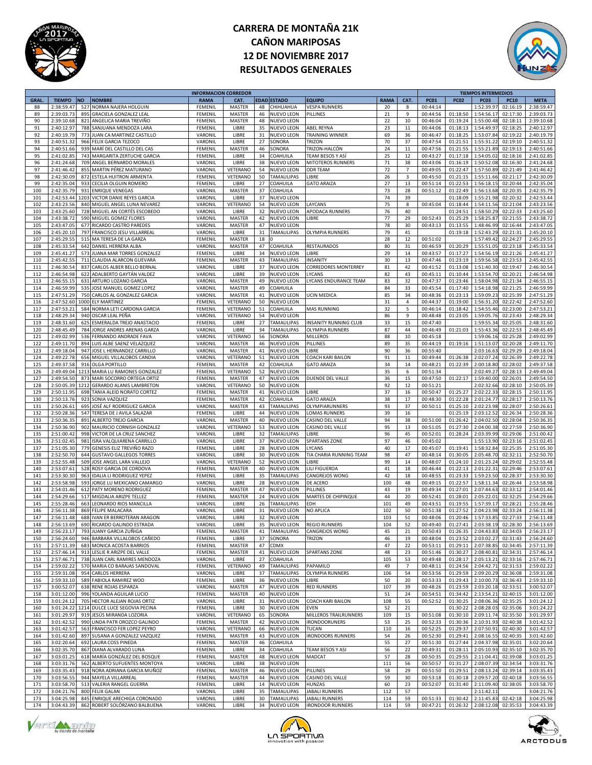# CARRERA DE MONTAÑA 21K
# CAÑON MARIPOSAS
# 12 DE NOVIEMBRE 2017
# RESULTADOS GENERALES

| INFORMACION CORREDOR | | | | | | | | | | TIEMPOS INTERMEDIOS | | | | |
|---|---|---|---|---|---|---|---|---|---|---|---|---|---|---|
| GRAL. | TIEMPO | NO | NOMBRE | RAMA | CAT. | EDAD | ESTADO | EQUIPO | RAMA | CAT. | PC01 | PC02 | PC03 | PC10 | META |
| 88 | 2:38:59.47 | 527 | NORMA NAJERA HOLGUIN | FEMENIL | MASTER | 48 | CHIHUAHUA | VESPA RUNNERS | 20 | 8 | 00:44:14 | | 1:52:39.97 | 02:16:19 | 2:38:59.47 |
| 89 | 2:39:03.73 | 895 | GRACIELA GONZALEZ LEAL | FEMENIL | MASTER | 46 | NUEVO LEON | PILLINES | 21 | 9 | 00:44:56 | 01:18:50 | 1:54:56.17 | 02:17:30 | 2:39:03.73 |
| 90 | 2:39:10.68 | 821 | ANGELICA MARIA TREVIÑO | FEMENIL | MASTER | 48 | NUEVO LEON | | 22 | 10 | 00:46:04 | 01:19:24 | 1:55:00.48 | 02:18:11 | 2:39:10.68 |
| 91 | 2:40:12.97 | 788 | SANJUANA MENDOZA LARA | FEMENIL | LIBRE | 35 | NUEVO LEON | ABEL REYNA | 23 | 11 | 00:44:06 | 01:18:13 | 1:54:49.97 | 02:18:25 | 2:40:12.97 |
| 92 | 2:40:19.79 | 773 | JUAN CA MARTINEZ CASTILLO | VARONIL | LIBRE | 31 | NUEVO LEON | TRAINING WINNER | 69 | 36 | 00:46:47 | 01:18:25 | 1:53:07.84 | 02:19:22 | 2:40:19.79 |
| 93 | 2:40:51.32 | 966 | FELIX GARCIA TEZOCO | VARONIL | LIBRE | 27 | SONORA | TRIZON | 70 | 37 | 00:47:54 | 01:21:51 | 1:55:31.22 | 02:19:10 | 2:40:51.32 |
| 94 | 2:40:51.66 | 939 | MARÍ DEL CASTILLO DEL CAS | FEMENIL | MASTER | 46 | SONORA | TRIZON-HALCÓN | 24 | 11 | 00:47:56 | 01:21:55 | 1:55:21.89 | 02:19:13 | 2:40:51.66 |
| 95 | 2:41:02.85 | 743 | MARGARITA ZERTUCHE GARCIA | FEMENIL | LIBRE | 34 | COAHUILA | TEAM BESOS Y ASÍ | 25 | 12 | 00:43:27 | 01:17:18 | 1:54:05.02 | 02:18:16 | 2:41:02.85 |
| 96 | 2:41:24.68 | 709 | ANGEL BERNARDO MORALES | VARONIL | LIBRE | 38 | NUEVO LEON | MITOTEROS RUNNERS | 71 | 38 | 00:43:06 | 01:16:19 | 1:50:52.08 | 02:16:30 | 2:41:24.68 |
| 97 | 2:41:46.42 | 855 | MARTIN PÉREZ MATURANO | VARONIL | VETERANO | 54 | NUEVO LEON | ODR TEAM | 72 | 7 | 00:49:05 | 01:22:47 | 1:57:50.89 | 02:21:49 | 2:41:46.42 |
| 98 | 2:42:30.09 | 872 | ESTELA HUITRON ARMENTA | FEMENIL | VETERANO | 50 | TAMAULIPAS | LIBRE | 26 | 3 | 00:45:50 | 01:21:15 | 1:55:11.66 | 02:21:17 | 2:42:30.09 |
| 99 | 2:42:35.04 | 933 | CECILIA OLGUIN ROMERO | FEMENIL | LIBRE | 27 | COAHUILA | GATO ARAIZA | 27 | 13 | 00:51:14 | 01:22:53 | 1:56:18.15 | 02:20:44 | 2:42:35.04 |
| 100 | 2:42:35.79 | 931 | ENRIQUE VENEGAS | VARONIL | MASTER | 37 | COAHUILA | | 73 | 28 | 00:51:12 | 01:22:49 | 1:56:13.68 | 02:20:35 | 2:42:35.79 |
| 101 | 2:42:53.44 | 1203 | VICTOR DANIE REYES GARCIA | VARONIL | LIBRE | 37 | NUEVO LEON | | 74 | 39 | | 01:18:09 | 1:55:21.98 | 02:20:32 | 2:42:53.44 |
| 102 | 2:43:23.56 | 840 | MIGUEL ANGEL LUNA NEVAREZ | VARONIL | VETERANO | 54 | NUEVO LEON | LAYCANS | 75 | 8 | 00:45:04 | 01:18:44 | 1:54:11.56 | 02:21:04 | 2:43:23.56 |
| 103 | 2:43:25.60 | 728 | MIGUEL AN CORTÉS ESCOBEDO | VARONIL | LIBRE | 32 | NUEVO LEON | APODACA RUNNERS | 76 | 40 | | 01:24:51 | 1:58:50.29 | 02:22:33 | 2:43:25.60 |
| 104 | 2:43:38.72 | 590 | MIGUEL GOMEZ FLORES | VARONIL | MASTER | 42 | NUEVO LEON | LIBRE | 77 | 29 | 00:52:43 | 01:25:29 | 1:58:25.87 | 02:21:55 | 2:43:38.72 |
| 105 | 2:43:47.05 | 677 | RICARDO CASTRO PAREDES | VARONIL | MASTER | 47 | NUEVO LEON | | 78 | 30 | 00:43:13 | 01:13:55 | 1:48:46.99 | 02:16:44 | 2:43:47.05 |
| 106 | 2:45:20.10 | 797 | FRANCISCO JESU VILLARREAL | VARONIL | LIBRE | 31 | TAMAULIPAS | OLYMPIA RUNNERS | 79 | 41 | | 01:19:18 | 1:52:43.29 | 02:21:31 | 2:45:20.10 |
| 107 | 2:45:29.55 | 515 | MA TERESA DE LA GARZA | FEMENIL | MASTER | 18 | 0 | | 28 | 12 | 00:51:02 | | 1:57:49.42 | 02:24:27 | 2:45:29.55 |
| 108 | 2:45:33.54 | 642 | DANIEL HERRERA ALBA | VARONIL | MASTER | 47 | COAHUILA | RESTAURADOS | 80 | 31 | 00:46:59 | 01:20:29 | 1:55:51.05 | 02:23:18 | 2:45:33.54 |
| 109 | 2:45:41.27 | 573 | JUANA MAR TORRES GONZALEZ | FEMENIL | LIBRE | 34 | NUEVO LEON | LIBRE | 29 | 14 | 00:43:57 | 01:17:27 | 1:54:56.19 | 02:21:26 | 2:45:41.27 |
| 110 | 2:45:42.55 | 711 | CLAUDIA ALARCON GUEVARA | FEMENIL | MASTER | 43 | TAMAULIPAS | INSANITY | 30 | 13 | 00:47:46 | 01:23:19 | 1:59:56.58 | 02:23:53 | 2:45:42.55 |
| 111 | 2:46:30.54 | 837 | CARLOS ALBER BELLO BERNAL | VARONIL | LIBRE | 37 | NUEVO LEON | CORREDORES MONTERREY | 81 | 42 | 00:41:52 | 01:13:08 | 1:51:40.30 | 02:19:47 | 2:46:30.54 |
| 112 | 2:46:54.98 | 622 | ADALBERTO GAYTÁN VALDEZ | VARONIL | LIBRE | 39 | NUEVO LEON | LYCANS | 82 | 43 | 00:45:11 | 01:10:44 | 1:53:54.70 | 02:20:21 | 2:46:54.98 |
| 113 | 2:46:55.15 | 631 | ARTURO LOZANO GARCIA | VARONIL | MASTER | 49 | NUEVO LEON | LYCANS ENDURANCE TEAM | 83 | 32 | 00:47:37 | 01:23:46 | 1:58:04.98 | 02:21:34 | 2:46:55.15 |
| 114 | 2:46:59.99 | 535 | JOSE MANUEL GOMEZ LOPEZ | VARONIL | MASTER | 49 | COAHUILA | | 84 | 33 | 00:45:54 | 01:17:40 | 1:54:18.98 | 02:21:25 | 2:46:59.99 |
| 115 | 2:47:51.29 | 750 | CARLOS AL GONZALEZ GARCIA | VARONIL | MASTER | 41 | NUEVO LEON | UCIN MEDICA | 85 | 34 | 00:48:36 | 01:23:13 | 1:59:09.23 | 02:25:39 | 2:47:51.29 |
| 116 | 2:47:52.60 | 1000 | ELY MARTINEZ | FEMENIL | VETERANO | 50 | NUEVO LEON | | 31 | 4 | 00:44:37 | 01:19:00 | 1:56:31.20 | 02:22:42 | 2:47:52.60 |
| 117 | 2:47:53.21 | 584 | NORMA LETI CARDONA GARCIA | FEMENIL | VETERANO | 51 | COAHUILA | MAS RUNNING | 32 | 5 | 00:46:14 | 01:18:42 | 1:54:55.46 | 02:23:00 | 2:47:53.21 |
| 118 | 2:48:29.34 | 940 | OSCAR LEAL PEÑA | VARONIL | VETERANO | 54 | NUEVO LEON | | 86 | 9 | 00:48:48 | 01:23:05 | 1:59:05.76 | 02:23:43 | 2:48:29.34 |
| 119 | 2:48:31.60 | 625 | ESMERALDA TREJO ANASTACIO | FEMENIL | LIBRE | 27 | TAMAULIPAS | INSANITY RUNNING CLUB | 33 | 15 | 00:47:40 | | 1:59:55.34 | 02:25:05 | 2:48:31.60 |
| 120 | 2:48:45.49 | 784 | JORGE ANDRES ARENAS GARZA | VARONIL | LIBRE | 34 | TAMAULIPAS | OLYMPIA RUNNERS | 87 | 44 | 00:46:49 | 01:21:03 | 1:55:43.36 | 02:22:53 | 2:48:45.49 |
| 121 | 2:49:02.99 | 536 | FERNANDO ANDRADE FAVA | VARONIL | VETERANO | 56 | SONORA | MILLEROS | 88 | 10 | 00:45:18 | | 1:59:06.16 | 02:25:28 | 2:49:02.99 |
| 122 | 2:49:11.70 | 894 | LUIS ALBE SAENZ VELAZQUEZ | VARONIL | MASTER | 46 | NUEVO LEON | PILLINES | 89 | 35 | 00:44:19 | 01:19:16 | 1:51:13.07 | 02:20:28 | 2:49:11.70 |
| 123 | 2:49:18.04 | 947 | JOSE L HERNANDEZ CARRILLO | VARONIL | MASTER | 41 | NUEVO LEON | LIBRE | 90 | 36 | 00:55:40 | | 2:03:16.63 | 02:29:29 | 2:49:18.04 |
| 124 | 2:49:22.78 | 656 | MIGUEL VILLALOBOS CANDIA | VARONIL | VETERANO | 51 | NUEVO LEON | COACH KARI BAILON | 91 | 11 | 00:49:44 | 01:26:38 | 2:02:07.24 | 02:26:39 | 2:49:22.78 |
| 125 | 2:49:37.58 | 916 | OLGA PORTILLO | FEMENIL | MASTER | 42 | COAHUILA | GATO ARAIZA | 34 | 14 | 00:48:21 | 01:22:39 | 2:00:18.80 | 02:28:02 | 2:49:37.58 |
| 126 | 2:49:49.04 | 1213 | MARIA LU RAMONES GONZALEZ | FEMENIL | VETERANO | 52 | NUEVO LEON | | 35 | 6 | 00:51:34 | | 2:02:49.27 | 02:28:13 | 2:49:49.04 |
| 127 | 2:49:54.50 | 873 | MARI SOCORRO ORTEGA ORTIZ | FEMENIL | MASTER | 47 | NUEVO LEON | DUENDE DEL VALLE | 36 | 15 | 00:47:50 | 01:22:17 | 1:59:40.00 | 02:26:01 | 2:49:54.50 |
| 128 | 2:50:05.39 | 1212 | GERARDO ALANIS LAMBRETON | VARONIL | VETERANO | 50 | NUEVO LEON | | 92 | 12 | 00:51:21 | | 2:02:32.66 | 02:28:10 | 2:50:05.39 |
| 129 | 2:50:11.95 | 698 | TANIA ALEID NORATO CORTEZ | FEMENIL | MASTER | 41 | NUEVO LEON | LIBRE | 37 | 16 | 00:50:47 | 01:25:27 | 2:02:22.33 | 02:28:15 | 2:50:11.95 |
| 130 | 2:50:13.76 | 923 | SONIA VAZQUEZ | FEMENIL | MASTER | 42 | COAHUILA | GATO ARAIZA | 38 | 17 | 00:48:30 | 01:22:28 | 2:01:24.77 | 02:28:17 | 2:50:13.76 |
| 131 | 2:50:26.61 | 695 | JOSÉ ALF RODRIGUEZ GARCIA | VARONIL | MASTER | 43 | TAMAULIPAS | OLYMPIARUNNERS | 93 | 37 | 00:50:11 | 01:25:10 | 2:02:23.98 | 02:28:07 | 2:50:26.61 |
| 132 | 2:50:28.36 | 547 | TERESA DE J AVILA SALAZAR | FEMENIL | LIBRE | 44 | NUEVO LEON | LOMAS RUNNERS | 39 | 16 | | 01:25:19 | 2:03:12.52 | 02:26:34 | 2:50:28.36 |
| 133 | 2:50:36.35 | 891 | ALBERTO TREJO GARCIA | VARONIL | MASTER | 40 | NUEVO LEON | CASINO DEL VALLE | 94 | 38 | 00:51:00 | 01:26:42 | 2:04:02.50 | 02:28:04 | 2:50:36.35 |
| 134 | 2:50:36.90 | 902 | MAURICIO CORNISH GONZALEZ | VARONIL | VETERANO | 53 | NUEVO LEON | CASINO DEL VALLE | 95 | 13 | 00:51:05 | 01:27:30 | 2:04:00.38 | 02:27:59 | 2:50:36.90 |
| 135 | 2:51:00.42 | 998 | VICTOR DE LA CRUZ SANCHEZ | VARONIL | LIBRE | 32 | TAMAULIPAS | LIBRE | 96 | 45 | 00:52:01 | 01:28:24 | 2:03:39.99 | 02:29:06 | 2:51:00.42 |
| 136 | 2:51:02.45 | 981 | ISRA VALQUIARENA CARRILLO | VARONIL | LIBRE | 37 | NUEVO LEON | SPARTANS ZONE | 97 | 46 | 00:45:02 | | 1:55:13.90 | 02:23:16 | 2:51:02.45 |
| 137 | 2:51:05.30 | 779 | GENESIS ELIZ TREVIÑO RAZO | FEMENIL | LIBRE | 28 | NUEVO LEON | LYCANS | 40 | 17 | 00:45:07 | 01:19:41 | 1:58:32.84 | 02:25:35 | 2:51:05.30 |
| 138 | 2:52:50.70 | 644 | GUSTAVO GALLEGOS TORRES | VARONIL | LIBRE | 30 | NUEVO LEON | TIA CHARIA RUNNING TEAM | 98 | 47 | 00:48:14 | 01:30:05 | 2:05:48.70 | 02:32:11 | 2:52:50.70 |
| 139 | 2:52:55.48 | 509 | JOSE ANGEL LARA VALLEJO | VARONIL | VETERANO | 52 | NUEVO LEON | LIBRE | 99 | 14 | 00:48:07 | 01:24:10 | 2:01:23.24 | 02:29:02 | 2:52:55.48 |
| 140 | 2:53:07.61 | 528 | ROSY GARCIA DE CORDOVA | FEMENIL | MASTER | 40 | NUEVO LEON | LILI FIGUEROA | 41 | 18 | 00:46:44 | 01:22:13 | 2:01:22.31 | 02:29:46 | 2:53:07.61 |
| 141 | 2:53:30.30 | 963 | IDALIA LI RODRIGUEZ YEPEZ | FEMENIL | LIBRE | 35 | TAMAULIPAS | CANGREJOS WONG | 42 | 18 | 00:48:55 | 01:23:33 | 1:59:23.50 | 02:28:37 | 2:53:30.30 |
| 142 | 2:53:58.98 | 593 | JORGE LU MEXICANO CAMARGO | VARONIL | LIBRE | 28 | NUEVO LEON | DE ACERO | 100 | 48 | 00:49:15 | 01:22:57 | 1:58:11.34 | 02:26:44 | 2:53:58.98 |
| 143 | 2:54:01.46 | 612 | PATY MORENO RODRIGUEZ | FEMENIL | MASTER | 47 | NUEVO LEON | PILLINES | 43 | 19 | 00:49:34 | 01:27:01 | 2:07:44.63 | 02:33:12 | 2:54:01.46 |
| 144 | 2:54:29.66 | 517 | MIGDALIA ARIZPE TELLEZ | FEMENIL | MASTER | 24 | NUEVO LEON | MARTES DE CHIPINQUE | 44 | 20 | 00:52:41 | 01:28:01 | 2:05:22.01 | 02:32:25 | 2:54:29.66 |
| 145 | 2:55:28.46 | 663 | LEONARDO RIOS MANCILLA | VARONIL | LIBRE | 26 | TAMAULIPAS | EDH | 101 | 49 | 00:43:51 | 01:19:55 | 1:57:39.17 | 02:28:21 | 2:55:28.46 |
| 146 | 2:56:11.38 | 869 | FELIPE MALACARA | VARONIL | LIBRE | 31 | NUEVO LEON | NO APLICA | 102 | 50 | 00:51:38 | 01:27:52 | 2:04:23.98 | 02:33:24 | 2:56:11.38 |
| 147 | 2:56:11.48 | 688 | IVAN ER BERROTERAN ARAGON | VARONIL | LIBRE | 32 | NUEVO LEON | | 103 | 51 | 00:48:06 | 01:20:46 | 1:57:33.85 | 02:27:33 | 2:56:11.48 |
| 148 | 2:56:13.69 | 690 | RICARDO GALINDO ESTRADA | VARONIL | LIBRE | 35 | NUEVO LEON | REGIO RUNNERS | 104 | 52 | 00:49:40 | 01:27:41 | 2:03:38.19 | 02:28:30 | 2:56:13.69 |
| 149 | 2:56:23.17 | 793 | JUANY GARCIA ZUÑIGA | FEMENIL | MASTER | 41 | TAMAULIPAS | CANGREJOS WONG | 45 | 21 | 00:50:43 | 01:26:35 | 2:04:43.83 | 02:34:03 | 2:56:23.17 |
| 150 | 2:56:24.60 | 946 | BARBARA VILLALOBOS CAÑEDO | FEMENIL | LIBRE | 37 | SONORA | TRIZON | 46 | 19 | 00:48:04 | 01:23:52 | 2:03:02.27 | 02:31:43 | 2:56:24.60 |
| 151 | 2:57:11.39 | 683 | MONICA ACOSTA BARRIOS | FEMENIL | MASTER | 47 | CDMX | | 47 | 22 | 00:53:11 | 01:29:11 | 2:07:38.85 | 02:34:45 | 2:57:11.39 |
| 152 | 2:57:46.14 | 913 | LESLIE R ARIZPE DEL VALLE | FEMENIL | MASTER | 41 | NUEVO LEON | SPARTANS ZONE | 48 | 23 | 00:51:46 | 01:30:27 | 2:08:40.81 | 02:34:31 | 2:57:46.14 |
| 153 | 2:57:46.71 | 738 | JUAN CARL RAMIRES MENDOZA | VARONIL | LIBRE | 27 | COAHUILA | | 105 | 53 | 00:49:48 | 01:28:17 | 2:05:13.21 | 02:33:16 | 2:57:46.71 |
| 154 | 2:59:02.22 | 570 | MARIA CO BARAJAS SANDOVAL | FEMENIL | VETERANO | 49 | TAMAULIPAS | PAPAMILO | 49 | 7 | 00:48:11 | 01:24:56 | 2:04:42.71 | 02:31:53 | 2:59:02.22 |
| 155 | 2:59:31.08 | 954 | CARLOS HERRERA | VARONIL | LIBRE | 37 | TAMAULIPAS | OLYMPIA RUNNERS | 106 | 54 | 00:53:56 | 01:29:59 | 2:09:20.29 | 02:36:08 | 2:59:31.08 |
| 156 | 2:59:33.10 | 589 | FABIOLA RAMIREZ WOO | FEMENIL | LIBRE | 36 | NUEVO LEON | LIBRE | 50 | 20 | 00:53:33 | 01:29:43 | 2:10:00.73 | 02:36:43 | 2:59:33.10 |
| 157 | 3:00:52.07 | 638 | RENE ROJAS ESPARZA | VARONIL | MASTER | 47 | NUEVO LEON | RED RUNNERS | 107 | 39 | 00:48:26 | 01:23:59 | 2:03:20.18 | 02:33:51 | 3:00:52.07 |
| 158 | 3:01:12.00 | 996 | YOLANDA AGUILAR LUCIO | FEMENIL | MASTER | 40 | NUEVO LEON | | 51 | 24 | 00:54:51 | 01:34:42 | 2:13:54.21 | 02:40:15 | 3:01:12.00 |
| 159 | 3:01:24.12 | 705 | HECTOR ALEJAN ROJAS ORTIZ | VARONIL | LIBRE | 31 | NUEVO LEON | COACH KARI BAILON | 108 | 55 | 00:52:52 | 01:30:25 | 2:08:06.36 | 02:35:25 | 3:01:24.12 |
| 160 | 3:01:24.22 | 1214 | DULCE LUCE SEGOVIA PECINA | FEMENIL | LIBRE | 30 | NUEVO LEON | EVEN | 52 | 21 | | 01:30:22 | 2:08:28.03 | 02:35:06 | 3:01:24.22 |
| 161 | 3:01:29.97 | 919 | JESÚS MIRANDA LOZORIA | VARONIL | VETERANO | 65 | SONORA | MILLEROS TRAILRUNNERS | 109 | 15 | 00:51:08 | 01:30:10 | 2:09:11.74 | 02:35:50 | 3:01:29.97 |
| 162 | 3:01:42.52 | 990 | LINDA PATR OROZCO GALINDO | FEMENIL | MASTER | 42 | NUEVO LEON | IRONDOORUNERS | 53 | 25 | 00:52:33 | 01:30:36 | 2:10:31.93 | 02:40:38 | 3:01:42.52 |
| 163 | 3:01:42.57 | 563 | FRANCISCO FER LOPEZ PEYRO | VARONIL | VETERANO | 66 | NUEVO LEON | TUCAN | 110 | 16 | 00:52:25 | 01:29:37 | 2:07:50.91 | 02:40:30 | 3:01:42.57 |
| 164 | 3:01:42.60 | 897 | SUSANA A GONZALEZ VAZQUEZ | FEMENIL | MASTER | 43 | NUEVO LEON | IRONDOORS RUNNERS | 54 | 26 | 00:52:30 | 01:29:41 | 2:08:16.55 | 02:40:35 | 3:01:42.60 |
| 165 | 3:02:20.64 | 692 | LAURA COSS PINEDA | FEMENIL | MASTER | 46 | COAHUILA | | 55 | 27 | 00:51:30 | 01:27:44 | 2:04:37.98 | 02:35:01 | 3:02:20.64 |
| 166 | 3:02:35.70 | 867 | DIANA ALVARADO LUNA | FEMENIL | LIBRE | 34 | COAHUILA | TEAM BESOS Y ASI | 56 | 22 | 00:49:31 | 01:28:11 | 2:05:10.93 | 02:35:10 | 3:02:35.70 |
| 167 | 3:03:01.25 | 618 | MARÍA GONZÁLEZ DEL BOSQUE | FEMENIL | MASTER | 48 | NUEVO LEON | MADCAT | 57 | 28 | 00:50:35 | 01:29:55 | 2:11:04.41 | 02:39:08 | 3:03:01.25 |
| 168 | 3:03:31.76 | 562 | ALBERTO SUFUENTES MONTOYA | VARONIL | LIBRE | 38 | NUEVO LEON | | 111 | 56 | 00:50:57 | 01:31:27 | 2:08:07.39 | 02:34:54 | 3:03:31.76 |
| 169 | 3:03:35.43 | 918 | NORA ADRIANA GARCIA MUÑOZ | FEMENIL | MASTER | 46 | NUEVO LEON | PILLINES | 58 | 29 | 00:51:50 | 01:29:51 | 2:08:13.24 | 02:39:14 | 3:03:35.43 |
| 170 | 3:03:56.55 | 944 | MAYELA VILLARREAL | FEMENIL | MASTER | 44 | NUEVO LEON | CASINO DEL VALLE | 59 | 30 | 00:53:18 | 01:30:18 | 2:09:57.20 | 02:40:18 | 3:03:56.55 |
| 171 | 3:03:58.70 | 513 | VALERIA RANGEL GUERRA | FEMENIL | LIBRE | 14 | NUEVO LEON | HUNZAS | 60 | 23 | 00:52:07 | 01:31:40 | 2:11:09.40 | 02:38:05 | 3:03:58.70 |
| 172 | 3:04:21.76 | 800 | FELIX GALAN | VARONIL | LIBRE | 35 | TAMAULIPAS | JABALI RUNNERS | 112 | 57 | | | 2:11:42.11 | | 3:04:21.76 |
| 173 | 3:04:25.98 | 845 | ENRIQUE ARECHIGA CORONADO | VARONIL | LIBRE | 30 | TAMAULIPAS | JABALI RUNNERS | 114 | 59 | 00:51:33 | 01:30:42 | 2:11:45.83 | 02:42:18 | 3:04:25.98 |
| 174 | 3:04:43.39 | 862 | ROBERT SOLÓRZANO BALBUENA | VARONIL | LIBRE | 34 | NUEVO LEON | IRONDOOR RUNNERS | 114 | 59 | 00:47:21 | 01:26:32 | 2:08:12.08 | 02:35:53 | 3:04:43.39 |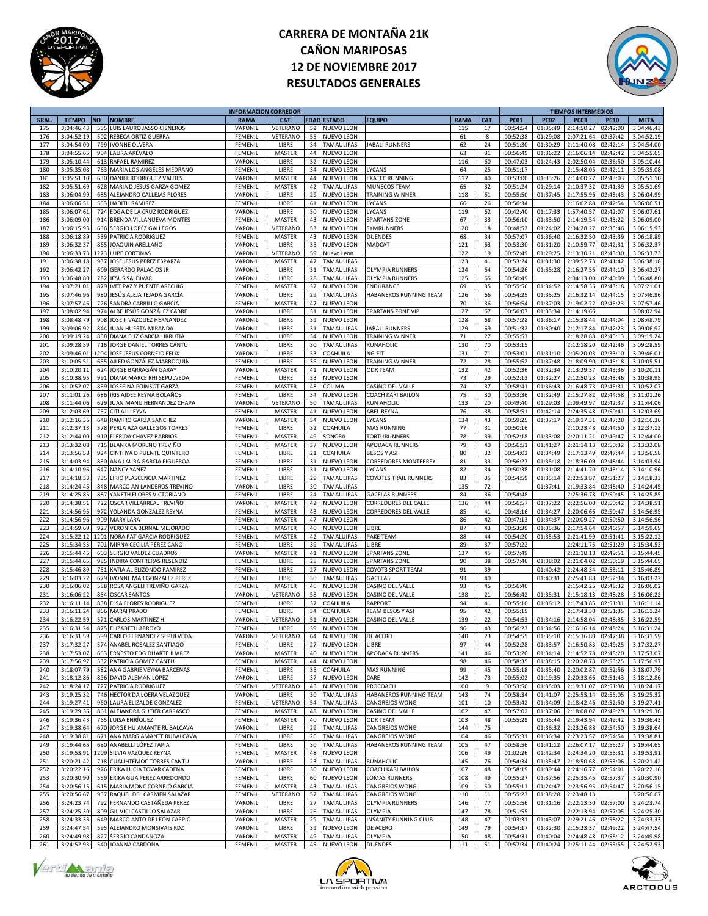# CARRERA DE MONTAÑA 21K
# CAÑON MARIPOSAS
# 12 DE NOVIEMBRE 2017
# RESULTADOS GENERALES

| INFORMACION CORREDOR | | | | | | | | | | | TIEMPOS INTERMEDIOS | | | | |
|---|---|---|---|---|---|---|---|---|---|---|---|---|---|---|---|
| GRAL. | TIEMPO | NO | NOMBRE | RAMA | CAT. | EDAD | ESTADO | EQUIPO | RAMA | CAT. | PC01 | PC02 | PC03 | PC10 | META |
| 175 | 3:04:46.43 | 555 | LUIS LAURO JASSO CISNEROS | VARONIL | VETERANO | 52 | NUEVO LEON | | 115 | 17 | 00:54:54 | 01:35:49 | 2:14:50.27 | 02:42:00 | 3:04:46.43 |
| 176 | 3:04:52.19 | 502 | REBECA ORTIZ GUERRA | FEMENIL | VETERANO | 55 | NUEVO LEON | | 61 | 8 | 00:52:38 | 01:29:08 | 2:07:21.64 | 02:37:42 | 3:04:52.19 |
| 177 | 3:04:54.00 | 799 | IVONNE OLVERA | FEMENIL | LIBRE | 34 | TAMAULIPAS | JABALÍ RUNNERS | 62 | 24 | 00:51:30 | 01:30:29 | 2:11:40.08 | 02:42:14 | 3:04:54.00 |
| 178 | 3:04:55.65 | 904 | LAURA ARÉVALO | FEMENIL | MASTER | 44 | NUEVO LEON | | 63 | 31 | 00:56:49 | 01:36:22 | 2:16:06.14 | 02:42:42 | 3:04:55.65 |
| 179 | 3:05:10.44 | 613 | RAFAEL RAMIREZ | VARONIL | LIBRE | 32 | NUEVO LEON | | 116 | 60 | 00:47:03 | 01:24:43 | 2:02:50.04 | 02:36:50 | 3:05:10.44 |
| 180 | 3:05:35.08 | 763 | MARIA LOS ANGELES MEDRANO | FEMENIL | LIBRE | 34 | NUEVO LEON | LYCANS | 64 | 25 | 00:51:17 | | 2:15:48.05 | 02:42:11 | 3:05:35.08 |
| 181 | 3:05:51.10 | 630 | DANIEL RODRIGUEZ VALDES | VARONIL | MASTER | 44 | NUEVO LEON | EXATEC RUNNING | 117 | 40 | 00:53:00 | 01:33:26 | 2:14:00.27 | 02:43:03 | 3:05:51.10 |
| 182 | 3:05:51.69 | 628 | MARIA D JESUS GARZA GOMEZ | FEMENIL | MASTER | 42 | TAMAULIPAS | MUÑECOS TEAM | 65 | 32 | 00:51:24 | 01:29:14 | 2:10:37.32 | 02:41:39 | 3:05:51.69 |
| 183 | 3:06:04.99 | 685 | ALEJANDRO CALLEJAS FLORES | VARONIL | LIBRE | 29 | NUEVO LEON | TRAINING WINNER | 118 | 61 | 00:55:50 | 01:37:45 | 2:17:55.96 | 02:43:43 | 3:06:04.99 |
| 184 | 3:06:06.51 | 553 | HADITH RAMIREZ | FEMENIL | LIBRE | 61 | NUEVO LEON | LYCANS | 66 | 26 | 00:56:34 | | 2:16:02.88 | 02:42:54 | 3:06:06.51 |
| 185 | 3:06:07.61 | 724 | EDGA DE LA CRUZ RODRIGUEZ | VARONIL | LIBRE | 30 | NUEVO LEON | LYCANS | 119 | 62 | 00:42:40 | 01:17:33 | 1:57:40.57 | 02:42:07 | 3:06:07.61 |
| 186 | 3:06:09.00 | 914 | BRENDA VILLANUEVA MONTES | FEMENIL | MASTER | 43 | NUEVO LEON | SPARTANS ZONE | 67 | 33 | 00:56:10 | 01:33:50 | 2:14:19.54 | 02:43:22 | 3:06:09.00 |
| 187 | 3:06:15.93 | 636 | SERGIO LOPEZ GALLEGOS | VARONIL | VETERANO | 53 | NUEVO LEON | SYMRUNNERS | 120 | 18 | 00:48:52 | 01:24:02 | 2:04:28.27 | 02:35:46 | 3:06:15.93 |
| 188 | 3:06:18.89 | 539 | PATRICIA RODRIGUEZ | FEMENIL | MASTER | 43 | NUEVO LEON | DUENDES | 68 | 34 | 00:57:07 | 01:36:40 | 2:16:32.50 | 02:43:39 | 3:06:18.89 |
| 189 | 3:06:32.37 | 865 | JOAQUIN ARELLANO | VARONIL | LIBRE | 35 | NUEVO LEON | MADCAT | 121 | 63 | 00:53:30 | 01:31:20 | 2:10:59.77 | 02:42:31 | 3:06:32.37 |
| 190 | 3:06:33.73 | 1223 | LUPE CORTINAS | VARONIL | VETERANO | 59 | Nuevo Leon | | 122 | 19 | 00:52:49 | 01:29:25 | 2:13:30.21 | 02:43:30 | 3:06:33.73 |
| 191 | 3:06:38.18 | 937 | JOSE JESUS PEREZ ESPARZA | VARONIL | MASTER | 47 | TAMAULIPAS | | 123 | 41 | 00:53:24 | 01:31:30 | 2:09:52.73 | 02:41:42 | 3:06:38.18 |
| 192 | 3:06:42.27 | 609 | GERARDO PALACIOS JR | VARONIL | LIBRE | 31 | TAMAULIPAS | OLYMPIA RUNNERS | 124 | 64 | 00:54:26 | 01:35:28 | 2:16:27.56 | 02:44:10 | 3:06:42.27 |
| 193 | 3:06:48.80 | 782 | JESUS SALDIVAR | VARONIL | LIBRE | 28 | TAMAULIPAS | OLYMPIA RUNNERS | 125 | 65 | 00:50:49 | | 2:04:13.00 | 02:40:09 | 3:06:48.80 |
| 194 | 3:07:21.01 | 879 | IVET PAZ Y PUENTE ARECHIG | FEMENIL | MASTER | 37 | NUEVO LEON | ENDURANCE | 69 | 35 | 00:55:56 | 01:34:52 | 2:14:58.36 | 02:43:18 | 3:07:21.01 |
| 195 | 3:07:46.96 | 980 | JESÚS ALEJA TEJADA GARCÍA | VARONIL | LIBRE | 29 | TAMAULIPAS | HABANEROS RUNNING TEAM | 126 | 66 | 00:54:25 | 01:35:25 | 2:16:32.14 | 02:44:15 | 3:07:46.96 |
| 196 | 3:07:57.46 | 726 | SANDRA CARRILLO GARCIA | FEMENIL | MASTER | 47 | NUEVO LEON | | 70 | 36 | 00:56:54 | 01:37:03 | 2:19:02.22 | 02:45:23 | 3:07:57.46 |
| 197 | 3:08:02.94 | 974 | ALBE JESÚS GONZÁLEZ CABRE | VARONIL | LIBRE | 31 | NUEVO LEON | SPARTANS ZONE VIP | 127 | 67 | 00:56:07 | 01:33:34 | 2:14:19.66 | | 3:08:02.94 |
| 198 | 3:08:48.79 | 908 | JOSE II VAZQUEZ HERNANDEZ | VARONIL | LIBRE | 39 | NUEVO LEON | | 128 | 68 | 00:57:28 | 01:36:17 | 2:15:38.44 | 02:44:04 | 3:08:48.79 |
| 199 | 3:09:06.92 | 844 | JUAN HUERTA MIRANDA | VARONIL | LIBRE | 31 | TAMAULIPAS | JABALI RUNNERS | 129 | 69 | 00:51:32 | 01:30:40 | 2:12:17.84 | 02:42:23 | 3:09:06.92 |
| 200 | 3:09:19.24 | 858 | DIANA ELIZ GARCIA URRUTIA | FEMENIL | LIBRE | 34 | NUEVO LEON | TRAINING WINNER | 71 | 27 | 00:55:53 | | 2:18:28.88 | 02:45:13 | 3:09:19.24 |
| 201 | 3:09:28.59 | 716 | JORGE DANIEL TORRES CANTU | VARONIL | LIBRE | 30 | TAMAULIPAS | RUNAHOLIC | 130 | 70 | 00:53:15 | | 2:12:18.20 | 02:42:46 | 3:09:28.59 |
| 202 | 3:09:46.01 | 1204 | JOSE JESUS CORNEJO FELIX | VARONIL | LIBRE | 33 | COAHUILA | NG FIT | 131 | 71 | 00:53:01 | 01:31:10 | 2:05:20.03 | 02:33:10 | 3:09:46.01 |
| 203 | 3:10:05.51 | 655 | AILED GONZÁLEZ MARROQUIN | FEMENIL | LIBRE | 36 | NUEVO LEON | TRAINING WINNER | 72 | 28 | 00:55:52 | 01:37:48 | 2:18:09.90 | 02:45:18 | 3:10:05.51 |
| 204 | 3:10:20.11 | 624 | JORGE BARRAGÁN GARAY | VARONIL | MASTER | 41 | NUEVO LEON | ODR TEAM | 132 | 42 | 00:52:36 | 01:32:34 | 2:13:29.37 | 02:43:36 | 3:10:20.11 |
| 205 | 3:10:38.95 | 991 | DIANA MARCE RHI SEPULVEDA | FEMENIL | LIBRE | 33 | NUEVO LEON | | 73 | 29 | 00:52:13 | 01:32:27 | 2:12:50.23 | 02:43:46 | 3:10:38.95 |
| 206 | 3:10:52.07 | 859 | JOSEFINA POINSOT GARZA | FEMENIL | MASTER | 48 | COLIMA | CASINO DEL VALLE | 74 | 37 | 00:58:41 | 01:36:43 | 2:16:48.73 | 02:45:31 | 3:10:52.07 |
| 207 | 3:11:01.26 | 686 | IRIS AIDEE REYNA BOLAÑOS | FEMENIL | LIBRE | 34 | NUEVO LEON | COACH KARI BAILON | 75 | 30 | 00:53:36 | 01:32:49 | 2:15:27.82 | 02:44:58 | 3:11:01.26 |
| 208 | 3:11:44.06 | 629 | JUAN MANU HERNANDEZ CHAPA | VARONIL | VETERANO | 50 | TAMAULIPAS | RUN AHOLIC | 133 | 20 | 00:49:40 | 01:29:03 | 2:09:49.97 | 02:42:37 | 3:11:44.06 |
| 209 | 3:12:03.69 | 757 | CITLALI LEYVA | FEMENIL | MASTER | 41 | NUEVO LEON | ABEL REYNA | 76 | 38 | 00:58:51 | 01:42:14 | 2:24:35.48 | 02:50:41 | 3:12:03.69 |
| 210 | 3:12:16.36 | 648 | RAMIRO GARZA SANCHEZ | VARONIL | MASTER | 34 | NUEVO LEON | LYCANS | 134 | 43 | 00:59:25 | 01:37:17 | 2:19:17.31 | 02:47:28 | 3:12:16.36 |
| 211 | 3:12:37.13 | 578 | PERLA AZA GALLEGOS TORRES | FEMENIL | LIBRE | 32 | COAHUILA | MAS RUNNING | 77 | 31 | 00:50:16 | | 2:10:23.48 | 02:44:50 | 3:12:37.13 |
| 212 | 3:12:44.00 | 910 | FLERIDA CHAVEZ BARRIOS | FEMENIL | MASTER | 49 | SONORA | TORTURUNNERS | 78 | 39 | 00:52:18 | 01:33:08 | 2:20:11.21 | 02:49:47 | 3:12:44.00 |
| 213 | 3:13:32.08 | 715 | BLANKA MORENO TREVIÑO | FEMENIL | MASTER | 37 | NUEVO LEON | APODACA RUNNERS | 79 | 40 | 00:56:51 | 01:41:27 | 2:21:14.13 | 02:50:32 | 3:13:32.08 |
| 214 | 3:13:56.58 | 924 | CINTHYA D PUENTE QUINTERO | FEMENIL | LIBRE | 21 | COAHUILA | BESOS Y ASI | 80 | 32 | 00:54:02 | 01:34:49 | 2:17:13.49 | 02:47:44 | 3:13:56.58 |
| 215 | 3:14:03.94 | 850 | ANA LAURA GARCIA FIGUEROA | FEMENIL | LIBRE | 31 | NUEVO LEON | CORREDORES MONTERREY | 81 | 33 | 00:56:27 | 01:35:18 | 2:18:36.09 | 02:48:44 | 3:14:03.94 |
| 216 | 3:14:10.96 | 647 | NANCY YAÑEZ | FEMENIL | LIBRE | 31 | NUEVO LEON | LYCANS | 82 | 34 | 00:50:38 | 01:31:08 | 2:14:41.20 | 02:43:14 | 3:14:10.96 |
| 217 | 3:14:18.33 | 735 | LIRIO PLASCENCIA MARTINEZ | FEMENIL | LIBRE | 29 | TAMAULIPAS | COYOTES TRAIL RUNNERS | 83 | 35 | 00:54:59 | 01:35:14 | 2:22:53.87 | 02:51:27 | 3:14:18.33 |
| 218 | 3:14:24.45 | 848 | MARCO AN LANDEROS TREVIÑO | VARONIL | LIBRE | 30 | TAMAULIPAS | | 135 | 72 | | 01:37:41 | 2:19:33.84 | 02:48:40 | 3:14:24.45 |
| 219 | 3:14:25.85 | 887 | YANETH FLORES VICTORIANO | FEMENIL | LIBRE | 24 | TAMAULIPAS | GACELAS RUNNERS | 84 | 36 | 00:54:48 | | 2:25:36.78 | 02:50:45 | 3:14:25.85 |
| 220 | 3:14:38.51 | 722 | OSCAR VILLARREAL TREVIÑO | VARONIL | MASTER | 42 | NUEVO LEON | CORREDORES DEL CALLE | 136 | 44 | 00:56:57 | 01:37:22 | 2:22:56.00 | 02:50:42 | 3:14:38.51 |
| 221 | 3:14:56.95 | 972 | YOLANDA GONZÁLEZ REYNA | FEMENIL | MASTER | 43 | NUEVO LEON | CORREDORES DEL VALLE | 85 | 41 | 00:48:16 | 01:34:27 | 2:20:06.66 | 02:50:47 | 3:14:56.95 |
| 222 | 3:14:56.96 | 909 | MARY LARA | FEMENIL | MASTER | 47 | NUEVO LEON | | 86 | 42 | 00:47:13 | 01:34:37 | 2:20:09.27 | 02:50:50 | 3:14:56.96 |
| 223 | 3:14:59.69 | 927 | VERONICA BERNAL MEJORADO | FEMENIL | MASTER | 40 | NUEVO LEON | LIBRE | 87 | 43 | 00:53:39 | 01:35:36 | 2:17:54.64 | 02:46:57 | 3:14:59.69 |
| 224 | 3:15:22.12 | 1201 | NORA PAT GARCIA RODRIGUEZ | FEMENIL | MASTER | 42 | TAMAULIPAS | PAKE TEAM | 88 | 44 | 00:54:20 | 01:35:53 | 2:21:41.99 | 02:51:41 | 3:15:22.12 |
| 225 | 3:15:34.53 | 701 | MIRNA CECILIA PÉREZ CANO | FEMENIL | LIBRE | 39 | TAMAULIPAS | LIBRE | 89 | 37 | 00:57:22 | | 2:24:11.75 | 02:51:29 | 3:15:34.53 |
| 226 | 3:15:44.45 | 603 | SERGIO VALDEZ CUADROS | VARONIL | MASTER | 41 | NUEVO LEON | SPARTANS ZONE | 137 | 45 | 00:57:49 | | 2:21:10.18 | 02:49:51 | 3:15:44.45 |
| 227 | 3:15:44.65 | 985 | INDIRA CONTRERAS RESENDIZ | FEMENIL | LIBRE | 28 | NUEVO LEON | SPARTANS ZONE | 90 | 38 | 00:57:46 | 01:38:02 | 2:21:04.02 | 02:50:19 | 3:15:44.65 |
| 228 | 3:15:46.89 | 751 | KATIA AL ELIZONDO RAMÍREZ | FEMENIL | LIBRE | 27 | NUEVO LEON | COYOT3 SPORT TEAM | 91 | 39 | | 01:40:42 | 2:24:48.34 | 02:53:11 | 3:15:46.89 |
| 229 | 3:16:03.22 | 679 | IVONNE MAR GONZALEZ PEREZ | FEMENIL | LIBRE | 30 | TAMAULIPAS | GACELAS | 93 | 40 | | 01:40:31 | 2:25:41.88 | 02:52:34 | 3:16:03.22 |
| 230 | 3:16:06.02 | 588 | ROSA ANGELI TREVIÑO GARZA | FEMENIL | MASTER | 46 | NUEVO LEON | CASINO DEL VALLE | 93 | 45 | 00:56:40 | | 2:15:42.25 | 02:48:32 | 3:16:06.02 |
| 231 | 3:16:06.22 | 854 | OSCAR SANTOS | VARONIL | VETERANO | 58 | NUEVO LEON | CASINO DEL VALLE | 138 | 21 | 00:56:42 | 01:35:31 | 2:15:18.13 | 02:48:28 | 3:16:06.22 |
| 232 | 3:16:11.14 | 838 | ELSA FLORES RODRIGUEZ | FEMENIL | LIBRE | 37 | COAHUILA | RAPPORT | 94 | 41 | 00:55:10 | 01:36:12 | 2:17:43.85 | 02:51:31 | 3:16:11.14 |
| 233 | 3:16:11.24 | 866 | MARAI PRADO | FEMENIL | LIBRE | 34 | COAHUILA | TEAM BESOS Y ASI | 95 | 42 | 00:55:15 | | 2:17:43.30 | 02:51:35 | 3:16:11.24 |
| 234 | 3:16:22.59 | 571 | CARLOS MARTINEZ H. | VARONIL | VETERANO | 51 | NUEVO LEON | CASINO DEL VALLE | 139 | 22 | 00:54:53 | 01:34:16 | 2:14:58.04 | 02:48:35 | 3:16:22.59 |
| 235 | 3:16:31.24 | 875 | ELIZABETH ARROYO | FEMENIL | LIBRE | 39 | NUEVO LEON | | 96 | 43 | 00:56:23 | 01:34:56 | 2:16:16.14 | 02:48:24 | 3:16:31.24 |
| 236 | 3:16:31.59 | 599 | CARLO FERNANDEZ SEPULVEDA | VARONIL | VETERANO | 64 | NUEVO LEON | DE ACERO | 140 | 23 | 00:54:55 | 01:35:10 | 2:15:36.80 | 02:47:38 | 3:16:31.59 |
| 237 | 3:17:32.27 | 574 | ANABEL ROSALEZ SANTIAGO | FEMENIL | LIBRE | 27 | NUEVO LEON | LIBRE | 97 | 44 | 00:52:28 | 01:33:57 | 2:16:50.83 | 02:49:25 | 3:17:32.27 |
| 238 | 3:17:53.07 | 653 | ERNESTO EDG DUARTE JUAREZ | VARONIL | MASTER | 40 | NUEVO LEON | APODACA RUNNERS | 141 | 46 | 00:53:20 | 01:34:14 | 2:14:52.78 | 02:48:20 | 3:17:53.07 |
| 239 | 3:17:56.97 | 532 | PATRICIA GOMEZ CANTU | FEMENIL | MASTER | 44 | NUEVO LEON | | 98 | 46 | 00:58:35 | 01:38:15 | 2:20:28.78 | 02:53:25 | 3:17:56.97 |
| 240 | 3:18:07.79 | 582 | ANA GABRIE VEYNA BARCENAS | FEMENIL | LIBRE | 35 | COAHUILA | MAS RUNNING | 99 | 45 | 00:55:18 | 01:35:40 | 2:20:02.87 | 02:52:56 | 3:18:07.79 |
| 241 | 3:18:12.86 | 896 | DAVID ALEMÁN LÓPEZ | VARONIL | LIBRE | 37 | NUEVO LEON | CARE | 142 | 73 | 00:55:02 | 01:19:35 | 2:20:33.66 | 02:51:43 | 3:18:12.86 |
| 242 | 3:18:24.17 | 727 | PATRICIA RODRIGUEZ | FEMENIL | VETERANO | 45 | NUEVO LEON | PROCOACH | 100 | 9 | 00:53:50 | 01:35:03 | 2:19:31.07 | 02:51:38 | 3:18:24.17 |
| 243 | 3:19:25.32 | 746 | HECTOR DA LOERA VELAZQUEZ | VARONIL | LIBRE | 30 | TAMAULIPAS | HABANEROS RUNNING TEAM | 143 | 74 | 00:58:34 | 01:41:07 | 2:25:53.14 | 02:55:05 | 3:19:25.32 |
| 244 | 3:19:27.41 | 960 | LAURA ELIZALDE GONZALEZ | FEMENIL | VETERANO | 54 | TAMAULIPAS | CANGREJOS WONG | 101 | 10 | 00:53:42 | 01:34:09 | 2:18:42.46 | 02:52:50 | 3:19:27.41 |
| 245 | 3:19:29.36 | 861 | ALEJANDRA GUTIÉR CARRASCO | FEMENIL | MASTER | 48 | NUEVO LEON | CASINO DEL VALLE | 102 | 47 | 00:57:02 | 01:37:06 | 2:18:08.07 | 02:49:29 | 3:19:29.36 |
| 246 | 3:19:36.43 | 765 | LUISA ENRÍQUEZ | FEMENIL | MASTER | 40 | NUEVO LEON | ODR TEAM | 103 | 48 | 00:55:29 | 01:35:44 | 2:19:43.94 | 02:49:42 | 3:19:36.43 |
| 247 | 3:19:38.64 | 670 | JORGE HU AMANTE RUBALCAVA | VARONIL | LIBRE | 29 | TAMAULIPAS | CANGREJOS WONG | 144 | 75 | | 01:36:32 | 2:23:26.88 | 02:54:50 | 3:19:38.64 |
| 248 | 3:19:38.81 | 671 | ANA MARG AMANTE RUBALCAVA | FEMENIL | LIBRE | 26 | TAMAULIPAS | CANGREJOS WONG | 104 | 46 | 00:55:31 | 01:36:34 | 2:23:23.57 | 02:54:54 | 3:19:38.81 |
| 249 | 3:19:44.65 | 680 | ANABELLI LÓPEZ TAPIA | FEMENIL | LIBRE | 30 | TAMAULIPAS | HABANEROS RUNNING TEAM | 105 | 47 | 00:58:56 | 01:41:12 | 2:26:07.17 | 02:55:27 | 3:19:44.65 |
| 250 | 3:19:53.91 | 1209 | SILVIA VAZQUEZ REYNA | FEMENIL | MASTER | 48 | NUEVO LEON | | 106 | 49 | 01:02:26 | 01:42:34 | 2:24:34.20 | 02:55:31 | 3:19:53.91 |
| 251 | 3:20:21.42 | 718 | CUAUHTÉMOC TORRES CANTU | VARONIL | LIBRE | 23 | TAMAULIPAS | RUNAHOLIC | 145 | 76 | 00:54:34 | 01:35:47 | 2:18:50.68 | 02:53:06 | 3:20:21.42 |
| 252 | 3:20:22.16 | 976 | ERIKA LUCIA TOVAR CADENA | FEMENIL | LIBRE | 30 | NUEVO LEON | COACH KARI BAILON | 107 | 48 | 00:58:19 | 01:39:44 | 2:24:16.77 | 02:54:01 | 3:20:22.16 |
| 253 | 3:20:30.90 | 559 | ERIKA GUA PEREZ ARREDONDO | FEMENIL | LIBRE | 60 | NUEVO LEON | LOMAS RUNNERS | 108 | 49 | 00:55:27 | 01:37:56 | 2:25:35.45 | 02:57:37 | 3:20:30.90 |
| 254 | 3:20:56.15 | 615 | MARIA MONC CORNEJO GARCIA | FEMENIL | MASTER | 43 | TAMAULIPAS | CANGREJOS WONG | 109 | 50 | 00:55:11 | 01:24:47 | 2:23:56.95 | 02:54:47 | 3:20:56.15 |
| 255 | 3:20:56.67 | 957 | RAQUEL DEL CARMEN SALAZAR | FEMENIL | VETERANO | 57 | TAMAULIPAS | CANGREJOS WONG | 110 | 11 | 00:55:23 | 01:38:28 | 2:23:48.13 | | 3:20:56.67 |
| 256 | 3:24:23.74 | 792 | FERNANDO CASTAÑEDA PEREZ | VARONIL | LIBRE | 27 | TAMAULIPAS | OLYMPIA RUNNERS | 146 | 77 | 00:51:56 | 01:31:16 | 2:22:13.30 | 02:57:00 | 3:24:23.74 |
| 257 | 3:24:25.30 | 809 | GIL VICI CASTILLO SALAZAR | VARONIL | LIBRE | 26 | TAMAULIPAS | OLYMPIA | 147 | 78 | 00:51:55 | | 2:22:13.94 | 02:57:05 | 3:24:25.30 |
| 258 | 3:24:33.33 | 649 | MARCO ANTO DE LEÓN CARPIO | VARONIL | MASTER | 29 | TAMAULIPAS | INSANITY EUNNING CLUB | 148 | 47 | 01:03:31 | 01:43:07 | 2:29:21.46 | 02:58:22 | 3:24:33.33 |
| 259 | 3:24:47.54 | 595 | ALEJANDRO MONSIVAIS RDZ | VARONIL | LIBRE | 39 | NUEVO LEON | DE ACERO | 149 | 79 | 00:54:17 | 01:32:30 | 2:15:23.37 | 02:49:22 | 3:24:47.54 |
| 260 | 3:24:49.98 | 827 | SERGIO CANDANOZA | VARONIL | MASTER | 49 | TAMAULIPAS | OLYMPIA | 150 | 48 | 00:54:31 | 01:40:04 | 2:24:48.48 | 02:58:12 | 3:24:49.98 |
| 261 | 3:24:52.93 | 540 | JOANNA CARDONA | FEMENIL | MASTER | 45 | NUEVO LEON | DUENDES | 111 | 51 | 00:57:34 | 01:40:24 | 2:25:11.44 | 02:55:55 | 3:24:52.93 |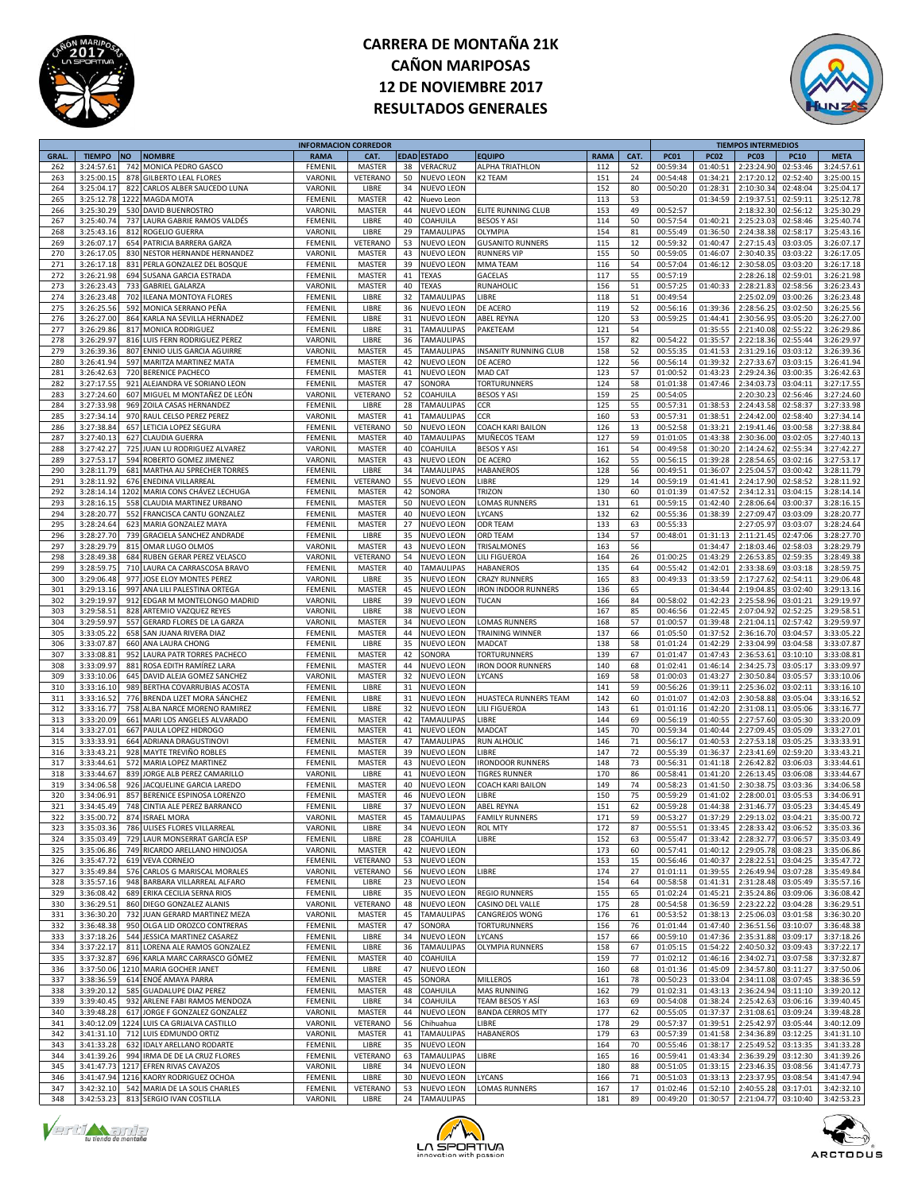# CARRERA DE MONTAÑA 21K
# CAÑON MARIPOSAS
# 12 DE NOVIEMBRE 2017
# RESULTADOS GENERALES

| | | | INFORMACION CORREDOR | | | | | | | | TIEMPOS INTERMEDIOS | | | | |
|---|---|---|---|---|---|---|---|---|---|---|---|---|---|---|---|
| GRAL. | TIEMPO | NO | NOMBRE | RAMA | CAT. | EDAD | ESTADO | EQUIPO | RAMA | CAT. | PC01 | PC02 | PC03 | PC10 | META |
| 262 | 3:24:57.61 | 742 | MONICA PEDRO GASCO | FEMENIL | MASTER | 38 | VERACRUZ | ALPHA TRIATHLON | 112 | 52 | 00:59:34 | 01:40:51 | 2:23:24.90 | 02:53:46 | 3:24:57.61 |
| 263 | 3:25:00.15 | 878 | GILBERTO LEAL FLORES | VARONIL | VETERANO | 50 | NUEVO LEON | K2 TEAM | 151 | 24 | 00:54:48 | 01:34:21 | 2:17:20.12 | 02:52:40 | 3:25:00.15 |
| 264 | 3:25:04.17 | 822 | CARLOS ALBER SAUCEDO LUNA | VARONIL | LIBRE | 34 | NUEVO LEON | | 152 | 80 | 00:50:20 | 01:28:31 | 2:10:30.34 | 02:48:04 | 3:25:04.17 |
| 265 | 3:25:12.78 | 1222 | MAGDA MOTA | FEMENIL | MASTER | 42 | Nuevo Leon | | 113 | 53 | | 01:34:59 | 2:19:37.51 | 02:59:11 | 3:25:12.78 |
| 266 | 3:25:30.29 | 530 | DAVID BUENROSTRO | VARONIL | MASTER | 44 | NUEVO LEON | ELITE RUNNING CLUB | 153 | 49 | 00:52:57 | | 2:18:32.30 | 02:56:12 | 3:25:30.29 |
| 267 | 3:25:40.74 | 737 | LAURA GABRIE RAMOS VALDÉS | FEMENIL | LIBRE | 40 | COAHUILA | BESOS Y ASI | 114 | 50 | 00:57:54 | 01:40:21 | 2:25:23.03 | 02:58:46 | 3:25:40.74 |
| 268 | 3:25:43.16 | 812 | ROGELIO GUERRA | VARONIL | LIBRE | 29 | TAMAULIPAS | OLYMPIA | 154 | 81 | 00:55:49 | 01:36:50 | 2:24:38.38 | 02:58:17 | 3:25:43.16 |
| 269 | 3:26:07.17 | 654 | PATRICIA BARRERA GARZA | FEMENIL | VETERANO | 53 | NUEVO LEON | GUSANITO RUNNERS | 115 | 12 | 00:59:32 | 01:40:47 | 2:27:15.43 | 03:03:05 | 3:26:07.17 |
| 270 | 3:26:17.05 | 830 | NESTOR HERNANDE HERNANDEZ | VARONIL | MASTER | 43 | NUEVO LEON | RUNNERS VIP | 155 | 50 | 00:59:05 | 01:46:07 | 2:30:40.35 | 03:03:22 | 3:26:17.05 |
| 271 | 3:26:17.18 | 831 | PERLA GONZALEZ DEL BOSQUE | FEMENIL | MASTER | 39 | NUEVO LEON | MMA TEAM | 116 | 54 | 00:57:04 | 01:46:12 | 2:30:58.05 | 03:03:20 | 3:26:17.18 |
| 272 | 3:26:21.98 | 694 | SUSANA GARCIA ESTRADA | FEMENIL | MASTER | 41 | TEXAS | GACELAS | 117 | 55 | 00:57:19 | | 2:28:26.18 | 02:59:01 | 3:26:21.98 |
| 273 | 3:26:23.43 | 733 | GABRIEL GALARZA | VARONIL | MASTER | 40 | TEXAS | RUNAHOLIC | 156 | 51 | 00:57:25 | 01:40:33 | 2:28:21.83 | 02:58:56 | 3:26:23.43 |
| 274 | 3:26:23.48 | 702 | ILEANA MONTOYA FLORES | FEMENIL | LIBRE | 32 | TAMAULIPAS | LIBRE | 118 | 51 | 00:49:54 | | 2:25:02.09 | 03:00:26 | 3:26:23.48 |
| 275 | 3:26:25.56 | 592 | MONICA SERRANO PEÑA | FEMENIL | LIBRE | 36 | NUEVO LEON | DE ACERO | 119 | 52 | 00:56:16 | 01:39:36 | 2:28:56.25 | 03:02:50 | 3:26:25.56 |
| 276 | 3:26:27.00 | 864 | KARLA NA SEVILLA HERNADEZ | FEMENIL | LIBRE | 31 | NUEVO LEON | ABEL REYNA | 120 | 53 | 00:59:25 | 01:44:41 | 2:30:56.95 | 03:05:20 | 3:26:27.00 |
| 277 | 3:26:29.86 | 817 | MONICA RODRIGUEZ | FEMENIL | LIBRE | 31 | TAMAULIPAS | PAKETEAM | 121 | 54 | | 01:35:55 | 2:21:40.08 | 02:55:22 | 3:26:29.86 |
| 278 | 3:26:29.97 | 816 | LUIS FERN RODRIGUEZ PEREZ | VARONIL | LIBRE | 36 | TAMAULIPAS | | 157 | 82 | 00:54:22 | 01:35:57 | 2:22:18.36 | 02:55:44 | 3:26:29.97 |
| 279 | 3:26:39.36 | 807 | ENNIO ULIS GARCIA AGUIRRE | VARONIL | MASTER | 45 | TAMAULIPAS | INSANITY RUNNING CLUB | 158 | 52 | 00:55:35 | 01:41:53 | 2:31:29.16 | 03:03:12 | 3:26:39.36 |
| 280 | 3:26:41.94 | 597 | MARITZA MARTINEZ MATA | FEMENIL | MASTER | 42 | NUEVO LEON | DE ACERO | 122 | 56 | 00:56:14 | 01:39:32 | 2:27:33.67 | 03:03:15 | 3:26:41.94 |
| 281 | 3:26:42.63 | 720 | BERENICE PACHECO | FEMENIL | MASTER | 41 | NUEVO LEON | MAD CAT | 123 | 57 | 01:00:52 | 01:43:23 | 2:29:24.36 | 03:00:35 | 3:26:42.63 |
| 282 | 3:27:17.55 | 921 | ALEJANDRA VE SORIANO LEON | FEMENIL | MASTER | 47 | SONORA | TORTURUNNERS | 124 | 58 | 01:01:38 | 01:47:46 | 2:34:03.73 | 03:04:11 | 3:27:17.55 |
| 283 | 3:27:24.60 | 607 | MIGUEL M MONTAÑEZ DE LEÓN | VARONIL | VETERANO | 52 | COAHUILA | BESOS Y ASI | 159 | 25 | 00:54:05 | | 2:20:30.23 | 02:56:46 | 3:27:24.60 |
| 284 | 3:27:33.98 | 969 | ZOILA CASAS HERNANDEZ | FEMENIL | LIBRE | 28 | TAMAULIPAS | CCR | 125 | 55 | 00:57:31 | 01:38:53 | 2:24:43.58 | 02:58:37 | 3:27:33.98 |
| 285 | 3:27:34.14 | 970 | RAUL CELSO PEREZ PEREZ | VARONIL | MASTER | 41 | TAMAULIPAS | CCR | 160 | 53 | 00:57:31 | 01:38:51 | 2:24:42.00 | 02:58:40 | 3:27:34.14 |
| 286 | 3:27:38.84 | 657 | LETICIA LOPEZ SEGURA | FEMENIL | VETERANO | 50 | NUEVO LEON | COACH KARI BAILON | 126 | 13 | 00:52:58 | 01:33:21 | 2:19:41.46 | 03:00:58 | 3:27:38.84 |
| 287 | 3:27:40.13 | 627 | CLAUDIA GUERRA | FEMENIL | MASTER | 40 | TAMAULIPAS | MUÑECOS TEAM | 127 | 59 | 01:01:05 | 01:43:38 | 2:30:36.00 | 03:02:05 | 3:27:40.13 |
| 288 | 3:27:42.27 | 725 | JUAN LU RODRIGUEZ ALVAREZ | VARONIL | MASTER | 40 | COAHUILA | BESOS Y ASI | 161 | 54 | 00:49:58 | 01:30:20 | 2:14:24.62 | 02:55:34 | 3:27:42.27 |
| 289 | 3:27:53.17 | 594 | ROBERTO GOMEZ JIMENEZ | VARONIL | MASTER | 43 | NUEVO LEON | DE ACERO | 162 | 55 | 00:56:15 | 01:39:28 | 2:28:54.65 | 03:02:16 | 3:27:53.17 |
| 290 | 3:28:11.79 | 681 | MARTHA AU SPRECHER TORRES | FEMENIL | LIBRE | 34 | TAMAULIPAS | HABANEROS | 128 | 56 | 00:49:51 | 01:36:07 | 2:25:04.57 | 03:00:42 | 3:28:11.79 |
| 291 | 3:28:11.92 | 676 | ENEDINA VILLARREAL | FEMENIL | VETERANO | 55 | NUEVO LEON | LIBRE | 129 | 14 | 00:59:19 | 01:41:41 | 2:24:17.90 | 02:58:52 | 3:28:11.92 |
| 292 | 3:28:14.14 | 1202 | MARIA CONS CHÁVEZ LECHUGA | FEMENIL | MASTER | 42 | SONORA | TRIZON | 130 | 60 | 01:01:39 | 01:47:52 | 2:34:12.31 | 03:04:15 | 3:28:14.14 |
| 293 | 3:28:16.15 | 558 | CLAUDIA MARTINEZ URBANO | FEMENIL | MASTER | 50 | NUEVO LEON | LOMAS RUNNERS | 131 | 61 | 00:59:15 | 01:42:40 | 2:28:06.64 | 03:00:37 | 3:28:16.15 |
| 294 | 3:28:20.77 | 552 | FRANCISCA CANTU GONZALEZ | FEMENIL | MASTER | 40 | NUEVO LEON | LYCANS | 132 | 62 | 00:55:36 | 01:38:39 | 2:27:09.47 | 03:03:09 | 3:28:20.77 |
| 295 | 3:28:24.64 | 623 | MARIA GONZALEZ MAYA | FEMENIL | MASTER | 27 | NUEVO LEON | ODR TEAM | 133 | 63 | 00:55:33 | | 2:27:05.97 | 03:03:07 | 3:28:24.64 |
| 296 | 3:28:27.70 | 739 | GRACIELA SANCHEZ ANDRADE | FEMENIL | LIBRE | 35 | NUEVO LEON | ORD TEAM | 134 | 57 | 00:48:01 | 01:31:13 | 2:11:21.45 | 02:47:06 | 3:28:27.70 |
| 297 | 3:28:29.79 | 815 | OMAR LUGO OLMOS | VARONIL | MASTER | 43 | NUEVO LEON | TRISALMONES | 163 | 56 | | 01:34:47 | 2:18:03.46 | 02:58:03 | 3:28:29.79 |
| 298 | 3:28:49.38 | 684 | RUBEN GERAR PEREZ VELASCO | VARONIL | VETERANO | 54 | NUEVO LEON | LILI FIGUEROA | 164 | 26 | 01:00:25 | 01:43:29 | 2:26:53.85 | 02:59:35 | 3:28:49.38 |
| 299 | 3:28:59.75 | 710 | LAURA CA CARRASCOSA BRAVO | FEMENIL | MASTER | 40 | TAMAULIPAS | HABANEROS | 135 | 64 | 00:55:42 | 01:42:01 | 2:33:38.69 | 03:03:18 | 3:28:59.75 |
| 300 | 3:29:06.48 | 977 | JOSE ELOY MONTES PEREZ | VARONIL | LIBRE | 35 | NUEVO LEON | CRAZY RUNNERS | 165 | 83 | 00:49:33 | 01:33:59 | 2:17:27.62 | 02:54:11 | 3:29:06.48 |
| 301 | 3:29:13.16 | 997 | ANA LILI PALESTINA ORTEGA | FEMENIL | MASTER | 45 | NUEVO LEON | IRON INDOOR RUNNERS | 136 | 65 | | 01:34:44 | 2:19:04.85 | 03:02:40 | 3:29:13.16 |
| 302 | 3:29:19.97 | 912 | EDGAR M MONTELONGO MADRID | VARONIL | LIBRE | 39 | NUEVO LEON | TUCAN | 166 | 84 | 00:58:02 | 01:42:23 | 2:25:58.96 | 03:01:21 | 3:29:19.97 |
| 303 | 3:29:58.51 | 828 | ARTEMIO VAZQUEZ REYES | VARONIL | LIBRE | 38 | NUEVO LEON | | 167 | 85 | 00:46:56 | 01:22:45 | 2:07:04.92 | 02:52:25 | 3:29:58.51 |
| 304 | 3:29:59.97 | 557 | GERARD FLORES DE LA GARZA | VARONIL | MASTER | 34 | NUEVO LEON | LOMAS RUNNERS | 168 | 57 | 01:00:57 | 01:39:48 | 2:21:04.11 | 02:57:42 | 3:29:59.97 |
| 305 | 3:33:05.22 | 658 | SAN JUANA RIVERA DIAZ | FEMENIL | MASTER | 44 | NUEVO LEON | TRAINING WINNER | 137 | 66 | 01:05:50 | 01:37:52 | 2:36:16.70 | 03:04:57 | 3:33:05.22 |
| 306 | 3:33:07.87 | 660 | ANA LAURA CHONG | FEMENIL | LIBRE | 35 | NUEVO LEON | MADCAT | 138 | 58 | 01:01:24 | 01:42:29 | 2:33:04.99 | 03:04:58 | 3:33:07.87 |
| 307 | 3:33:08.81 | 952 | LAURA PATR TORRES PACHECO | FEMENIL | MASTER | 42 | SONORA | TORTURUNNERS | 139 | 67 | 01:01:47 | 01:47:43 | 2:36:53.61 | 03:10:10 | 3:33:08.81 |
| 308 | 3:33:09.97 | 881 | ROSA EDITH RAMÍREZ LARA | FEMENIL | MASTER | 44 | NUEVO LEON | IRON DOOR RUNNERS | 140 | 68 | 01:02:41 | 01:46:14 | 2:34:25.73 | 03:05:17 | 3:33:09.97 |
| 309 | 3:33:10.06 | 645 | DAVID ALEJA GOMEZ SANCHEZ | VARONIL | MASTER | 32 | NUEVO LEON | LYCANS | 169 | 58 | 01:00:03 | 01:43:27 | 2:30:50.84 | 03:05:57 | 3:33:10.06 |
| 310 | 3:33:16.10 | 989 | BERTHA COVARRUBIAS ACOSTA | FEMENIL | LIBRE | 31 | NUEVO LEON | | 141 | 59 | 00:56:26 | 01:39:11 | 2:25:36.02 | 03:02:11 | 3:33:16.10 |
| 311 | 3:33:16.52 | 776 | BRENDA LIZET MORA SÁNCHEZ | FEMENIL | LIBRE | 31 | NUEVO LEON | HUASTECA RUNNERS TEAM | 142 | 60 | 01:01:07 | 01:42:03 | 2:30:58.88 | 03:05:04 | 3:33:16.52 |
| 312 | 3:33:16.77 | 758 | ALBA NARCE MORENO RAMIREZ | FEMENIL | LIBRE | 32 | NUEVO LEON | LILI FIGUEROA | 143 | 61 | 01:01:16 | 01:42:20 | 2:31:08.11 | 03:05:06 | 3:33:16.77 |
| 313 | 3:33:20.09 | 661 | MARI LOS ANGELES ALVARADO | FEMENIL | MASTER | 42 | TAMAULIPAS | LIBRE | 144 | 69 | 00:56:19 | 01:40:55 | 2:27:57.60 | 03:05:30 | 3:33:20.09 |
| 314 | 3:33:27.01 | 667 | PAULA LOPEZ HIDROGO | FEMENIL | MASTER | 41 | NUEVO LEON | MADCAT | 145 | 70 | 00:59:34 | 01:40:44 | 2:27:09.45 | 03:05:09 | 3:33:27.01 |
| 315 | 3:33:33.91 | 664 | ADRIANA DRAGUSTINOVI | FEMENIL | MASTER | 47 | TAMAULIPAS | RUN ALHOLIC | 146 | 71 | 00:56:17 | 01:40:53 | 2:27:53.18 | 03:05:25 | 3:33:33.91 |
| 316 | 3:33:43.21 | 928 | MAYTE TREVIÑO ROBLES | FEMENIL | MASTER | 39 | NUEVO LEON | LIBRE | 147 | 72 | 00:55:39 | 01:36:37 | 2:23:41.69 | 02:59:20 | 3:33:43.21 |
| 317 | 3:33:44.61 | 572 | MARIA LOPEZ MARTINEZ | FEMENIL | MASTER | 43 | NUEVO LEON | IRONDOOR RUNNERS | 148 | 73 | 00:56:31 | 01:41:18 | 2:26:42.82 | 03:06:03 | 3:33:44.61 |
| 318 | 3:33:44.67 | 839 | JORGE ALB PEREZ CAMARILLO | VARONIL | LIBRE | 41 | NUEVO LEON | TIGRES RUNNER | 170 | 86 | 00:58:41 | 01:41:20 | 2:26:13.45 | 03:06:08 | 3:33:44.67 |
| 319 | 3:34:06.58 | 926 | JACQUELINE GARCIA LAREDO | FEMENIL | MASTER | 40 | NUEVO LEON | COACH KARI BAILON | 149 | 74 | 00:58:23 | 01:41:50 | 2:30:38.75 | 03:03:36 | 3:34:06.58 |
| 320 | 3:34:06.91 | 857 | BERENICE ESPINOSA LORENZO | FEMENIL | MASTER | 46 | NUEVO LEON | LIBRE | 150 | 75 | 00:59:29 | 01:41:02 | 2:28:00.01 | 03:05:53 | 3:34:06.91 |
| 321 | 3:34:45.49 | 748 | CINTIA ALE PEREZ BARRANCO | FEMENIL | LIBRE | 37 | NUEVO LEON | ABEL REYNA | 151 | 62 | 00:59:28 | 01:44:38 | 2:31:46.77 | 03:05:23 | 3:34:45.49 |
| 322 | 3:35:00.72 | 874 | ISRAEL MORA | VARONIL | MASTER | 45 | TAMAULIPAS | FAMILY RUNNERS | 171 | 59 | 00:53:27 | 01:37:29 | 2:29:13.02 | 03:04:21 | 3:35:00.72 |
| 323 | 3:35:03.36 | 786 | ULISES FLORES VILLARREAL | VARONIL | LIBRE | 34 | NUEVO LEON | ROL MTY | 172 | 87 | 00:55:51 | 01:33:45 | 2:28:33.42 | 03:06:52 | 3:35:03.36 |
| 324 | 3:35:03.49 | 729 | LAUR MONSERRAT GARCÍA ESP | FEMENIL | LIBRE | 28 | COAHUILA | LIBRE | 152 | 63 | 00:55:47 | 01:33:42 | 2:28:32.77 | 03:06:57 | 3:35:03.49 |
| 325 | 3:35:06.86 | 749 | RICARDO ARELLANO HINOJOSA | VARONIL | MASTER | 42 | NUEVO LEON | | 173 | 60 | 00:57:41 | 01:40:12 | 2:29:05.78 | 03:08:23 | 3:35:06.86 |
| 326 | 3:35:47.72 | 619 | VEVA CORNEJO | FEMENIL | VETERANO | 53 | NUEVO LEON | | 153 | 15 | 00:56:46 | 01:40:37 | 2:28:22.51 | 03:04:25 | 3:35:47.72 |
| 327 | 3:35:49.84 | 576 | CARLOS G MARISCAL MORALES | VARONIL | VETERANO | 56 | NUEVO LEON | LIBRE | 174 | 27 | 01:01:11 | 01:39:55 | 2:26:49.94 | 03:07:28 | 3:35:49.84 |
| 328 | 3:35:57.16 | 948 | BARBARA VILLARREAL ALFARO | FEMENIL | LIBRE | 23 | NUEVO LEON | | 154 | 64 | 00:58:58 | 01:41:31 | 2:31:28.48 | 03:05:49 | 3:35:57.16 |
| 329 | 3:36:08.42 | 689 | ERIKA CECILIA SERNA RIOS | FEMENIL | LIBRE | 35 | NUEVO LEON | REGIO RUNNERS | 155 | 65 | 01:02:24 | 01:45:21 | 2:35:24.86 | 03:09:06 | 3:36:08.42 |
| 330 | 3:36:29.51 | 860 | DIEGO GONZALEZ ALANIS | VARONIL | VETERANO | 48 | NUEVO LEON | CASINO DEL VALLE | 175 | 28 | 00:54:58 | 01:36:59 | 2:23:22.22 | 03:04:28 | 3:36:29.51 |
| 331 | 3:36:30.20 | 732 | JUAN GERARD MARTINEZ MEZA | VARONIL | MASTER | 45 | TAMAULIPAS | CANGREJOS WONG | 176 | 61 | 00:53:52 | 01:38:13 | 2:25:06.03 | 03:01:58 | 3:36:30.20 |
| 332 | 3:36:48.38 | 950 | OLGA LID OROZCO CONTRERAS | FEMENIL | MASTER | 47 | SONORA | TORTURUNNERS | 156 | 76 | 01:01:44 | 01:47:40 | 2:36:51.56 | 03:10:07 | 3:36:48.38 |
| 333 | 3:37:18.26 | 544 | JESSICA MARTINEZ CASAREZ | FEMENIL | LIBRE | 34 | NUEVO LEON | LYCANS | 157 | 66 | 00:59:10 | 01:47:36 | 2:35:31.88 | 03:09:17 | 3:37:18.26 |
| 334 | 3:37:22.17 | 811 | LORENA ALE RAMOS GONZALEZ | FEMENIL | LIBRE | 36 | TAMAULIPAS | OLYMPIA RUNNERS | 158 | 67 | 01:05:15 | 01:54:22 | 2:40:50.32 | 03:09:43 | 3:37:22.17 |
| 335 | 3:37:32.87 | 696 | KARLA MARC CARRASCO GÓMEZ | FEMENIL | MASTER | 40 | COAHUILA | | 159 | 77 | 01:02:12 | 01:46:16 | 2:34:02.71 | 03:07:58 | 3:37:32.87 |
| 336 | 3:37:50.06 | 1210 | MARIA GOCHER JANET | FEMENIL | LIBRE | 47 | NUEVO LEON | | 160 | 68 | 01:01:36 | 01:45:09 | 2:34:57.80 | 03:11:27 | 3:37:50.06 |
| 337 | 3:38:36.59 | 614 | ENOÉ AMAYA PARRA | FEMENIL | MASTER | 45 | SONORA | MILLEROS | 161 | 78 | 00:50:23 | 01:33:04 | 2:34:11.08 | 03:07:45 | 3:38:36.59 |
| 338 | 3:39:20.12 | 585 | GUADALUPE DIAZ PEREZ | FEMENIL | MASTER | 48 | COAHUILA | MAS RUNNING | 162 | 79 | 01:02:31 | 01:43:13 | 2:36:24.94 | 03:11:10 | 3:39:20.12 |
| 339 | 3:39:40.45 | 932 | ARLENE FABI RAMOS MENDOZA | FEMENIL | LIBRE | 34 | COAHUILA | TEAM BESOS Y ASÍ | 163 | 69 | 00:54:08 | 01:38:24 | 2:25:42.63 | 03:06:16 | 3:39:40.45 |
| 340 | 3:39:48.28 | 617 | JORGE F GONZALEZ GONZALEZ | VARONIL | MASTER | 44 | NUEVO LEON | BANDA CERROS MTY | 177 | 62 | 00:55:05 | 01:37:37 | 2:31:08.61 | 03:09:24 | 3:39:48.28 |
| 341 | 3:40:12.09 | 1224 | LUIS CA GRIJALVA CASTILLO | VARONIL | VETERANO | 56 | Chihuahua | LIBRE | 178 | 29 | 00:57:37 | 01:39:51 | 2:25:42.97 | 03:05:44 | 3:40:12.09 |
| 342 | 3:41:31.10 | 712 | LUIS EDMUNDO ORTIZ | VARONIL | MASTER | 41 | TAMAULIPAS | HABANEROS | 179 | 63 | 00:57:39 | 01:41:58 | 2:34:36.89 | 03:12:25 | 3:41:31.10 |
| 343 | 3:41:33.28 | 632 | IDALY ARELLANO RODARTE | FEMENIL | LIBRE | 35 | NUEVO LEON | | 164 | 70 | 00:55:46 | 01:38:17 | 2:25:49.52 | 03:13:35 | 3:41:33.28 |
| 344 | 3:41:39.26 | 994 | IRMA DE DE LA CRUZ FLORES | FEMENIL | VETERANO | 63 | TAMAULIPAS | LIBRE | 165 | 16 | 00:59:41 | 01:43:34 | 2:36:39.29 | 03:12:30 | 3:41:39.26 |
| 345 | 3:41:47.73 | 1217 | EFREN RIVAS CAVAZOS | VARONIL | LIBRE | 34 | NUEVO LEON | | 180 | 88 | 00:51:05 | 01:33:15 | 2:23:46.35 | 03:08:56 | 3:41:47.73 |
| 346 | 3:41:47.94 | 1216 | KAORY RODRIGUEZ OCHOA | FEMENIL | LIBRE | 30 | NUEVO LEON | LYCANS | 166 | 71 | 00:51:03 | 01:33:13 | 2:23:37.95 | 03:08:54 | 3:41:47.94 |
| 347 | 3:42:32.10 | 542 | MARIA DE LA SOLIS CHARLES | FEMENIL | VETERANO | 53 | NUEVO LEON | LOMAS RUNNERS | 167 | 17 | 01:02:46 | 01:52:10 | 2:40:55.28 | 03:17:01 | 3:42:32.10 |
| 348 | 3:42:53.23 | 813 | SERGIO IVAN COSTILLA | VARONIL | LIBRE | 24 | TAMAULIPAS | | 181 | 89 | 00:49:20 | 01:30:57 | 2:21:04.77 | 03:10:40 | 3:42:53.23 |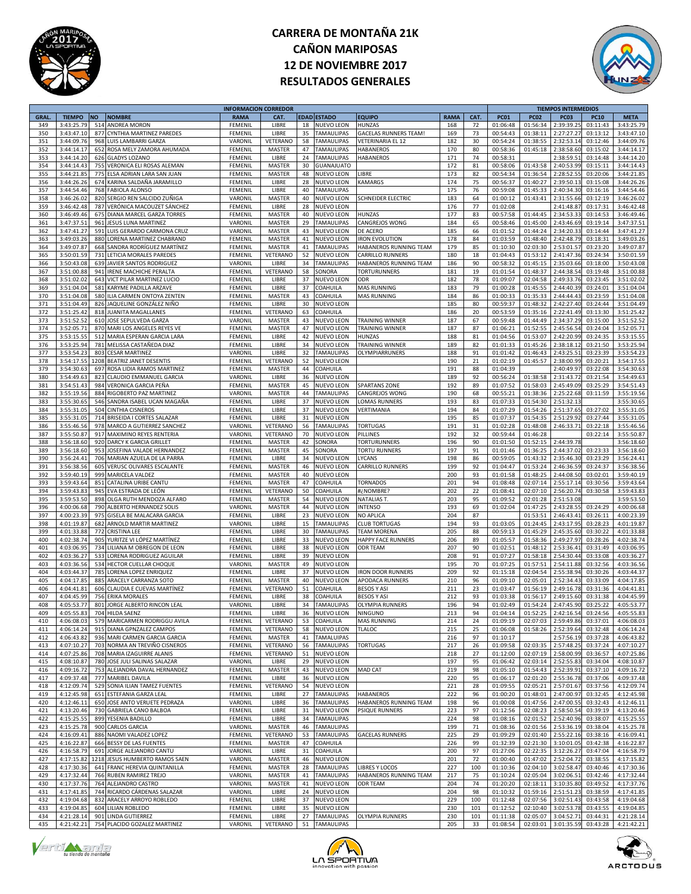# CARRERA DE MONTAÑA 21K
# CAÑON MARIPOSAS
# 12 DE NOVIEMBRE 2017
# RESULTADOS GENERALES

| INFORMACION CORREDOR | | | | | | | | | | TIEMPOS INTERMEDIOS | | | | |
|---|---|---|---|---|---|---|---|---|---|---|---|---|---|---|
| GRAL. | TIEMPO | NO | NOMBRE | RAMA | CAT. | EDAD | ESTADO | EQUIPO | RAMA | CAT. | PC01 | PC02 | PC03 | PC10 | META |
| 349 | 3:43:25.79 | 514 | ANDREA MORON | FEMENIL | LIBRE | 18 | NUEVO LEON | HUNZAS | 168 | 72 | 01:06:48 | 01:56:34 | 2:39:39.25 | 03:11:43 | 3:43:25.79 |
| 350 | 3:43:47.10 | 877 | CYNTHIA MARTINEZ PAREDES | FEMENIL | LIBRE | 35 | TAMAULIPAS | GACELAS RUNNERS TEAM! | 169 | 73 | 00:54:43 | 01:38:11 | 2:27:27.27 | 03:13:12 | 3:43:47.10 |
| 351 | 3:44:09.76 | 968 | LUIS LAMBARRI GARZA | VARONIL | VETERANO | 58 | TAMAULIPAS | VETERINARIA EL 12 | 182 | 30 | 00:54:24 | 01:38:55 | 2:32:53.14 | 03:12:46 | 3:44:09.76 |
| 352 | 3:44:14.17 | 652 | ROSA MELY ZAMORA AHUMADA | FEMENIL | MASTER | 47 | TAMAULIPAS | HABANEROS | 170 | 80 | 00:58:36 | 01:45:18 | 2:38:58.60 | 03:15:02 | 3:44:14.17 |
| 353 | 3:44:14.20 | 626 | GLADYS LOZANO | FEMENIL | LIBRE | 24 | TAMAULIPAS | HABANEROS | 171 | 74 | 00:58:31 | | 2:38:59.51 | 03:14:48 | 3:44:14.20 |
| 354 | 3:44:14.43 | 755 | VERONICA ELI ROSAS ALEMAN | FEMENIL | MASTER | 30 | GUANAJUATO | | 172 | 81 | 00:58:06 | 01:43:58 | 2:40:53.99 | 03:15:11 | 3:44:14.43 |
| 355 | 3:44:21.85 | 775 | ELSA ADRIAN LARA SAN JUAN | FEMENIL | MASTER | 48 | NUEVO LEON | LIBRE | 173 | 82 | 00:54:34 | 01:36:54 | 2:28:52.55 | 03:20:06 | 3:44:21.85 |
| 356 | 3:44:26.26 | 674 | KARINA SALDAÑA JARAMILLO | FEMENIL | LIBRE | 28 | NUEVO LEON | KAMARGS | 174 | 75 | 00:56:37 | 01:40:27 | 2:39:50.13 | 03:15:08 | 3:44:26.26 |
| 357 | 3:44:54.46 | 768 | FABIOLA ALONSO | FEMENIL | LIBRE | 40 | TAMAULIPAS | | 175 | 76 | 00:59:08 | 01:45:33 | 2:40:34.30 | 03:16:16 | 3:44:54.46 |
| 358 | 3:46:26.02 | 820 | SERGIO REN SALCIDO ZUÑIGA | VARONIL | MASTER | 40 | NUEVO LEON | SCHNEIDER ELECTRIC | 183 | 64 | 01:00:12 | 01:43:41 | 2:31:55.66 | 03:12:19 | 3:46:26.02 |
| 359 | 3:46:42.48 | 787 | VERÓNICA MACOUZET SÁNCHEZ | FEMENIL | LIBRE | 28 | NUEVO LEON | | 176 | 77 | 01:02:08 | | 2:41:48.87 | 03:17:31 | 3:46:42.48 |
| 360 | 3:46:49.46 | 675 | DIANA MARCEL GARZA TORRES | FEMENIL | MASTER | 40 | NUEVO LEON | HUNZAS | 177 | 83 | 00:57:58 | 01:44:45 | 2:34:53.33 | 03:14:53 | 3:46:49.46 |
| 361 | 3:47:37.51 | 961 | JESUS LUNA MARTINEZ | VARONIL | MASTER | 29 | TAMAULIPAS | CANGREJOS WONG | 184 | 65 | 00:58:46 | 01:45:00 | 2:43:46.69 | 03:19:14 | 3:47:37.51 |
| 362 | 3:47:41.27 | 591 | LUIS GERARDO CARMONA CRUZ | VARONIL | MASTER | 43 | NUEVO LEON | DE ACERO | 185 | 66 | 01:01:52 | 01:44:24 | 2:34:20.33 | 03:14:44 | 3:47:41.27 |
| 363 | 3:49:03.26 | 880 | LORENA MARTINEZ CHABRAND | FEMENIL | MASTER | 41 | NUEVO LEON | IRON EVOLUTION | 178 | 84 | 01:03:59 | 01:48:40 | 2:42:48.79 | 03:18:31 | 3:49:03.26 |
| 364 | 3:49:07.87 | 668 | SANDRA RODRÍGUEZ MARTÍNEZ | FEMENIL | MASTER | 41 | TAMAULIPAS | HABANEROS RUNNING TEAM | 179 | 85 | 01:10:30 | 02:03:30 | 2:53:01.57 | 03:23:20 | 3:49:07.87 |
| 365 | 3:50:01.59 | 731 | LETICIA MORALES PAREDES | FEMENIL | VETERANO | 52 | NUEVO LEON | CARRILLO RUNNERS | 180 | 18 | 01:04:43 | 01:53:12 | 2:41:47.36 | 03:24:34 | 3:50:01.59 |
| 366 | 3:50:43.08 | 639 | JAVIER SANTOS RODRIGUEZ | VARONIL | LIBRE | 34 | TAMAULIPAS | HABANEROS RUNNING TEAM | 186 | 90 | 00:58:32 | 01:45:15 | 2:35:03.66 | 03:18:00 | 3:50:43.08 |
| 367 | 3:51:00.88 | 941 | IRENE MACHICHE PERALTA | FEMENIL | VETERANO | 58 | SONORA | TORTURUNNERS | 181 | 19 | 01:01:54 | 01:48:37 | 2:44:38.54 | 03:19:48 | 3:51:00.88 |
| 368 | 3:51:02.02 | 643 | VICT PILAR MARTINEZ LUCIO | FEMENIL | LIBRE | 37 | NUEVO LEON | ODR | 182 | 78 | 01:09:07 | 02:04:58 | 2:49:33.76 | 03:23:45 | 3:51:02.02 |
| 369 | 3:51:04.04 | 581 | KARYME PADILLA ARZAVE | FEMENIL | LIBRE | 37 | COAHUILA | MAS RUNNING | 183 | 79 | 01:00:28 | 01:45:55 | 2:44:40.39 | 03:24:01 | 3:51:04.04 |
| 370 | 3:51:04.08 | 580 | ILIA CARMEN ONTOYA ZENTEN | FEMENIL | MASTER | 43 | COAHUILA | MAS RUNNING | 184 | 86 | 01:00:33 | 01:35:33 | 2:44:44.43 | 03:23:59 | 3:51:04.08 |
| 371 | 3:51:04.49 | 826 | JAQUELINE GONZÁLEZ NIÑO | FEMENIL | LIBRE | 30 | NUEVO LEON | | 185 | 80 | 00:59:37 | 01:48:32 | 2:42:27.40 | 03:24:44 | 3:51:04.49 |
| 372 | 3:51:25.42 | 818 | JUANITA MAGALLANES | FEMENIL | VETERANO | 63 | COAHUILA | | 186 | 20 | 00:53:59 | 01:35:16 | 2:22:41.49 | 03:13:30 | 3:51:25.42 |
| 373 | 3:51:52.52 | 610 | JOSE SEPULVEDA GARZA | VARONIL | MASTER | 43 | NUEVO LEON | TRAINING WINNER | 187 | 67 | 00:59:48 | 01:44:49 | 2:34:37.29 | 03:15:00 | 3:51:52.52 |
| 374 | 3:52:05.71 | 870 | MARI LOS ANGELES REYES VE | FEMENIL | MASTER | 47 | NUEVO LEON | TRAINING WINNER | 187 | 87 | 01:06:21 | 01:52:55 | 2:45:56.54 | 03:24:04 | 3:52:05.71 |
| 375 | 3:53:15.55 | 512 | MARIA ESPERAN GARCIA LARA | FEMENIL | LIBRE | 42 | NUEVO LEON | HUNZAS | 188 | 81 | 01:04:56 | 01:53:07 | 2:42:20.99 | 03:24:35 | 3:53:15.55 |
| 376 | 3:53:25.94 | 781 | MELISSA CASTAÑEDA DIAZ | FEMENIL | LIBRE | 34 | NUEVO LEON | TRAINING WINNER | 189 | 82 | 01:01:33 | 01:45:26 | 2:38:18.12 | 03:21:50 | 3:53:25.94 |
| 377 | 3:53:54.23 | 803 | CESAR MARTINEZ | VARONIL | LIBRE | 32 | TAMAULIPAS | OLYMPIARRUNERS | 188 | 91 | 01:01:42 | 01:46:43 | 2:43:25.51 | 03:23:39 | 3:53:54.23 |
| 378 | 3:54:17.55 | 1208 | BEATRIZ JANET DESENTIS | FEMENIL | VETERANO | 52 | NUEVO LEON | | 190 | 21 | 01:02:19 | 01:45:57 | 2:38:00.99 | 03:20:21 | 3:54:17.55 |
| 379 | 3:54:30.63 | 697 | ROSA LIDIA RAMOS MARTINEZ | FEMENIL | MASTER | 44 | COAHUILA | | 191 | 88 | 01:04:39 | | 2:40:49.97 | 03:22:08 | 3:54:30.63 |
| 380 | 3:54:49.63 | 823 | CLAUDIO EMMANUEL GARCIA | VARONIL | LIBRE | 36 | NUEVO LEON | | 189 | 92 | 00:56:24 | 01:38:58 | 2:31:43.72 | 03:21:54 | 3:54:49.63 |
| 381 | 3:54:51.43 | 984 | VERONICA GARCIA PEÑA | FEMENIL | MASTER | 45 | NUEVO LEON | SPARTANS ZONE | 192 | 89 | 01:07:52 | 01:58:03 | 2:45:49.09 | 03:25:29 | 3:54:51.43 |
| 382 | 3:55:19.56 | 884 | RIGOBERTO PAZ MARTINEZ | VARONIL | MASTER | 44 | TAMAULIPAS | CANGREJOS WONG | 190 | 68 | 00:55:21 | 01:38:36 | 2:25:22.68 | 03:11:59 | 3:55:19.56 |
| 383 | 3:55:30.65 | 546 | SANDRA ISABEL UCAN MAGAÑA | FEMENIL | LIBRE | 37 | NUEVO LEON | LOMAS RUNNERS | 193 | 83 | 01:07:33 | 01:54:30 | 2:51:32.13 | | 3:55:30.65 |
| 384 | 3:55:31.05 | 504 | CINTHIA CISNEROS | FEMENIL | LIBRE | 37 | NUEVO LEON | VERTIMANIA | 194 | 84 | 01:07:29 | 01:54:26 | 2:51:37.65 | 03:27:02 | 3:55:31.05 |
| 385 | 3:55:31.05 | 714 | BRISEIDA I CORTES SALAZAR | FEMENIL | LIBRE | 31 | NUEVO LEON | | 195 | 85 | 01:07:37 | 01:54:35 | 2:51:29.92 | 03:27:44 | 3:55:31.05 |
| 386 | 3:55:46.56 | 978 | MARCO A GUTIERREZ SANCHEZ | VARONIL | VETERANO | 56 | TAMAULIPAS | TORTUGAS | 191 | 31 | 01:02:28 | 01:48:08 | 2:46:33.71 | 03:22:18 | 3:55:46.56 |
| 387 | 3:55:50.87 | 917 | MAXIMINO REYES RENTERIA | VARONIL | VETERANO | 70 | NUEVO LEON | PILLINES | 192 | 32 | 00:59:44 | 01:46:28 | | 03:22:14 | 3:55:50.87 |
| 388 | 3:56:18.60 | 920 | DARCY K GARCIA GRILLET | FEMENIL | MASTER | 42 | SONORA | TORTURUNNERS | 196 | 90 | 01:01:50 | 01:52:15 | 2:44:39.78 | | 3:56:18.60 |
| 389 | 3:56:18.60 | 953 | JOSEFINA VALADE HERNANDEZ | FEMENIL | MASTER | 45 | SONORA | TORTU RUNNERS | 197 | 91 | 01:01:46 | 01:36:25 | 2:44:37.02 | 03:23:33 | 3:56:18.60 |
| 390 | 3:56:24.41 | 706 | MARIAN AZUELA DE LA PARRA | FEMENIL | LIBRE | 34 | NUEVO LEON | LYCANS | 198 | 86 | 00:59:05 | 01:43:32 | 2:35:46.30 | 03:23:29 | 3:56:24.41 |
| 391 | 3:56:38.56 | 605 | VERUSC OLIVARES ESCALANTE | FEMENIL | MASTER | 46 | NUEVO LEON | CARRILLO RUNNERS | 199 | 92 | 01:04:47 | 01:53:24 | 2:46:36.59 | 03:24:37 | 3:56:38.56 |
| 392 | 3:59:40.19 | 999 | MARICELA VALDEZ | FEMENIL | MASTER | 40 | NUEVO LEON | | 200 | 93 | 01:01:58 | 01:48:25 | 2:44:08.50 | 03:02:01 | 3:59:40.19 |
| 393 | 3:59:43.64 | 851 | CATALINA URIBE CANTU | FEMENIL | MASTER | 47 | COAHUILA | TORNADOS | 201 | 94 | 01:08:48 | 02:07:14 | 2:55:17.14 | 03:30:56 | 3:59:43.64 |
| 394 | 3:59:43.83 | 945 | EVA ESTRADA DE LEÓN | FEMENIL | VETERANO | 50 | COAHUILA | #¿NOMBRE? | 202 | 22 | 01:08:41 | 02:07:10 | 2:56:20.74 | 03:30:58 | 3:59:43.83 |
| 395 | 3:59:53.50 | 898 | OLGA RUTH MENDOZA ALFARO | FEMENIL | MASTER | 54 | NUEVO LEON | NATALIAS T. | 203 | 95 | 01:09:52 | 02:01:28 | 2:51:53.08 | | 3:59:53.50 |
| 396 | 4:00:06.68 | 790 | ALBERTO HERNANDEZ SOLIS | VARONIL | MASTER | 44 | NUEVO LEON | INTENSO | 193 | 69 | 01:02:04 | 01:47:25 | 2:43:28.55 | 03:24:29 | 4:00:06.68 |
| 397 | 4:00:23.39 | 975 | GISELA BE MALACARA GARCIA | FEMENIL | LIBRE | 23 | NUEVO LEON | NO APLICA | 204 | 87 | | 01:53:51 | 2:46:43.41 | 03:26:11 | 4:00:23.39 |
| 398 | 4:01:19.87 | 682 | ARNOLD MARTIR MARTINEZ | VARONIL | LIBRE | 15 | TAMAULIPAS | CLUB TORTUGAS | 194 | 93 | 01:03:05 | 01:24:45 | 2:43:17.95 | 03:28:23 | 4:01:19.87 |
| 399 | 4:01:33.88 | 772 | CRISTINA LEE | FEMENIL | LIBRE | 30 | TAMAULIPAS | TEAM MORENA | 205 | 88 | 00:59:13 | 01:45:29 | 2:45:35.60 | 03:30:22 | 4:01:33.88 |
| 400 | 4:02:38.74 | 905 | YURITZE VI LÓPEZ MARTÍNEZ | FEMENIL | LIBRE | 33 | NUEVO LEON | HAPPY FACE RUNNERS | 206 | 89 | 01:05:57 | 01:58:36 | 2:49:27.97 | 03:28:26 | 4:02:38.74 |
| 401 | 4:03:06.95 | 734 | LILIANA M OBREGON DE LEON | FEMENIL | LIBRE | 38 | NUEVO LEON | ODR TEAM | 207 | 90 | 01:02:51 | 01:48:12 | 2:53:36.41 | 03:31:49 | 4:03:06.95 |
| 402 | 4:03:36.27 | 533 | LORENA RODRIGUEZ AGUILAR | FEMENIL | LIBRE | 39 | NUEVO LEON | | 208 | 91 | 01:07:27 | 01:58:18 | 2:54:30.44 | 03:33:08 | 4:03:36.27 |
| 403 | 4:03:36.56 | 534 | HECTOR CUELLAR CHOQUE | VARONIL | MASTER | 49 | NUEVO LEON | | 195 | 70 | 01:07:25 | 01:57:51 | 2:54:11.88 | 03:32:56 | 4:03:36.56 |
| 404 | 4:03:44.37 | 785 | LORENA LOPEZ ENRIQUEZ | FEMENIL | LIBRE | 37 | NUEVO LEON | IRON DOOR RUNNERS | 209 | 92 | 01:15:18 | 02:04:54 | 2:55:38.94 | 03:30:26 | 4:03:44.37 |
| 405 | 4:04:17.85 | 885 | ARACELY CARRANZA SOTO | FEMENIL | MASTER | 40 | NUEVO LEON | APODACA RUNNERS | 210 | 96 | 01:09:10 | 02:05:01 | 2:52:34.43 | 03:33:09 | 4:04:17.85 |
| 406 | 4:04:41.81 | 606 | CLAUDIA E CUEVAS MARTÍNEZ | FEMENIL | VETERANO | 51 | COAHUILA | BESOS Y ASI | 211 | 23 | 01:03:47 | 01:56:19 | 2:49:16.78 | 03:31:36 | 4:04:41.81 |
| 407 | 4:04:45.99 | 756 | ERIKA MORALES | FEMENIL | LIBRE | 38 | COAHUILA | BESOS Y ASI | 212 | 93 | 01:03:38 | 01:56:17 | 2:49:15.60 | 03:31:38 | 4:04:45.99 |
| 408 | 4:05:53.77 | 801 | JORGE ALBERTO RINCON LEAL | VARONIL | LIBRE | 34 | TAMAULIPAS | OLYMPIA RUNNERS | 196 | 94 | 01:02:49 | 01:54:24 | 2:47:45.90 | 03:25:22 | 4:05:53.77 |
| 409 | 4:05:55.83 | 704 | HILDA SAENZ | FEMENIL | LIBRE | 36 | NUEVO LEON | NINGUNO | 213 | 94 | 01:04:14 | 01:52:25 | 2:42:16.54 | 03:24:56 | 4:05:55.83 |
| 410 | 4:06:08.03 | 579 | MARICARMEN RODRIGGU AVILA | FEMENIL | VETERANO | 53 | COAHUILA | MAS RUNNING | 214 | 24 | 01:09:19 | 02:07:03 | 2:59:49.86 | 03:37:01 | 4:06:08.03 |
| 411 | 4:06:14.24 | 915 | DIANA GPNZALEZ CAMPOS | FEMENIL | VETERANO | 58 | NUEVO LEON | TLALOC | 215 | 25 | 01:06:08 | 01:58:26 | 2:52:39.64 | 03:32:48 | 4:06:14.24 |
| 412 | 4:06:43.82 | 936 | MARI CARMEN GARCIA GARCIA | FEMENIL | MASTER | 41 | TAMAULIPAS | | 216 | 97 | 01:10:17 | | 2:57:56.19 | 03:37:28 | 4:06:43.82 |
| 413 | 4:07:10.27 | 703 | NORMA AN TREVIÑO CISNEROS | FEMENIL | VETERANO | 56 | TAMAULIPAS | TORTUGAS | 217 | 26 | 01:09:58 | 02:03:35 | 2:57:48.25 | 03:37:24 | 4:07:10.27 |
| 414 | 4:07:25.86 | 708 | MARIA IZAGUIRRE ALANIS | FEMENIL | VETERANO | 51 | NUEVO LEON | | 218 | 27 | 01:12:00 | 02:07:19 | 2:58:00.99 | 03:36:57 | 4:07:25.86 |
| 415 | 4:08:10.87 | 780 | JOSE JULI SALINAS SALAZAR | VARONIL | LIBRE | 29 | NUEVO LEON | | 197 | 95 | 01:06:42 | 02:03:14 | 2:52:55.83 | 03:34:04 | 4:08:10.87 |
| 416 | 4:09:16.72 | 753 | ALEJANDRA DAVAL HERNANDEZ | FEMENIL | MASTER | 43 | NUEVO LEON | MAD CAT | 219 | 98 | 01:05:10 | 01:54:43 | 2:52:39.91 | 03:37:10 | 4:09:16.72 |
| 417 | 4:09:37.48 | 777 | MARIBEL DAVILA | FEMENIL | LIBRE | 36 | NUEVO LEON | | 220 | 95 | 01:06:17 | 02:01:20 | 2:55:36.78 | 03:37:06 | 4:09:37.48 |
| 418 | 4:12:09.74 | 529 | SONIA ILIAN TAMEZ FUENTES | FEMENIL | VETERANO | 54 | NUEVO LEON | | 221 | 28 | 01:09:55 | 02:05:21 | 2:57:01.67 | 03:37:56 | 4:12:09.74 |
| 419 | 4:12:45.98 | 651 | ESTEFANIA GARZA LEAL | FEMENIL | LIBRE | 27 | TAMAULIPAS | HABANEROS | 222 | 96 | 01:00:20 | 01:48:01 | 2:47:00.97 | 03:32:45 | 4:12:45.98 |
| 420 | 4:12:46.11 | 650 | JOSE ANTO VERUETE PEDRAZA | VARONIL | LIBRE | 36 | TAMAULIPAS | HABANEROS RUNNING TEAM | 198 | 96 | 01:00:08 | 01:47:56 | 2:47:00.55 | 03:32:43 | 4:12:46.11 |
| 421 | 4:13:20.46 | 730 | GABRIELA CANO BALBOA | FEMENIL | LIBRE | 31 | NUEVO LEON | PSIQUE RUNNERS | 223 | 97 | 01:12:56 | 02:08:23 | 2:58:50.54 | 03:39:19 | 4:13:20.46 |
| 422 | 4:15:25.55 | 899 | YESENIA BADILLO | FEMENIL | LIBRE | 34 | TAMAULIPAS | | 224 | 98 | 01:08:16 | 02:01:52 | 2:52:40.96 | 03:38:07 | 4:15:25.55 |
| 423 | 4:15:25.78 | 900 | CARLOS GARCIA | VARONIL | MASTER | 46 | TAMAULIPAS | | 199 | 71 | 01:08:36 | 02:01:56 | 2:53:36.19 | 03:38:04 | 4:15:25.78 |
| 424 | 4:16:09.41 | 886 | NAOMI VALADEZ LOPEZ | FEMENIL | VETERANO | 53 | TAMAULIPAS | GACELAS RUNNERS | 225 | 29 | 01:09:29 | 02:01:40 | 2:55:22.16 | 03:38:16 | 4:16:09.41 |
| 425 | 4:16:22.87 | 666 | BESSY DE LAS FUENTES | FEMENIL | MASTER | 47 | COAHUILA | | 226 | 99 | 01:32:39 | 02:21:30 | 3:10:01.05 | 03:42:38 | 4:16:22.87 |
| 426 | 4:16:58.79 | 691 | JORGE ALEJANDRO CANTU | VARONIL | LIBRE | 31 | COAHUILA | | 200 | 97 | 01:27:06 | 02:22:35 | 3:12:26.27 | 03:47:04 | 4:16:58.79 |
| 427 | 4:17:15.82 | 1218 | JESUS HUMBERTO RAMOS SAEN | VARONIL | MASTER | 46 | NUEVO LEON | | 201 | 72 | 01:00:40 | 01:47:02 | 2:52:04.72 | 03:38:55 | 4:17:15.82 |
| 428 | 4:17:30.36 | 641 | FRANC HEREVIA QUINTANILLA | FEMENIL | MASTER | 28 | TAMAULIPAS | LIBRES Y LOCOS | 227 | 100 | 01:10:36 | 02:04:10 | 3:02:58.47 | 03:40:46 | 4:17:30.36 |
| 429 | 4:17:32.44 | 766 | RUBEN RAMIREZ TREJO | VARONIL | MASTER | 41 | TAMAULIPAS | HABANEROS RUNNING TEAM | 217 | 75 | 01:10:24 | 02:05:04 | 3:02:06.51 | 03:42:46 | 4:17:32.44 |
| 430 | 4:17:37.76 | 764 | ALEJANDRO CASTRO | VARONIL | MASTER | 41 | NUEVO LEON | ODR TEAM | 204 | 74 | 01:20:20 | 02:18:11 | 3:10:35.80 | 03:49:52 | 4:17:37.76 |
| 431 | 4:17:41.85 | 744 | RICARDO CÁRDENAS SALAZAR | VARONIL | LIBRE | 24 | NUEVO LEON | | 204 | 98 | 01:10:32 | 01:59:16 | 2:51:51.23 | 03:38:59 | 4:17:41.85 |
| 432 | 4:19:04.68 | 832 | ARACELY ARROYO ROBLEDO | FEMENIL | LIBRE | 37 | NUEVO LEON | | 229 | 100 | 01:12:48 | 02:07:56 | 3:02:51.43 | 03:43:58 | 4:19:04.68 |
| 433 | 4:19:04.85 | 604 | LILIAN ROBLEDO | FEMENIL | LIBRE | 35 | NUEVO LEON | | 230 | 101 | 01:12:52 | 02:10:40 | 3:02:53.78 | 03:43:55 | 4:19:04.85 |
| 434 | 4:21:28.14 | 901 | LINDA GUTIERREZ | FEMENIL | LIBRE | 27 | TAMAULIPAS | OLYMPIA RUNNERS | 230 | 101 | 01:11:38 | 02:05:07 | 3:04:52.71 | 03:44:31 | 4:21:28.14 |
| 435 | 4:21:42.21 | 754 | PLACIDO GOZALEZ MARTINEZ | VARONIL | VETERANO | 51 | TAMAULIPAS | | 205 | 33 | 01:08:54 | 02:03:01 | 3:01:35.59 | 03:43:28 | 4:21:42.21 |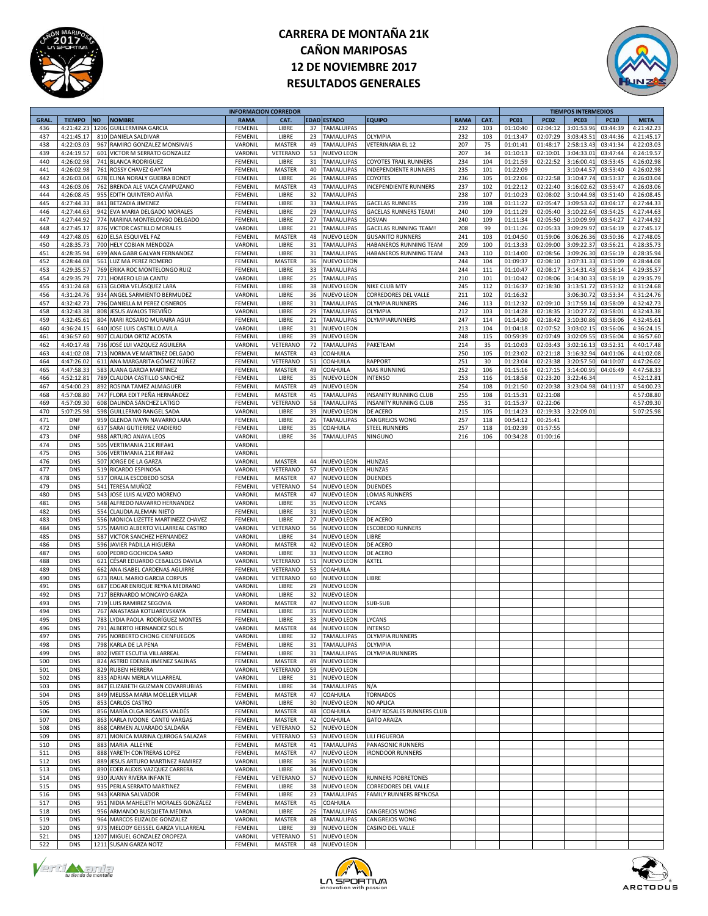# CARRERA DE MONTAÑA 21K
# CAÑON MARIPOSAS
# 12 DE NOVIEMBRE 2017
# RESULTADOS GENERALES

| INFORMACION CORREDOR | | | | | | | | | | | TIEMPOS INTERMEDIOS | | | | |
|---|---|---|---|---|---|---|---|---|---|---|---|---|---|---|---|
| GRAL. | TIEMPO | NO | NOMBRE | RAMA | CAT. | EDAD | ESTADO | EQUIPO | RAMA | CAT. | PC01 | PC02 | PC03 | PC10 | META |
| 436 | 4:21:42.23 | 1206 | GUILLERMINA GARCIA | FEMENIL | LIBRE | 37 | TAMAULIPAS | | 232 | 103 | 01:10:40 | 02:04:12 | 3:01:53.96 | 03:44:39 | 4:21:42.23 |
| 437 | 4:21:45.17 | 810 | DANIELA SALDIVAR | FEMENIL | LIBRE | 23 | TAMAULIPAS | OLYMPIA | 232 | 103 | 01:13:47 | 02:07:29 | 3:03:43.51 | 03:44:36 | 4:21:45.17 |
| 438 | 4:22:03.03 | 967 | RAMIRO GONZALEZ MONSIVAIS | VARONIL | MASTER | 49 | TAMAULIPAS | VETERINARIA EL 12 | 207 | 75 | 01:01:41 | 01:48:17 | 2:58:13.43 | 03:41:34 | 4:22:03.03 |
| 439 | 4:24:19.57 | 601 | VICTOR M SERRATO GONZALEZ | VARONIL | VETERANO | 53 | NUEVO LEON | | 207 | 34 | 01:10:13 | 02:10:01 | 3:04:33.01 | 03:47:44 | 4:24:19.57 |
| 440 | 4:26:02.98 | 741 | BLANCA RODRIGUEZ | FEMENIL | LIBRE | 31 | TAMAULIPAS | COYOTES TRAIL RUNNERS | 234 | 104 | 01:21:59 | 02:22:52 | 3:16:00.41 | 03:53:45 | 4:26:02.98 |
| 441 | 4:26:02.98 | 761 | ROSSY CHAVEZ GAYTAN | FEMENIL | MASTER | 40 | TAMAULIPAS | INDEPENDIENTE RUNNERS | 235 | 101 | 01:22:09 | | 3:10:44.57 | 03:53:40 | 4:26:02.98 |
| 442 | 4:26:03.04 | 678 | ELINA NORALY GUERRA BONDT | FEMENIL | LIBRE | 26 | TAMAULIPAS | COYOTES | 236 | 105 | 01:22:06 | 02:22:58 | 3:10:47.74 | 03:53:37 | 4:26:03.04 |
| 443 | 4:26:03.06 | 762 | BRENDA ALE VACA CAMPUZANO | FEMENIL | MASTER | 43 | TAMAULIPAS | INCEPENDIENTE RUNNERS | 237 | 102 | 01:22:12 | 02:22:40 | 3:16:02.62 | 03:53:47 | 4:26:03.06 |
| 444 | 4:26:08.45 | 955 | EDITH QUINTERO AVIÑA | FEMENIL | LIBRE | 32 | TAMAULIPAS | | 238 | 107 | 01:10:23 | 02:08:02 | 3:10:44.98 | 03:51:40 | 4:26:08.45 |
| 445 | 4:27:44.33 | 841 | BETZADIA JIMENEZ | FEMENIL | LIBRE | 33 | TAMAULIPAS | GACELAS RUNNERS | 239 | 108 | 01:11:22 | 02:05:47 | 3:09:53.42 | 03:04:17 | 4:27:44.33 |
| 446 | 4:27:44.63 | 942 | EVA MARIA DELGADO MORALES | FEMENIL | LIBRE | 29 | TAMAULIPAS | GACELAS RUNNERS TEAM! | 240 | 109 | 01:11:29 | 02:05:40 | 3:10:22.64 | 03:54:25 | 4:27:44.63 |
| 447 | 4:27:44.92 | 774 | MARINA MONTELONGO DELGADO | FEMENIL | LIBRE | 27 | TAMAULIPAS | JOSVAN | 240 | 109 | 01:11:34 | 02:05:50 | 3:10:09.99 | 03:54:27 | 4:27:44.92 |
| 448 | 4:27:45.17 | 876 | VICTOR CASTILLO MORALES | VARONIL | LIBRE | 21 | TAMAULIPAS | GACELAS RUNNING TEAM! | 208 | 99 | 01:11:26 | 02:05:33 | 3:09:29.97 | 03:54:19 | 4:27:45.17 |
| 449 | 4:27:48.05 | 620 | ELSA ESQUIVEL FAZ | FEMENIL | MASTER | 48 | NUEVO LEON | GUSANITO RUNNERS | 241 | 103 | 01:04:50 | 01:59:06 | 3:06:26.36 | 03:50:36 | 4:27:48.05 |
| 450 | 4:28:35.73 | 700 | HELY COBIAN MENDOZA | VARONIL | LIBRE | 31 | TAMAULIPAS | HABANEROS RUNNING TEAM | 209 | 100 | 01:13:33 | 02:09:00 | 3:09:22.37 | 03:56:21 | 4:28:35.73 |
| 451 | 4:28:35.94 | 699 | ANA GABR GALVAN FERNANDEZ | FEMENIL | LIBRE | 31 | TAMAULIPAS | HABANEROS RUNNING TEAM | 243 | 110 | 01:14:00 | 02:08:56 | 3:09:26.30 | 03:56:19 | 4:28:35.94 |
| 452 | 4:28:44.08 | 561 | LUZ MA PEREZ ROMERO | FEMENIL | MASTER | 36 | NUEVO LEON | | 244 | 104 | 01:09:37 | 02:08:10 | 3:07:31.33 | 03:51:09 | 4:28:44.08 |
| 453 | 4:29:35.57 | 769 | ERIKA ROC MONTELONGO RUIZ | FEMENIL | LIBRE | 33 | TAMAULIPAS | | 244 | 111 | 01:10:47 | 02:08:17 | 3:14:31.43 | 03:58:14 | 4:29:35.57 |
| 454 | 4:29:35.79 | 771 | HOMERO LEIJA CANTU | VARONIL | LIBRE | 25 | TAMAULIPAS | | 210 | 101 | 01:10:42 | 02:08:06 | 3:14:30.33 | 03:58:19 | 4:29:35.79 |
| 455 | 4:31:24.68 | 633 | GLORIA VELÁSQUEZ LARA | FEMENIL | LIBRE | 38 | NUEVO LEON | NIKE CLUB MTY | 245 | 112 | 01:16:37 | 02:18:30 | 3:13:51.72 | 03:53:32 | 4:31:24.68 |
| 456 | 4:31:24.76 | 934 | ANGEL SARMIENTO BERMUDEZ | VARONIL | LIBRE | 36 | NUEVO LEON | CORREDORES DEL VALLE | 211 | 102 | 01:16:32 | | 3:06:30.72 | 03:53:34 | 4:31:24.76 |
| 457 | 4:32:42.73 | 796 | DANIELLA M PEREZ CISNEROS | FEMENIL | LIBRE | 31 | TAMAULIPAS | OLYMPIA RUNNERS | 246 | 113 | 01:12:32 | 02:09:10 | 3:17:59.14 | 03:58:09 | 4:32:42.73 |
| 458 | 4:32:43.38 | 808 | JESUS AVALOS TREVIÑO | VARONIL | LIBRE | 29 | TAMAULIPAS | OLYMPIA | 212 | 103 | 01:14:28 | 02:18:35 | 3:10:27.72 | 03:58:01 | 4:32:43.38 |
| 459 | 4:32:45.61 | 804 | MARI ROSARIO MURAIRA AGUI | FEMENIL | LIBRE | 21 | TAMAULIPAS | OLYMPIARUNNERS | 247 | 114 | 01:14:30 | 02:18:42 | 3:10:30.86 | 03:58:06 | 4:32:45.61 |
| 460 | 4:36:24.15 | 640 | JOSE LUIS CASTILLO AVILA | VARONIL | LIBRE | 31 | NUEVO LEON | | 213 | 104 | 01:04:18 | 02:07:52 | 3:03:02.15 | 03:56:06 | 4:36:24.15 |
| 461 | 4:36:57.60 | 907 | CLAUDIA ORTIZ ACOSTA | FEMENIL | LIBRE | 39 | NUEVO LEON | | 248 | 115 | 00:59:39 | 02:07:49 | 3:02:09.55 | 03:56:04 | 4:36:57.60 |
| 462 | 4:40:17.48 | 736 | JOSÉ LUI VAZQUEZ AGUILERA | VARONIL | VETERANO | 72 | TAMAULIPAS | PAKETEAM | 214 | 35 | 01:10:03 | 02:03:43 | 3:02:16.13 | 03:52:31 | 4:40:17.48 |
| 463 | 4:41:02.08 | 713 | NORMA VE MARTINEZ DELGADO | FEMENIL | MASTER | 43 | COAHUILA | | 250 | 105 | 01:23:02 | 02:21:18 | 3:16:32.94 | 04:01:06 | 4:41:02.08 |
| 464 | 4:47:26.02 | 611 | ANA MARGARITA GÓMEZ NÚÑEZ | FEMENIL | VETERANO | 51 | COAHUILA | RAPPORT | 251 | 30 | 01:23:04 | 02:23:38 | 3:20:57.50 | 04:10:07 | 4:47:26.02 |
| 465 | 4:47:58.33 | 583 | JUANA GARCIA MARTINEZ | FEMENIL | MASTER | 49 | COAHUILA | MAS RUNNING | 252 | 106 | 01:15:16 | 02:17:15 | 3:14:00.95 | 04:06:49 | 4:47:58.33 |
| 466 | 4:52:12.81 | 789 | CLAUDIA CASTILLO SANCHEZ | FEMENIL | LIBRE | 35 | NUEVO LEON | INTENSO | 253 | 116 | 01:18:58 | 02:23:20 | 3:22:46.34 | | 4:52:12.81 |
| 467 | 4:54:00.23 | 892 | ROSINA TAMEZ ALMAGUER | FEMENIL | MASTER | 49 | NUEVO LEON | | 254 | 108 | 01:21:50 | 02:20:38 | 3:23:04.98 | 04:11:37 | 4:54:00.23 |
| 468 | 4:57:08.80 | 747 | FLORA EDIT PEÑA HERNÁNDEZ | FEMENIL | MASTER | 45 | TAMAULIPAS | INSANITY RUNNING CLUB | 255 | 108 | 01:15:31 | 02:21:08 | | | 4:57:08.80 |
| 469 | 4:57:09.30 | 608 | DALINDA SÁNCHEZ LATIGO | FEMENIL | VETERANO | 58 | TAMAULIPAS | INSANITY RUNNING CLUB | 255 | 31 | 01:15:37 | 02:22:06 | | | 4:57:09.30 |
| 470 | 5:07:25.98 | 598 | GUILLERMO RANGEL SADA | VARONIL | LIBRE | 39 | NUEVO LEON | DE ACERO | 215 | 105 | 01:14:23 | 02:19:33 | 3:22:09.01 | | 5:07:25.98 |
| 471 | DNF | 959 | GLENDA IVAYN NAVARRO LARA | FEMENIL | LIBRE | 26 | TAMAULIPAS | CANGREJOS WONG | 257 | 118 | 00:54:12 | 00:25:41 | | | |
| 472 | DNF | 637 | SARAI GUTIERREZ VADIERIO | FEMENIL | LIBRE | 35 | COAHUILA | STEEL RUNNERS | 257 | 118 | 01:02:39 | 01:57:55 | | | |
| 473 | DNF | 988 | ARTURO ANAYA LEOS | VARONIL | LIBRE | 36 | TAMAULIPAS | NINGUNO | 216 | 106 | 00:34:28 | 01:00:16 | | | |
| 474 | DNS | 505 | VERTIMANIA 21K RIFA#1 | VARONIL | | | | | | | | | | | |
| 475 | DNS | 506 | VERTIMANIA 21K RIFA#2 | VARONIL | | | | | | | | | | | |
| 476 | DNS | 507 | JORGE DE LA GARZA | VARONIL | MASTER | 44 | NUEVO LEON | HUNZAS | | | | | | | |
| 477 | DNS | 519 | RICARDO ESPINOSA | VARONIL | VETERANO | 57 | NUEVO LEON | HUNZAS | | | | | | | |
| 478 | DNS | 537 | ORALIA ESCOBEDO SOSA | FEMENIL | MASTER | 47 | NUEVO LEON | DUENDES | | | | | | | |
| 479 | DNS | 541 | TERESA MUÑOZ | FEMENIL | VETERANO | 54 | NUEVO LEON | DUENDES | | | | | | | |
| 480 | DNS | 543 | JOSE LUIS ALVIZO MORENO | VARONIL | MASTER | 47 | NUEVO LEON | LOMAS RUNNERS | | | | | | | |
| 481 | DNS | 548 | ALFREDO NAVARRO HERNANDEZ | VARONIL | LIBRE | 35 | NUEVO LEON | LYCANS | | | | | | | |
| 482 | DNS | 554 | CLAUDIA ALEMAN NIETO | FEMENIL | LIBRE | 31 | NUEVO LEON | | | | | | | | |
| 483 | DNS | 556 | MONICA LIZETTE MARTINEZ CHAVEZ | FEMENIL | LIBRE | 27 | NUEVO LEON | DE ACERO | | | | | | | |
| 484 | DNS | 575 | MARIO ALBERTO VILLARREAL CASTRO | VARONIL | VETERANO | 56 | NUEVO LEON | ESCOBEDO RUNNERS | | | | | | | |
| 485 | DNS | 587 | VICTOR SANCHEZ HERNANDEZ | VARONIL | LIBRE | 34 | NUEVO LEON | LIBRE | | | | | | | |
| 486 | DNS | 596 | JAVIER PADILLA HIGUERA | VARONIL | MASTER | 42 | NUEVO LEON | DE ACERO | | | | | | | |
| 487 | DNS | 600 | PEDRO GOCHICOA SARO | VARONIL | LIBRE | 33 | NUEVO LEON | DE ACERO | | | | | | | |
| 488 | DNS | 621 | CÉSAR EDUARDO CEBALLOS DAVILA | VARONIL | VETERANO | 51 | NUEVO LEON | AXTEL | | | | | | | |
| 489 | DNS | 662 | ANA ISABEL CARDENAS AGUIRRE | FEMENIL | VETERANO | 53 | COAHUILA | | | | | | | | |
| 490 | DNS | 673 | RAUL MARIO GARCIA CORPUS | VARONIL | VETERANO | 60 | NUEVO LEON | LIBRE | | | | | | | |
| 491 | DNS | 687 | EDGAR ENRIQUE REYNA MEDRANO | VARONIL | LIBRE | 29 | NUEVO LEON | | | | | | | | |
| 492 | DNS | 717 | BERNARDO MONCAYO GARZA | VARONIL | LIBRE | 32 | NUEVO LEON | | | | | | | | |
| 493 | DNS | 719 | LUIS RAMIREZ SEGOVIA | VARONIL | MASTER | 47 | NUEVO LEON | SUB-SUB | | | | | | | |
| 494 | DNS | 767 | ANASTASIA KOTLIAREVSKAYA | FEMENIL | LIBRE | 35 | NUEVO LEON | | | | | | | | |
| 495 | DNS | 783 | LYDIA PAOLA RODRÍGUEZ MONTES | FEMENIL | LIBRE | 33 | NUEVO LEON | LYCANS | | | | | | | |
| 496 | DNS | 791 | ALBERTO HERNANDEZ SOLIS | VARONIL | MASTER | 44 | NUEVO LEON | INTENSO | | | | | | | |
| 497 | DNS | 795 | NORBERTO CHONG CIENFUEGOS | VARONIL | LIBRE | 32 | TAMAULIPAS | OLYMPIA RUNNERS | | | | | | | |
| 498 | DNS | 798 | KARLA DE LA PENA | FEMENIL | LIBRE | 31 | TAMAULIPAS | OLYMPIA | | | | | | | |
| 499 | DNS | 802 | IVEET ESCUTIA VILLARREAL | FEMENIL | LIBRE | 31 | TAMAULIPAS | OLYMPIA RUNNERS | | | | | | | |
| 500 | DNS | 824 | ASTRID EDENIA JIMENEZ SALINAS | FEMENIL | MASTER | 49 | NUEVO LEON | | | | | | | | |
| 501 | DNS | 829 | RUBEN HERRERA | VARONIL | VETERANO | 59 | NUEVO LEON | | | | | | | | |
| 502 | DNS | 833 | ADRIAN MERLA VILLARREAL | VARONIL | LIBRE | 31 | NUEVO LEON | | | | | | | | |
| 503 | DNS | 847 | ELIZABETH GUZMAN COVARRUBIAS | FEMENIL | LIBRE | 34 | TAMAULIPAS | N/A | | | | | | | |
| 504 | DNS | 849 | MELISSA MARIA MOELLER VILLAR | FEMENIL | MASTER | 47 | COAHUILA | TORNADOS | | | | | | | |
| 505 | DNS | 853 | CARLOS CASTRO | VARONIL | LIBRE | 30 | NUEVO LEON | NO APLICA | | | | | | | |
| 506 | DNS | 856 | MARÍA OLGA ROSALES VALDÉS | FEMENIL | MASTER | 48 | COAHUILA | CHUY ROSALES RUNNERS CLUB | | | | | | | |
| 507 | DNS | 863 | KARLA IVOONE CANTÚ VARGAS | FEMENIL | MASTER | 42 | COAHUILA | GATO ARAIZA | | | | | | | |
| 508 | DNS | 868 | CARMEN ALVARADO SALDAÑA | FEMENIL | VETERANO | 52 | NUEVO LEON | | | | | | | | |
| 509 | DNS | 871 | MONICA MARINA QUIROGA SALAZAR | FEMENIL | VETERANO | 53 | NUEVO LEON | LILI FIGUEROA | | | | | | | |
| 510 | DNS | 883 | MARIA ALLEYNE | FEMENIL | MASTER | 41 | TAMAULIPAS | PANASONIC RUNNERS | | | | | | | |
| 511 | DNS | 888 | YARETH CONTRERAS LOPEZ | FEMENIL | MASTER | 47 | NUEVO LEON | IRONDOOR RUNNERS | | | | | | | |
| 512 | DNS | 889 | JESUS ARTURO MARTINEZ RAMIREZ | VARONIL | LIBRE | 36 | NUEVO LEON | | | | | | | | |
| 513 | DNS | 890 | EDER ALEXIS VAZQUEZ CARRERA | VARONIL | LIBRE | 34 | NUEVO LEON | | | | | | | | |
| 514 | DNS | 930 | JUANY RIVERA INFANTE | FEMENIL | VETERANO | 57 | NUEVO LEON | RUNNERS POBRETONES | | | | | | | |
| 515 | DNS | 935 | PERLA SERRATO MARTINEZ | FEMENIL | LIBRE | 38 | NUEVO LEON | CORREDORES DEL VALLE | | | | | | | |
| 516 | DNS | 943 | KARINA SALVADOR | FEMENIL | LIBRE | 23 | TAMAULIPAS | FAMILY RUNNERS REYNOSA | | | | | | | |
| 517 | DNS | 951 | NIDIA MAHELETH MORALES GONZÁLEZ | FEMENIL | MASTER | 45 | COAHUILA | | | | | | | | |
| 518 | DNS | 956 | ARMANDO BUSQUETA MEDINA | VARONIL | LIBRE | 26 | TAMAULIPAS | CANGREJOS WONG | | | | | | | |
| 519 | DNS | 964 | MARCOS ELIZALDE GONZALEZ | VARONIL | MASTER | 48 | TAMAULIPAS | CANGREJOS WONG | | | | | | | |
| 520 | DNS | 973 | MELODY GEISSEL GARZA VILLARREAL | FEMENIL | LIBRE | 39 | NUEVO LEON | CASINO DEL VALLE | | | | | | | |
| 521 | DNS | 1207 | MIGUEL GONZALEZ OROPEZA | VARONIL | VETERANO | 51 | NUEVO LEON | | | | | | | | |
| 522 | DNS | 1211 | SUSAN GARZA NOTZ | FEMENIL | MASTER | 48 | NUEVO LEON | | | | | | | | |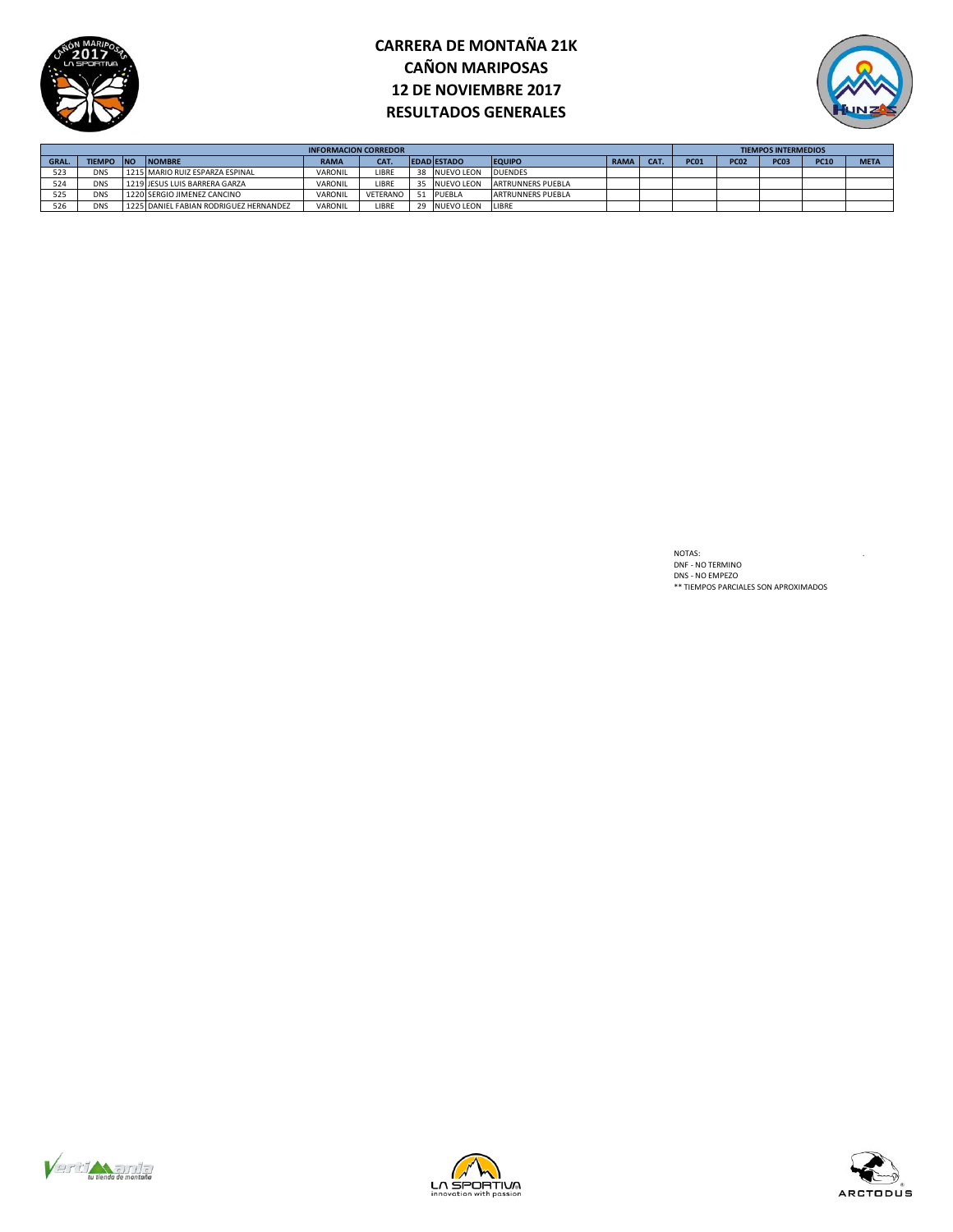# CARRERA DE MONTAÑA 21K
# CAÑON MARIPOSAS
# 12 DE NOVIEMBRE 2017
# RESULTADOS GENERALES

| INFORMACION CORREDOR | | | | | | | | | | | | TIEMPOS INTERMEDIOS | | | | |
|---|---|---|---|---|---|---|---|---|---|---|---|---|---|---|---|---|
| GRAL. | TIEMPO | NO | NOMBRE | RAMA | CAT. | EDAD | ESTADO | EQUIPO | RAMA | CAT. | PC01 | PC02 | PC03 | PC10 | META |
| 523 | DNS | 1215 | MARIO RUIZ ESPARZA ESPINAL | VARONIL | LIBRE | 38 | NUEVO LEON | DUENDES | | | | | | | |
| 524 | DNS | 1219 | JESUS LUIS BARRERA GARZA | VARONIL | LIBRE | 35 | NUEVO LEON | ARTRUNNERS PUEBLA | | | | | | | |
| 525 | DNS | 1220 | SERGIO JIMENEZ CANCINO | VARONIL | VETERANO | 51 | PUEBLA | ARTRUNNERS PUEBLA | | | | | | | |
| 526 | DNS | 1225 | DANIEL FABIAN RODRIGUEZ HERNANDEZ | VARONIL | LIBRE | 29 | NUEVO LEON | LIBRE | | | | | | | |

NOTAS:
DNF - NO TERMINO
DNS - NO EMPEZO
** TIEMPOS PARCIALES SON APROXIMADOS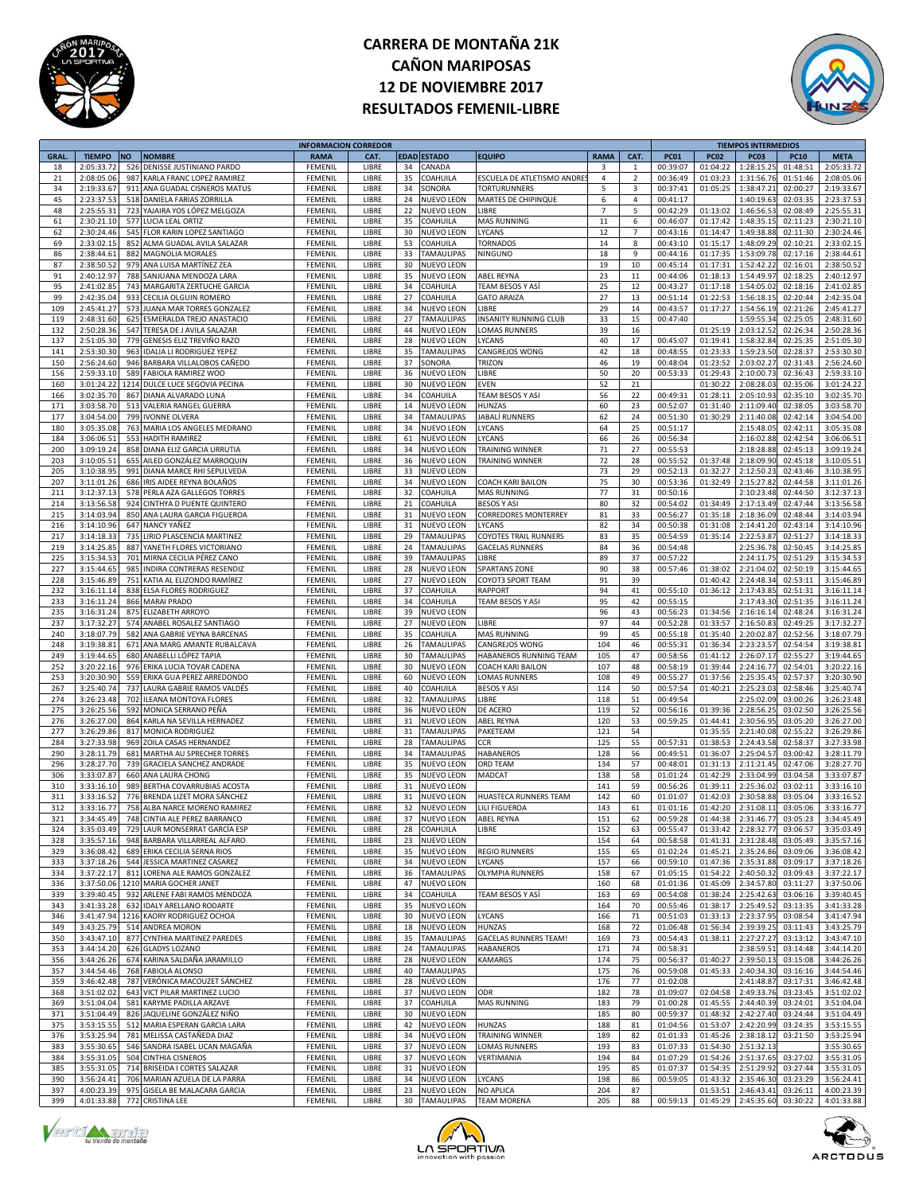# CARRERA DE MONTAÑA 21K
# CAÑON MARIPOSAS
# 12 DE NOVIEMBRE 2017
# RESULTADOS FEMENIL-LIBRE

| INFORMACION CORREDOR | | | | | | | | | | | TIEMPOS INTERMEDIOS | | | | |
|---|---|---|---|---|---|---|---|---|---|---|---|---|---|---|---|
| GRAL. | TIEMPO | NO | NOMBRE | RAMA | CAT. | EDAD | ESTADO | EQUIPO | RAMA | CAT. | PC01 | PC02 | PC03 | PC10 | META |
| 18 | 2:05:33.72 | 526 | DENISSE JUSTINIANO PARDO | FEMENIL | LIBRE | 34 | CANADA | | 3 | 1 | 00:39:07 | 01:04:22 | 1:28:15.25 | 01:48:51 | 2:05:33.72 |
| 21 | 2:08:05.06 | 987 | KARLA FRANC LOPEZ RAMIREZ | FEMENIL | LIBRE | 35 | COAHUILA | ESCUELA DE ATLETISMO ANDRES | 4 | 2 | 00:36:49 | 01:03:23 | 1:31:56.76 | 01:51:46 | 2:08:05.06 |
| 34 | 2:19:33.67 | 911 | ANA GUADAL CISNEROS MATUS | FEMENIL | LIBRE | 34 | SONORA | TORTURUNNERS | 5 | 3 | 00:37:41 | 01:05:25 | 1:38:47.21 | 02:00:27 | 2:19:33.67 |
| 45 | 2:23:37.53 | 518 | DANIELA FARIAS ZORRILLA | FEMENIL | LIBRE | 24 | NUEVO LEON | MARTES DE CHIPINQUE | 6 | 4 | 00:41:17 | | 1:40:19.63 | 02:03:35 | 2:23:37.53 |
| 48 | 2:25:55.31 | 723 | YAJAIRA YOS LÓPEZ MELGOZA | FEMENIL | LIBRE | 22 | NUEVO LEON | LIBRE | 7 | 5 | 00:42:29 | 01:13:02 | 1:46:56.53 | 02:08:49 | 2:25:55.31 |
| 61 | 2:30:21.10 | 577 | LUCIA LEAL ORTIZ | FEMENIL | LIBRE | 35 | COAHUILA | MAS RUNNING | 11 | 6 | 00:46:07 | 01:17:42 | 1:48:35.15 | 02:11:23 | 2:30:21.10 |
| 62 | 2:30:24.46 | 545 | FLOR KARIN LOPEZ SANTIAGO | FEMENIL | LIBRE | 30 | NUEVO LEON | LYCANS | 12 | 7 | 00:43:16 | 01:14:47 | 1:49:38.88 | 02:11:30 | 2:30:24.46 |
| 69 | 2:33:02.15 | 852 | ALMA GUADAL AVILA SALAZAR | FEMENIL | LIBRE | 53 | COAHUILA | TORNADOS | 14 | 8 | 00:43:10 | 01:15:17 | 1:48:09.29 | 02:10:21 | 2:33:02.15 |
| 86 | 2:38:44.61 | 882 | MAGNOLIA MORALES | FEMENIL | LIBRE | 33 | TAMAULIPAS | NINGUNO | 18 | 9 | 00:44:16 | 01:17:35 | 1:53:09.78 | 02:17:16 | 2:38:44.61 |
| 87 | 2:38:50.52 | 979 | ANA LUISA MARTÍNEZ ZEA | FEMENIL | LIBRE | 30 | NUEVO LEON | | 19 | 10 | 00:45:14 | 01:17:31 | 1:52:42.22 | 02:16:01 | 2:38:50.52 |
| 91 | 2:40:12.97 | 788 | SANJUANA MENDOZA LARA | FEMENIL | LIBRE | 35 | NUEVO LEON | ABEL REYNA | 23 | 11 | 00:44:06 | 01:18:13 | 1:54:49.97 | 02:18:25 | 2:40:12.97 |
| 95 | 2:41:02.85 | 743 | MARGARITA ZERTUCHE GARCIA | FEMENIL | LIBRE | 34 | COAHUILA | TEAM BESOS Y ASÍ | 25 | 12 | 00:43:27 | 01:17:18 | 1:54:05.02 | 02:18:16 | 2:41:02.85 |
| 99 | 2:42:35.04 | 933 | CECILIA OLGUIN ROMERO | FEMENIL | LIBRE | 27 | COAHUILA | GATO ARAIZA | 27 | 13 | 00:51:14 | 01:22:53 | 1:56:18.15 | 02:20:44 | 2:42:35.04 |
| 109 | 2:45:41.27 | 573 | JUANA MAR TORRES GONZALEZ | FEMENIL | LIBRE | 34 | NUEVO LEON | LIBRE | 29 | 14 | 00:43:57 | 01:17:27 | 1:54:56.19 | 02:21:26 | 2:45:41.27 |
| 119 | 2:48:31.60 | 625 | ESMERALDA TREJO ANASTACIO | FEMENIL | LIBRE | 27 | TAMAULIPAS | INSANITY RUNNING CLUB | 33 | 15 | 00:47:40 | | 1:59:55.34 | 02:25:05 | 2:48:31.60 |
| 132 | 2:50:28.36 | 547 | TERESA DE J AVILA SALAZAR | FEMENIL | LIBRE | 44 | NUEVO LEON | LOMAS RUNNERS | 39 | 16 | | 01:25:19 | 2:03:12.52 | 02:26:34 | 2:50:28.36 |
| 137 | 2:51:05.30 | 779 | GENESIS ELIZ TREVIÑO RAZO | FEMENIL | LIBRE | 28 | NUEVO LEON | LYCANS | 40 | 17 | 00:45:07 | 01:19:41 | 1:58:32.84 | 02:25:35 | 2:51:05.30 |
| 141 | 2:53:30.30 | 963 | IDALIA LI RODRIGUEZ YEPEZ | FEMENIL | LIBRE | 35 | TAMAULIPAS | CANGREJOS WONG | 42 | 18 | 00:48:55 | 01:23:33 | 1:59:23.50 | 02:28:37 | 2:53:30.30 |
| 150 | 2:56:24.60 | 946 | BARBARA VILLALOBOS CAÑEDO | FEMENIL | LIBRE | 37 | SONORA | TRIZON | 46 | 19 | 00:48:04 | 01:23:52 | 2:03:02.27 | 02:31:43 | 2:56:24.60 |
| 156 | 2:59:33.10 | 589 | FABIOLA RAMIREZ WOO | FEMENIL | LIBRE | 36 | NUEVO LEON | LIBRE | 50 | 20 | 00:53:33 | 01:29:43 | 2:10:00.73 | 02:36:43 | 2:59:33.10 |
| 160 | 3:01:24.22 | 1214 | DULCE LUCE SEGOVIA PECINA | FEMENIL | LIBRE | 30 | NUEVO LEON | EVEN | 52 | 21 | | 01:30:22 | 2:08:28.03 | 02:35:06 | 3:01:24.22 |
| 166 | 3:02:35.70 | 867 | DIANA ALVARADO LUNA | FEMENIL | LIBRE | 34 | COAHUILA | TEAM BESOS Y ASI | 56 | 22 | 00:49:31 | 01:28:11 | 2:05:10.93 | 02:35:10 | 3:02:35.70 |
| 171 | 3:03:58.70 | 513 | VALERIA RANGEL GUERRA | FEMENIL | LIBRE | 14 | NUEVO LEON | HUNZAS | 60 | 23 | 00:52:07 | 01:31:40 | 2:11:09.40 | 02:38:05 | 3:03:58.70 |
| 177 | 3:04:54.00 | 799 | IVONNE OLVERA | FEMENIL | LIBRE | 34 | TAMAULIPAS | JABALÍ RUNNERS | 62 | 24 | 00:51:30 | 01:30:29 | 2:11:40.08 | 02:42:14 | 3:04:54.00 |
| 180 | 3:05:35.08 | 763 | MARIA LOS ANGELES MEDRANO | FEMENIL | LIBRE | 34 | NUEVO LEON | LYCANS | 64 | 25 | 00:51:17 | | 2:15:48.05 | 02:42:11 | 3:05:35.08 |
| 184 | 3:06:06.51 | 553 | HADITH RAMIREZ | FEMENIL | LIBRE | 61 | NUEVO LEON | LYCANS | 66 | 26 | 00:56:34 | | 2:16:02.88 | 02:42:54 | 3:06:06.51 |
| 200 | 3:09:19.24 | 858 | DIANA ELIZ GARCIA URRUTIA | FEMENIL | LIBRE | 34 | NUEVO LEON | TRAINING WINNER | 71 | 27 | 00:55:53 | | 2:18:28.88 | 02:45:13 | 3:09:19.24 |
| 203 | 3:10:05.51 | 655 | AILED GONZÁLEZ MARROQUIN | FEMENIL | LIBRE | 36 | NUEVO LEON | TRAINING WINNER | 72 | 28 | 00:55:52 | 01:37:48 | 2:18:09.90 | 02:45:18 | 3:10:05.51 |
| 205 | 3:10:38.95 | 991 | DIANA MARCE RHI SEPULVEDA | FEMENIL | LIBRE | 33 | NUEVO LEON | | 73 | 29 | 00:52:13 | 01:32:27 | 2:12:50.23 | 02:43:46 | 3:10:38.95 |
| 207 | 3:11:01.26 | 686 | IRIS AIDEE REYNA BOLAÑOS | FEMENIL | LIBRE | 34 | NUEVO LEON | COACH KARI BAILON | 75 | 30 | 00:53:36 | 01:32:49 | 2:15:27.82 | 02:44:58 | 3:11:01.26 |
| 211 | 3:12:37.13 | 578 | PERLA AZA GALLEGOS TORRES | FEMENIL | LIBRE | 32 | COAHUILA | MAS RUNNING | 77 | 31 | 00:50:16 | | 2:10:23.48 | 02:44:50 | 3:12:37.13 |
| 214 | 3:13:56.58 | 924 | CINTHYA D PUENTE QUINTERO | FEMENIL | LIBRE | 21 | COAHUILA | BESOS Y ASI | 80 | 32 | 00:54:02 | 01:34:49 | 2:17:13.49 | 02:47:44 | 3:13:56.58 |
| 215 | 3:14:03.94 | 850 | ANA LAURA GARCIA FIGUEROA | FEMENIL | LIBRE | 31 | NUEVO LEON | CORREDORES MONTERREY | 81 | 33 | 00:56:27 | 01:35:18 | 2:18:36.09 | 02:48:44 | 3:14:03.94 |
| 216 | 3:14:10.96 | 647 | NANCY YAÑEZ | FEMENIL | LIBRE | 31 | NUEVO LEON | LYCANS | 82 | 34 | 00:50:38 | 01:31:08 | 2:14:41.20 | 02:43:14 | 3:14:10.96 |
| 217 | 3:14:18.33 | 735 | LIRIO PLASCENCIA MARTINEZ | FEMENIL | LIBRE | 29 | TAMAULIPAS | COYOTES TRAIL RUNNERS | 83 | 35 | 00:54:59 | 01:35:14 | 2:22:53.87 | 02:51:27 | 3:14:18.33 |
| 219 | 3:14:25.85 | 887 | YANETH FLORES VICTORIANO | FEMENIL | LIBRE | 24 | TAMAULIPAS | GACELAS RUNNERS | 84 | 36 | 00:54:48 | | 2:25:36.78 | 02:50:45 | 3:14:25.85 |
| 225 | 3:15:34.53 | 701 | MIRNA CECILIA PÉREZ CANO | FEMENIL | LIBRE | 39 | TAMAULIPAS | LIBRE | 89 | 37 | 00:57:22 | | 2:24:11.75 | 02:51:29 | 3:15:34.53 |
| 227 | 3:15:44.65 | 985 | INDIRA CONTRERAS RESENDIZ | FEMENIL | LIBRE | 28 | NUEVO LEON | SPARTANS ZONE | 90 | 38 | 00:57:46 | 01:38:02 | 2:21:04.02 | 02:50:19 | 3:15:44.65 |
| 228 | 3:15:46.89 | 751 | KATIA AL ELIZONDO RAMÍREZ | FEMENIL | LIBRE | 27 | NUEVO LEON | COYOT3 SPORT TEAM | 91 | 39 | | 01:40:42 | 2:24:48.34 | 02:53:11 | 3:15:46.89 |
| 232 | 3:16:11.14 | 838 | ELSA FLORES RODRIGUEZ | FEMENIL | LIBRE | 37 | COAHUILA | RAPPORT | 94 | 41 | 00:55:10 | 01:36:12 | 2:17:43.85 | 02:51:31 | 3:16:11.14 |
| 233 | 3:16:11.24 | 866 | MARAI PRADO | FEMENIL | LIBRE | 34 | COAHUILA | TEAM BESOS Y ASI | 95 | 42 | 00:55:15 | | 2:17:43.30 | 02:51:35 | 3:16:11.24 |
| 235 | 3:16:31.24 | 875 | ELIZABETH ARROYO | FEMENIL | LIBRE | 39 | NUEVO LEON | | 96 | 43 | 00:56:23 | 01:34:56 | 2:16:16.14 | 02:48:24 | 3:16:31.24 |
| 237 | 3:17:32.27 | 574 | ANABEL ROSALEZ SANTIAGO | FEMENIL | LIBRE | 27 | NUEVO LEON | LIBRE | 97 | 44 | 00:52:28 | 01:33:57 | 2:16:50.83 | 02:49:25 | 3:17:32.27 |
| 240 | 3:18:07.79 | 582 | ANA GABRIE VEYNA BARCENAS | FEMENIL | LIBRE | 35 | COAHUILA | MAS RUNNING | 99 | 45 | 00:55:18 | 01:35:40 | 2:20:02.87 | 02:52:56 | 3:18:07.79 |
| 248 | 3:19:38.81 | 671 | ANA MARG AMANTE RUBALCAVA | FEMENIL | LIBRE | 26 | TAMAULIPAS | CANGREJOS WONG | 104 | 46 | 00:55:31 | 01:36:34 | 2:23:23.57 | 02:54:54 | 3:19:38.81 |
| 249 | 3:19:44.65 | 680 | ANABELLI LÓPEZ TAPIA | FEMENIL | LIBRE | 30 | TAMAULIPAS | HABANEROS RUNNING TEAM | 105 | 47 | 00:58:56 | 01:41:12 | 2:26:07.17 | 02:55:27 | 3:19:44.65 |
| 252 | 3:20:22.16 | 976 | ERIKA LUCIA TOVAR CADENA | FEMENIL | LIBRE | 30 | NUEVO LEON | COACH KARI BAILON | 107 | 48 | 00:58:19 | 01:39:44 | 2:24:16.77 | 02:54:01 | 3:20:22.16 |
| 253 | 3:20:30.90 | 559 | ERIKA GUA PEREZ ARREDONDO | FEMENIL | LIBRE | 60 | NUEVO LEON | LOMAS RUNNERS | 108 | 49 | 00:55:27 | 01:37:56 | 2:25:35.45 | 02:57:37 | 3:20:30.90 |
| 267 | 3:25:40.74 | 737 | LAURA GABRIE RAMOS VALDÉS | FEMENIL | LIBRE | 40 | COAHUILA | BESOS Y ASI | 114 | 50 | 00:57:54 | 01:40:21 | 2:25:23.03 | 02:58:46 | 3:25:40.74 |
| 274 | 3:26:23.48 | 702 | ILEANA MONTOYA FLORES | FEMENIL | LIBRE | 32 | TAMAULIPAS | LIBRE | 118 | 51 | 00:49:54 | | 2:25:02.09 | 03:00:26 | 3:26:23.48 |
| 275 | 3:26:25.56 | 592 | MONICA SERRANO PEÑA | FEMENIL | LIBRE | 36 | NUEVO LEON | DE ACERO | 119 | 52 | 00:56:16 | 01:39:36 | 2:28:56.25 | 03:02:50 | 3:26:25.56 |
| 276 | 3:26:27.00 | 864 | KARLA NA SEVILLA HERNADEZ | FEMENIL | LIBRE | 31 | NUEVO LEON | ABEL REYNA | 120 | 53 | 00:59:25 | 01:44:41 | 2:30:56.95 | 03:05:20 | 3:26:27.00 |
| 277 | 3:26:29.86 | 817 | MONICA RODRIGUEZ | FEMENIL | LIBRE | 31 | TAMAULIPAS | PAKETEAM | 121 | 54 | | 01:35:55 | 2:21:40.08 | 02:55:22 | 3:26:29.86 |
| 284 | 3:27:33.98 | 969 | ZOILA CASAS HERNANDEZ | FEMENIL | LIBRE | 28 | TAMAULIPAS | CCR | 125 | 55 | 00:57:31 | 01:38:53 | 2:24:43.58 | 02:58:37 | 3:27:33.98 |
| 290 | 3:28:11.79 | 681 | MARTHA AU SPRECHER TORRES | FEMENIL | LIBRE | 34 | TAMAULIPAS | HABANEROS | 128 | 56 | 00:49:51 | 01:36:07 | 2:25:04.57 | 03:00:42 | 3:28:11.79 |
| 296 | 3:28:27.70 | 739 | GRACIELA SANCHEZ ANDRADE | FEMENIL | LIBRE | 35 | NUEVO LEON | ORD TEAM | 134 | 57 | 00:48:01 | 01:31:13 | 2:11:21.45 | 02:47:06 | 3:28:27.70 |
| 306 | 3:33:07.87 | 660 | ANA LAURA CHONG | FEMENIL | LIBRE | 35 | NUEVO LEON | MADCAT | 138 | 58 | 01:01:24 | 01:42:29 | 2:33:04.99 | 03:04:58 | 3:33:07.87 |
| 310 | 3:33:16.10 | 989 | BERTHA COVARRUBIAS ACOSTA | FEMENIL | LIBRE | 31 | NUEVO LEON | | 141 | 59 | 00:56:26 | 01:39:11 | 2:25:36.02 | 03:02:11 | 3:33:16.10 |
| 311 | 3:33:16.52 | 776 | BRENDA LIZET MORA SÁNCHEZ | FEMENIL | LIBRE | 31 | NUEVO LEON | HUASTECA RUNNERS TEAM | 142 | 60 | 01:01:07 | 01:42:03 | 2:30:58.88 | 03:05:04 | 3:33:16.52 |
| 312 | 3:33:16.77 | 758 | ALBA NARCE MORENO RAMIREZ | FEMENIL | LIBRE | 32 | NUEVO LEON | LILI FIGUEROA | 143 | 61 | 01:01:16 | 01:42:20 | 2:31:08.11 | 03:05:06 | 3:33:16.77 |
| 321 | 3:34:45.49 | 748 | CINTIA ALE PEREZ BARRANCO | FEMENIL | LIBRE | 37 | NUEVO LEON | ABEL REYNA | 151 | 62 | 00:59:28 | 01:44:38 | 2:31:46.77 | 03:05:23 | 3:34:45.49 |
| 324 | 3:35:03.49 | 729 | LAUR MONSERRAT GARCÍA ESP | FEMENIL | LIBRE | 28 | COAHUILA | LIBRE | 152 | 63 | 00:55:47 | 01:33:42 | 2:28:32.77 | 03:06:57 | 3:35:03.49 |
| 328 | 3:35:57.16 | 948 | BARBARA VILLARREAL ALFARO | FEMENIL | LIBRE | 23 | NUEVO LEON | | 154 | 64 | 00:58:58 | 01:41:31 | 2:31:28.48 | 03:05:49 | 3:35:57.16 |
| 329 | 3:36:08.42 | 689 | ERIKA CECILIA SERNA RIOS | FEMENIL | LIBRE | 35 | NUEVO LEON | REGIO RUNNERS | 155 | 65 | 01:02:24 | 01:45:21 | 2:35:24.86 | 03:09:06 | 3:36:08.42 |
| 333 | 3:37:18.26 | 544 | JESSICA MARTINEZ CASAREZ | FEMENIL | LIBRE | 34 | NUEVO LEON | LYCANS | 157 | 66 | 00:59:10 | 01:47:36 | 2:35:31.88 | 03:09:17 | 3:37:18.26 |
| 334 | 3:37:22.17 | 811 | LORENA ALE RAMOS GONZALEZ | FEMENIL | LIBRE | 36 | TAMAULIPAS | OLYMPIA RUNNERS | 158 | 67 | 01:05:15 | 01:54:22 | 2:40:50.32 | 03:09:43 | 3:37:22.17 |
| 336 | 3:37:50.06 | 1210 | MARIA GOCHER JANET | FEMENIL | LIBRE | 47 | NUEVO LEON | | 160 | 68 | 01:01:36 | 01:45:09 | 2:34:57.80 | 03:11:27 | 3:37:50.06 |
| 339 | 3:39:40.45 | 932 | ARLENE FABI RAMOS MENDOZA | FEMENIL | LIBRE | 34 | COAHUILA | TEAM BESOS Y ASÍ | 163 | 69 | 00:54:08 | 01:38:24 | 2:25:42.63 | 03:06:16 | 3:39:40.45 |
| 343 | 3:41:33.28 | 632 | IDALY ARELLANO RODARTE | FEMENIL | LIBRE | 35 | NUEVO LEON | | 164 | 70 | 00:55:46 | 01:38:17 | 2:25:49.52 | 03:13:35 | 3:41:33.28 |
| 346 | 3:41:47.94 | 1216 | KAORY RODRIGUEZ OCHOA | FEMENIL | LIBRE | 30 | NUEVO LEON | LYCANS | 166 | 71 | 00:51:03 | 01:33:13 | 2:23:37.95 | 03:08:54 | 3:41:47.94 |
| 349 | 3:43:25.79 | 514 | ANDREA MORON | FEMENIL | LIBRE | 18 | NUEVO LEON | HUNZAS | 168 | 72 | 01:06:48 | 01:56:34 | 2:39:39.25 | 03:11:43 | 3:43:25.79 |
| 350 | 3:43:47.10 | 877 | CYNTHIA MARTINEZ PAREDES | FEMENIL | LIBRE | 35 | TAMAULIPAS | GACELAS RUNNERS TEAM! | 169 | 73 | 00:54:43 | 01:38:11 | 2:27:27.27 | 03:13:12 | 3:43:47.10 |
| 353 | 3:44:14.20 | 626 | GLADYS LOZANO | FEMENIL | LIBRE | 24 | TAMAULIPAS | HABANEROS | 171 | 74 | 00:58:31 | | 2:38:59.51 | 03:14:48 | 3:44:14.20 |
| 356 | 3:44:26.26 | 674 | KARINA SALDAÑA JARAMILLO | FEMENIL | LIBRE | 28 | NUEVO LEON | KAMARGS | 174 | 75 | 00:56:37 | 01:40:27 | 2:39:50.13 | 03:15:08 | 3:44:26.26 |
| 357 | 3:44:54.46 | 768 | FABIOLA ALONSO | FEMENIL | LIBRE | 40 | TAMAULIPAS | | 175 | 76 | 00:59:08 | 01:45:33 | 2:40:34.30 | 03:16:16 | 3:44:54.46 |
| 359 | 3:46:42.48 | 787 | VERÓNICA MACOUZET SÁNCHEZ | FEMENIL | LIBRE | 28 | NUEVO LEON | | 176 | 77 | 01:02:08 | | 2:41:48.87 | 03:17:31 | 3:46:42.48 |
| 368 | 3:51:02.02 | 643 | VICT PILAR MARTINEZ LUCIO | FEMENIL | LIBRE | 37 | NUEVO LEON | ODR | 182 | 78 | 01:09:07 | 02:04:58 | 2:49:33.76 | 03:23:45 | 3:51:02.02 |
| 369 | 3:51:04.04 | 581 | KARYME PADILLA ARZAVE | FEMENIL | LIBRE | 37 | COAHUILA | MAS RUNNING | 183 | 79 | 01:00:28 | 01:45:55 | 2:44:40.39 | 03:24:01 | 3:51:04.04 |
| 371 | 3:51:04.49 | 826 | JAQUELINE GONZÁLEZ NIÑO | FEMENIL | LIBRE | 30 | NUEVO LEON | | 185 | 80 | 00:59:37 | 01:48:32 | 2:42:27.40 | 03:24:44 | 3:51:04.49 |
| 375 | 3:53:15.55 | 512 | MARIA ESPERAN GARCIA LARA | FEMENIL | LIBRE | 42 | NUEVO LEON | HUNZAS | 188 | 81 | 01:04:56 | 01:53:07 | 2:42:20.99 | 03:24:35 | 3:53:15.55 |
| 376 | 3:53:25.94 | 781 | MELISSA CASTAÑEDA DIAZ | FEMENIL | LIBRE | 34 | NUEVO LEON | TRAINING WINNER | 189 | 82 | 01:01:33 | 01:45:26 | 2:38:18.12 | 03:21:50 | 3:53:25.94 |
| 383 | 3:55:30.65 | 546 | SANDRA ISABEL UCAN MAGAÑA | FEMENIL | LIBRE | 37 | NUEVO LEON | LOMAS RUNNERS | 193 | 83 | 01:07:33 | 01:54:30 | 2:51:32.13 | | 3:55:30.65 |
| 384 | 3:55:31.05 | 504 | CINTHIA CISNEROS | FEMENIL | LIBRE | 37 | NUEVO LEON | VERTIMANIA | 194 | 84 | 01:07:29 | 01:54:26 | 2:51:37.65 | 03:27:02 | 3:55:31.05 |
| 385 | 3:55:31.05 | 714 | BRISEIDA I CORTES SALAZAR | FEMENIL | LIBRE | 31 | NUEVO LEON | | 195 | 85 | 01:07:37 | 01:54:35 | 2:51:29.92 | 03:27:44 | 3:55:31.05 |
| 390 | 3:56:24.41 | 706 | MARIAN AZUELA DE LA PARRA | FEMENIL | LIBRE | 34 | NUEVO LEON | LYCANS | 198 | 86 | 00:59:05 | 01:43:32 | 2:35:46.30 | 03:23:29 | 3:56:24.41 |
| 397 | 4:00:23.39 | 975 | GISELA BE MALACARA GARCIA | FEMENIL | LIBRE | 23 | NUEVO LEON | NO APLICA | 204 | 87 | | 01:53:51 | 2:46:43.41 | 03:26:11 | 4:00:23.39 |
| 399 | 4:01:33.88 | 772 | CRISTINA LEE | FEMENIL | LIBRE | 30 | TAMAULIPAS | TEAM MORENA | 205 | 88 | 00:59:13 | 01:45:29 | 2:45:35.60 | 03:30:22 | 4:01:33.88 |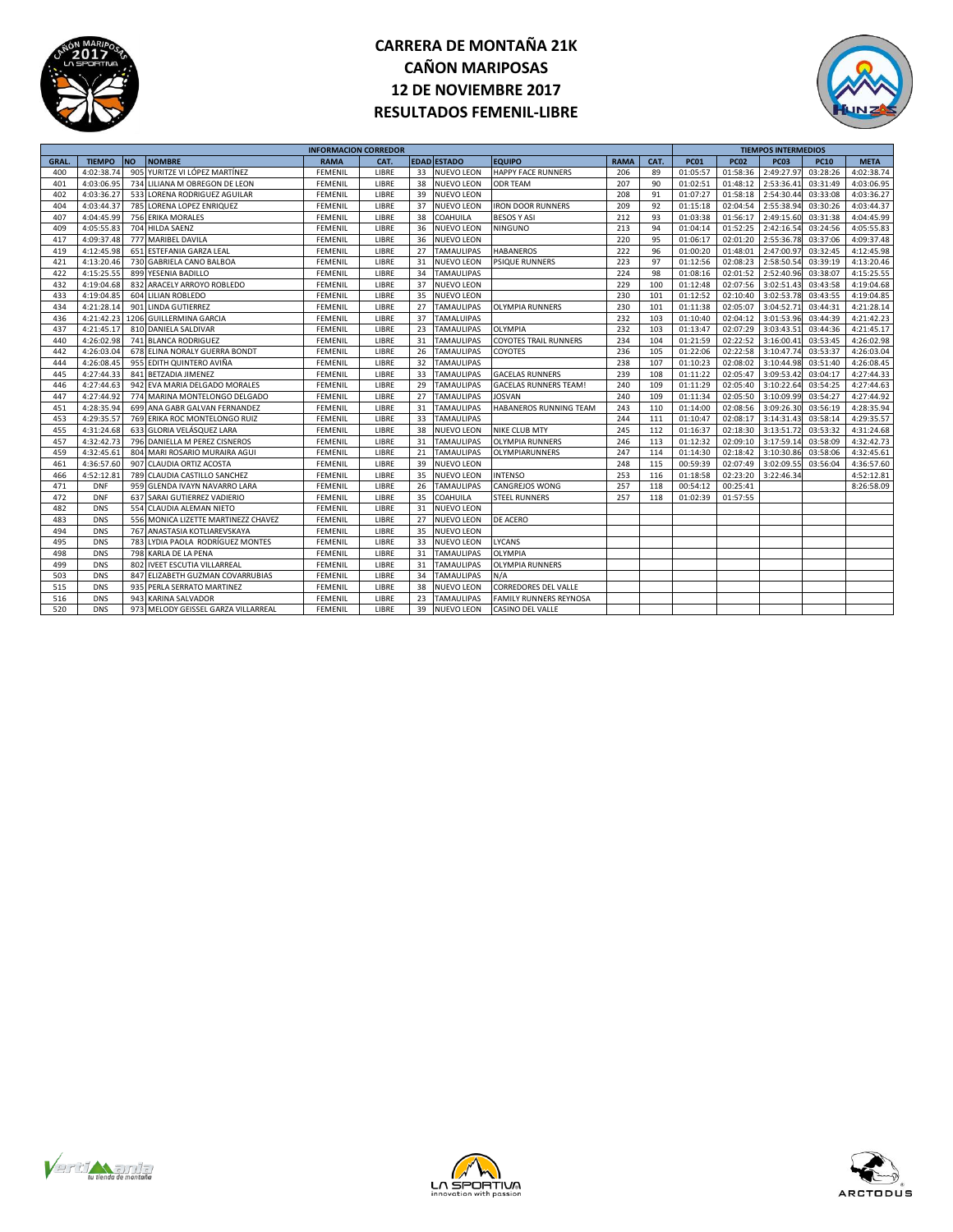# CARRERA DE MONTAÑA 21K
# CAÑON MARIPOSAS
# 12 DE NOVIEMBRE 2017
# RESULTADOS FEMENIL-LIBRE

| INFORMACION CORREDOR | | | | | | | | | | | TIEMPOS INTERMEDIOS | | | | |
|---|---|---|---|---|---|---|---|---|---|---|---|---|---|---|---|
| GRAL. | TIEMPO | NO | NOMBRE | RAMA | CAT. | EDAD | ESTADO | EQUIPO | RAMA | CAT. | PC01 | PC02 | PC03 | PC10 | META |
| 400 | 4:02:38.74 | 905 | YURITZE VI LÓPEZ MARTÍNEZ | FEMENIL | LIBRE | 33 | NUEVO LEON | HAPPY FACE RUNNERS | 206 | 89 | 01:05:57 | 01:58:36 | 2:49:27.97 | 03:28:26 | 4:02:38.74 |
| 401 | 4:03:06.95 | 734 | LILIANA M OBREGON DE LEON | FEMENIL | LIBRE | 38 | NUEVO LEON | ODR TEAM | 207 | 90 | 01:02:51 | 01:48:12 | 2:53:36.41 | 03:31:49 | 4:03:06.95 |
| 402 | 4:03:36.27 | 533 | LORENA RODRIGUEZ AGUILAR | FEMENIL | LIBRE | 39 | NUEVO LEON | | 208 | 91 | 01:07:27 | 01:58:18 | 2:54:30.44 | 03:33:08 | 4:03:36.27 |
| 404 | 4:03:44.37 | 785 | LORENA LOPEZ ENRIQUEZ | FEMENIL | LIBRE | 37 | NUEVO LEON | IRON DOOR RUNNERS | 209 | 92 | 01:15:18 | 02:04:54 | 2:55:38.94 | 03:30:26 | 4:03:44.37 |
| 407 | 4:04:45.99 | 756 | ERIKA MORALES | FEMENIL | LIBRE | 38 | COAHUILA | BESOS Y ASI | 212 | 93 | 01:03:38 | 01:56:17 | 2:49:15.60 | 03:31:38 | 4:04:45.99 |
| 409 | 4:05:55.83 | 704 | HILDA SAENZ | FEMENIL | LIBRE | 36 | NUEVO LEON | NINGUNO | 213 | 94 | 01:04:14 | 01:52:25 | 2:42:16.54 | 03:24:56 | 4:05:55.83 |
| 417 | 4:09:37.48 | 777 | MARIBEL DAVILA | FEMENIL | LIBRE | 36 | NUEVO LEON | | 220 | 95 | 01:06:17 | 02:01:20 | 2:55:36.78 | 03:37:06 | 4:09:37.48 |
| 419 | 4:12:45.98 | 651 | ESTEFANIA GARZA LEAL | FEMENIL | LIBRE | 27 | TAMAULIPAS | HABANEROS | 222 | 96 | 01:00:20 | 01:48:01 | 2:47:00.97 | 03:32:45 | 4:12:45.98 |
| 421 | 4:13:20.46 | 730 | GABRIELA CANO BALBOA | FEMENIL | LIBRE | 31 | NUEVO LEON | PSIQUE RUNNERS | 223 | 97 | 01:12:56 | 02:08:23 | 2:58:50.54 | 03:39:19 | 4:13:20.46 |
| 422 | 4:15:25.55 | 899 | YESENIA BADILLO | FEMENIL | LIBRE | 34 | TAMAULIPAS | | 224 | 98 | 01:08:16 | 02:01:52 | 2:52:40.96 | 03:38:07 | 4:15:25.55 |
| 432 | 4:19:04.68 | 832 | ARACELY ARROYO ROBLEDO | FEMENIL | LIBRE | 37 | NUEVO LEON | | 229 | 100 | 01:12:48 | 02:07:56 | 3:02:51.43 | 03:43:58 | 4:19:04.68 |
| 433 | 4:19:04.85 | 604 | LILIAN ROBLEDO | FEMENIL | LIBRE | 35 | NUEVO LEON | | 230 | 101 | 01:12:52 | 02:10:40 | 3:02:53.78 | 03:43:55 | 4:19:04.85 |
| 434 | 4:21:28.14 | 901 | LINDA GUTIERREZ | FEMENIL | LIBRE | 27 | TAMAULIPAS | OLYMPIA RUNNERS | 230 | 101 | 01:11:38 | 02:05:07 | 3:04:52.71 | 03:44:31 | 4:21:28.14 |
| 436 | 4:21:42.23 | 1206 | GUILLERMINA GARCIA | FEMENIL | LIBRE | 37 | TAMALUIPAS | | 232 | 103 | 01:10:40 | 02:04:12 | 3:01:53.96 | 03:44:39 | 4:21:42.23 |
| 437 | 4:21:45.17 | 810 | DANIELA SALDIVAR | FEMENIL | LIBRE | 23 | TAMAULIPAS | OLYMPIA | 232 | 103 | 01:13:47 | 02:07:29 | 3:03:43.51 | 03:44:36 | 4:21:45.17 |
| 440 | 4:26:02.98 | 741 | BLANCA RODRIGUEZ | FEMENIL | LIBRE | 31 | TAMAULIPAS | COYOTES TRAIL RUNNERS | 234 | 104 | 01:21:59 | 02:22:52 | 3:16:00.41 | 03:53:45 | 4:26:02.98 |
| 442 | 4:26:03.04 | 678 | ELINA NORALY GUERRA BONDT | FEMENIL | LIBRE | 26 | TAMAULIPAS | COYOTES | 236 | 105 | 01:22:06 | 02:22:58 | 3:10:47.74 | 03:53:37 | 4:26:03.04 |
| 444 | 4:26:08.45 | 955 | EDITH QUINTERO AVIÑA | FEMENIL | LIBRE | 32 | TAMAULIPAS | | 238 | 107 | 01:10:23 | 02:08:02 | 3:10:44.98 | 03:51:40 | 4:26:08.45 |
| 445 | 4:27:44.33 | 841 | BETZADIA JIMENEZ | FEMENIL | LIBRE | 33 | TAMAULIPAS | GACELAS RUNNERS | 239 | 108 | 01:11:22 | 02:05:47 | 3:09:53.42 | 03:04:17 | 4:27:44.33 |
| 446 | 4:27:44.63 | 942 | EVA MARIA DELGADO MORALES | FEMENIL | LIBRE | 29 | TAMAULIPAS | GACELAS RUNNERS TEAM! | 240 | 109 | 01:11:29 | 02:05:40 | 3:10:22.64 | 03:54:25 | 4:27:44.63 |
| 447 | 4:27:44.92 | 774 | MARINA MONTELONGO DELGADO | FEMENIL | LIBRE | 27 | TAMAULIPAS | JOSVAN | 240 | 109 | 01:11:34 | 02:05:50 | 3:10:09.99 | 03:54:27 | 4:27:44.92 |
| 451 | 4:28:35.94 | 699 | ANA GABR GALVAN FERNANDEZ | FEMENIL | LIBRE | 31 | TAMAULIPAS | HABANEROS RUNNING TEAM | 243 | 110 | 01:14:00 | 02:08:56 | 3:09:26.30 | 03:56:19 | 4:28:35.94 |
| 453 | 4:29:35.57 | 769 | ERIKA ROC MONTELONGO RUIZ | FEMENIL | LIBRE | 33 | TAMAULIPAS | | 244 | 111 | 01:10:47 | 02:08:17 | 3:14:31.43 | 03:58:14 | 4:29:35.57 |
| 455 | 4:31:24.68 | 633 | GLORIA VELÁSQUEZ LARA | FEMENIL | LIBRE | 38 | NUEVO LEON | NIKE CLUB MTY | 245 | 112 | 01:16:37 | 02:18:30 | 3:13:51.72 | 03:53:32 | 4:31:24.68 |
| 457 | 4:32:42.73 | 796 | DANIELLA M PEREZ CISNEROS | FEMENIL | LIBRE | 31 | TAMAULIPAS | OLYMPIA RUNNERS | 246 | 113 | 01:12:32 | 02:09:10 | 3:17:59.14 | 03:58:09 | 4:32:42.73 |
| 459 | 4:32:45.61 | 804 | MARI ROSARIO MURAIRA AGUI | FEMENIL | LIBRE | 21 | TAMAULIPAS | OLYMPIARUNNERS | 247 | 114 | 01:14:30 | 02:18:42 | 3:10:30.86 | 03:58:06 | 4:32:45.61 |
| 461 | 4:36:57.60 | 907 | CLAUDIA ORTIZ ACOSTA | FEMENIL | LIBRE | 39 | NUEVO LEON | | 248 | 115 | 00:59:39 | 02:07:49 | 3:02:09.55 | 03:56:04 | 4:36:57.60 |
| 466 | 4:52:12.81 | 789 | CLAUDIA CASTILLO SANCHEZ | FEMENIL | LIBRE | 35 | NUEVO LEON | INTENSO | 253 | 116 | 01:18:58 | 02:23:20 | 3:22:46.34 | | 4:52:12.81 |
| 471 | DNF | 959 | GLENDA IVAYN NAVARRO LARA | FEMENIL | LIBRE | 26 | TAMAULIPAS | CANGREJOS WONG | 257 | 118 | 00:54:12 | 00:25:41 | | | 8:26:58.09 |
| 472 | DNF | 637 | SARAI GUTIERREZ VADIERIO | FEMENIL | LIBRE | 35 | COAHUILA | STEEL RUNNERS | 257 | 118 | 01:02:39 | 01:57:55 | | | |
| 482 | DNS | 554 | CLAUDIA ALEMAN NIETO | FEMENIL | LIBRE | 31 | NUEVO LEON | | | | | | | | |
| 483 | DNS | 556 | MONICA LIZETTE MARTINEZZ CHAVEZ | FEMENIL | LIBRE | 27 | NUEVO LEON | DE ACERO | | | | | | | |
| 494 | DNS | 767 | ANASTASIA KOTLIAREVSKAYA | FEMENIL | LIBRE | 35 | NUEVO LEON | | | | | | | | |
| 495 | DNS | 783 | LYDIA PAOLA RODRÍGUEZ MONTES | FEMENIL | LIBRE | 33 | NUEVO LEON | LYCANS | | | | | | | |
| 498 | DNS | 798 | KARLA DE LA PENA | FEMENIL | LIBRE | 31 | TAMAULIPAS | OLYMPIA | | | | | | | |
| 499 | DNS | 802 | IVEET ESCUTIA VILLARREAL | FEMENIL | LIBRE | 31 | TAMAULIPAS | OLYMPIA RUNNERS | | | | | | | |
| 503 | DNS | 847 | ELIZABETH GUZMAN COVARRUBIAS | FEMENIL | LIBRE | 34 | TAMAULIPAS | N/A | | | | | | | |
| 515 | DNS | 935 | PERLA SERRATO MARTINEZ | FEMENIL | LIBRE | 38 | NUEVO LEON | CORREDORES DEL VALLE | | | | | | | |
| 516 | DNS | 943 | KARINA SALVADOR | FEMENIL | LIBRE | 23 | TAMAULIPAS | FAMILY RUNNERS REYNOSA | | | | | | | |
| 520 | DNS | 973 | MELODY GEISSEL GARZA VILLARREAL | FEMENIL | LIBRE | 39 | NUEVO LEON | CASINO DEL VALLE | | | | | | | |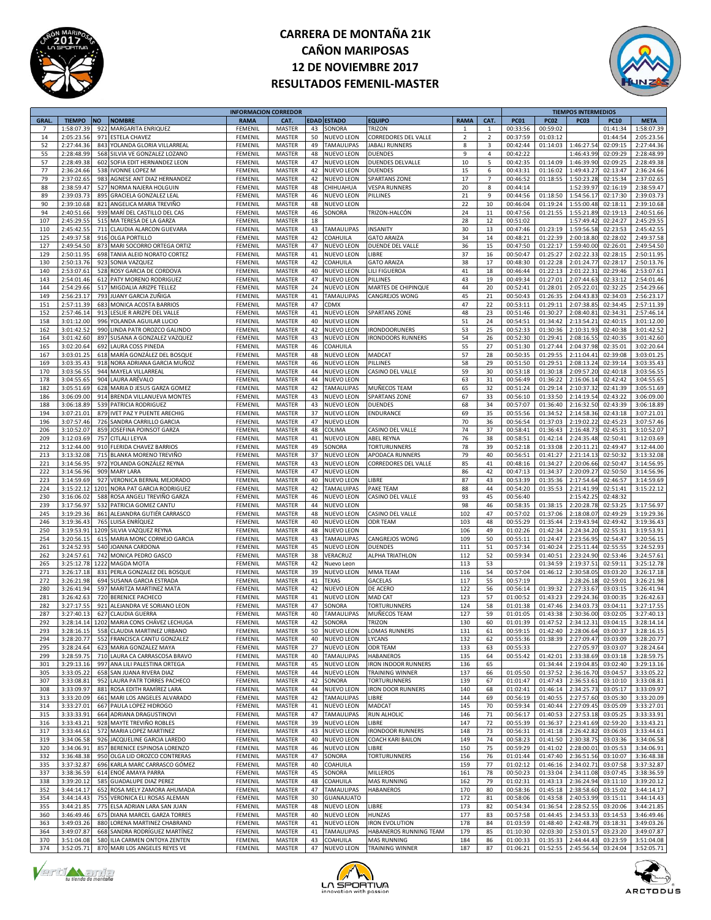# CARRERA DE MONTAÑA 21K
# CAÑON MARIPOSAS
# 12 DE NOVIEMBRE 2017
# RESULTADOS FEMENIL-MASTER

| INFORMACION CORREDOR | | | | | | | | | | | | TIEMPOS INTERMEDIOS | | | | |
|---|---|---|---|---|---|---|---|---|---|---|---|---|---|---|---|---|
| GRAL. | TIEMPO | NO | NOMBRE | RAMA | CAT. | EDAD | ESTADO | EQUIPO | RAMA | CAT. | PC01 | PC02 | PC03 | PC10 | META |
| 7 | 1:58:07.39 | 922 | MARGARITA ENRIQUEZ | FEMENIL | MASTER | 43 | SONORA | TRIZON | 1 | 1 | 00:33:56 | 00:59:02 | | 01:41:34 | 1:58:07.39 |
| 14 | 2:05:23.56 | 971 | ESTELA CHAVEZ | FEMENIL | MASTER | 50 | NUEVO LEON | CORREDORES DEL VALLE | 2 | 2 | 00:37:59 | 01:03:12 | | 01:44:54 | 2:05:23.56 |
| 52 | 2:27:44.36 | 843 | YOLANDA GLORIA VILLARREAL | FEMENIL | MASTER | 49 | TAMAULIPAS | JABALI RUNNERS | 8 | 3 | 00:42:44 | 01:14:03 | 1:46:27.54 | 02:09:15 | 2:27:44.36 |
| 55 | 2:28:48.99 | 568 | SILVIA VE GONZALEZ LOZANO | FEMENIL | MASTER | 48 | NUEVO LEON | DUENDES | 9 | 4 | 00:42:22 | | 1:46:43.99 | 02:09:29 | 2:28:48.99 |
| 57 | 2:28:49.38 | 602 | SOFIA EDIT HERNANDEZ LEON | FEMENIL | MASTER | 47 | NUEVO LEON | DUENDES DELVALLE | 10 | 5 | 00:42:35 | 01:14:09 | 1:46:39.90 | 02:09:25 | 2:28:49.38 |
| 77 | 2:36:24.66 | 538 | IVONNE LOPEZ M | FEMENIL | MASTER | 42 | NUEVO LEON | DUENDES | 15 | 6 | 00:43:31 | 01:16:02 | 1:49:43.27 | 02:13:47 | 2:36:24.66 |
| 79 | 2:37:02.65 | 983 | AGNESE ANT DIAZ HERNANDEZ | FEMENIL | MASTER | 42 | NUEVO LEON | SPARTANS ZONE | 17 | 7 | 00:46:52 | 01:18:55 | 1:50:23.28 | 02:15:34 | 2:37:02.65 |
| 88 | 2:38:59.47 | 527 | NORMA NAJERA HOLGUIN | FEMENIL | MASTER | 48 | CHIHUAHUA | VESPA RUNNERS | 20 | 8 | 00:44:14 | | 1:52:39.97 | 02:16:19 | 2:38:59.47 |
| 89 | 2:39:03.73 | 895 | GRACIELA GONZALEZ LEAL | FEMENIL | MASTER | 46 | NUEVO LEON | PILLINES | 21 | 9 | 00:44:56 | 01:18:50 | 1:54:56.17 | 02:17:30 | 2:39:03.73 |
| 90 | 2:39:10.68 | 821 | ANGELICA MARIA TREVIÑO | FEMENIL | MASTER | 48 | NUEVO LEON | | 22 | 10 | 00:46:04 | 01:19:24 | 1:55:00.48 | 02:18:11 | 2:39:10.68 |
| 94 | 2:40:51.66 | 939 | MARÍ DEL CASTILLO DEL CAS | FEMENIL | MASTER | 46 | SONORA | TRIZON-HALCÓN | 24 | 11 | 00:47:56 | 01:21:55 | 1:55:21.89 | 02:19:13 | 2:40:51.66 |
| 107 | 2:45:29.55 | 515 | MA TERESA DE LA GARZA | FEMENIL | MASTER | 18 | | | 28 | 12 | 00:51:02 | | 1:57:49.42 | 02:24:27 | 2:45:29.55 |
| 110 | 2:45:42.55 | 711 | CLAUDIA ALARCON GUEVARA | FEMENIL | MASTER | 43 | TAMAULIPAS | INSANITY | 30 | 13 | 00:47:46 | 01:23:19 | 1:59:56.58 | 02:23:53 | 2:45:42.55 |
| 125 | 2:49:37.58 | 916 | OLGA PORTILLO | FEMENIL | MASTER | 42 | COAHUILA | GATO ARAIZA | 34 | 14 | 00:48:21 | 01:22:39 | 2:00:18.80 | 02:28:02 | 2:49:37.58 |
| 127 | 2:49:54.50 | 873 | MARI SOCORRO ORTEGA ORTIZ | FEMENIL | MASTER | 47 | NUEVO LEON | DUENDE DEL VALLE | 36 | 15 | 00:47:50 | 01:22:17 | 1:59:40.00 | 02:26:01 | 2:49:54.50 |
| 129 | 2:50:11.95 | 698 | TANIA ALEID NORATO CORTEZ | FEMENIL | MASTER | 41 | NUEVO LEON | LIBRE | 37 | 16 | 00:50:47 | 01:25:27 | 2:02:22.33 | 02:28:15 | 2:50:11.95 |
| 130 | 2:50:13.76 | 923 | SONIA VAZQUEZ | FEMENIL | MASTER | 42 | COAHUILA | GATO ARAIZA | 38 | 17 | 00:48:30 | 01:22:28 | 2:01:24.77 | 02:28:17 | 2:50:13.76 |
| 140 | 2:53:07.61 | 528 | ROSY GARCIA DE CORDOVA | FEMENIL | MASTER | 40 | NUEVO LEON | LILI FIGUEROA | 41 | 18 | 00:46:44 | 01:22:13 | 2:01:22.31 | 02:29:46 | 2:53:07.61 |
| 143 | 2:54:01.46 | 612 | PATY MORENO RODRIGUEZ | FEMENIL | MASTER | 47 | NUEVO LEON | PILLINES | 43 | 19 | 00:49:34 | 01:27:01 | 2:07:44.63 | 02:33:12 | 2:54:01.46 |
| 144 | 2:54:29.66 | 517 | MIGDALIA ARIZPE TELLEZ | FEMENIL | MASTER | 24 | NUEVO LEON | MARTES DE CHIPINQUE | 44 | 20 | 00:52:41 | 01:28:01 | 2:05:22.01 | 02:32:25 | 2:54:29.66 |
| 149 | 2:56:23.17 | 793 | JUANY GARCIA ZUÑIGA | FEMENIL | MASTER | 41 | TAMAULIPAS | CANGREJOS WONG | 45 | 21 | 00:50:43 | 01:26:35 | 2:04:43.83 | 02:34:03 | 2:56:23.17 |
| 151 | 2:57:11.39 | 683 | MONICA ACOSTA BARRIOS | FEMENIL | MASTER | 47 | CDMX | | 47 | 22 | 00:53:11 | 01:29:11 | 2:07:38.85 | 02:34:45 | 2:57:11.39 |
| 152 | 2:57:46.14 | 913 | LESLIE R ARIZPE DEL VALLE | FEMENIL | MASTER | 41 | NUEVO LEON | SPARTANS ZONE | 48 | 23 | 00:51:46 | 01:30:27 | 2:08:40.81 | 02:34:31 | 2:57:46.14 |
| 158 | 3:01:12.00 | 996 | YOLANDA AGUILAR LUCIO | FEMENIL | MASTER | 40 | NUEVO LEON | | 51 | 24 | 00:54:51 | 01:34:42 | 2:13:54.21 | 02:40:15 | 3:01:12.00 |
| 162 | 3:01:42.52 | 990 | LINDA PATR OROZCO GALINDO | FEMENIL | MASTER | 42 | NUEVO LEON | IRONDOORUNERS | 53 | 25 | 00:52:33 | 01:30:36 | 2:10:31.93 | 02:40:38 | 3:01:42.52 |
| 164 | 3:01:42.60 | 897 | SUSANA A GONZALEZ VAZQUEZ | FEMENIL | MASTER | 43 | NUEVO LEON | IRONDOORS RUNNERS | 54 | 26 | 00:52:30 | 01:29:41 | 2:08:16.55 | 02:40:35 | 3:01:42.60 |
| 165 | 3:02:20.64 | 692 | LAURA COSS PINEDA | FEMENIL | MASTER | 46 | COAHUILA | | 55 | 27 | 00:51:30 | 01:27:44 | 2:04:37.98 | 02:35:01 | 3:02:20.64 |
| 167 | 3:03:01.25 | 618 | MARÍA GONZÁLEZ DEL BOSQUE | FEMENIL | MASTER | 48 | NUEVO LEON | MADCAT | 57 | 28 | 00:50:35 | 01:29:55 | 2:11:04.41 | 02:39:08 | 3:03:01.25 |
| 169 | 3:03:35.43 | 918 | NORA ADRIANA GARCIA MUÑOZ | FEMENIL | MASTER | 46 | NUEVO LEON | PILLINES | 58 | 29 | 00:51:50 | 01:29:51 | 2:08:13.24 | 02:39:14 | 3:03:35.43 |
| 170 | 3:03:56.55 | 944 | MAYELA VILLARREAL | FEMENIL | MASTER | 44 | NUEVO LEON | CASINO DEL VALLE | 59 | 30 | 00:53:18 | 01:30:18 | 2:09:57.20 | 02:40:18 | 3:03:56.55 |
| 178 | 3:04:55.65 | 904 | LAURA ARÉVALO | FEMENIL | MASTER | 44 | NUEVO LEON | | 63 | 31 | 00:56:49 | 01:36:22 | 2:16:06.14 | 02:42:42 | 3:04:55.65 |
| 182 | 3:05:51.69 | 628 | MARIA D JESUS GARZA GOMEZ | FEMENIL | MASTER | 42 | TAMAULIPAS | MUÑECOS TEAM | 65 | 32 | 00:51:24 | 01:29:14 | 2:10:37.32 | 02:41:39 | 3:05:51.69 |
| 186 | 3:06:09.00 | 914 | BRENDA VILLANUEVA MONTES | FEMENIL | MASTER | 43 | NUEVO LEON | SPARTANS ZONE | 67 | 33 | 00:56:10 | 01:33:50 | 2:14:19.54 | 02:43:22 | 3:06:09.00 |
| 188 | 3:06:18.89 | 539 | PATRICIA RODRIGUEZ | FEMENIL | MASTER | 43 | NUEVO LEON | DUENDES | 68 | 34 | 00:57:07 | 01:36:40 | 2:16:32.50 | 02:43:39 | 3:06:18.89 |
| 194 | 3:07:21.01 | 879 | IVET PAZ Y PUENTE ARECHIG | FEMENIL | MASTER | 37 | NUEVO LEON | ENDURANCE | 69 | 35 | 00:55:56 | 01:34:52 | 2:14:58.36 | 02:43:18 | 3:07:21.01 |
| 196 | 3:07:57.46 | 726 | SANDRA CARRILLO GARCIA | FEMENIL | MASTER | 47 | NUEVO LEON | | 70 | 36 | 00:56:54 | 01:37:03 | 2:19:02.22 | 02:45:23 | 3:07:57.46 |
| 206 | 3:10:52.07 | 859 | JOSEFINA POINSOT GARZA | FEMENIL | MASTER | 48 | COLIMA | CASINO DEL VALLE | 74 | 37 | 00:58:41 | 01:36:43 | 2:16:48.73 | 02:45:31 | 3:10:52.07 |
| 209 | 3:12:03.69 | 757 | CITLALI LEYVA | FEMENIL | MASTER | 41 | NUEVO LEON | ABEL REYNA | 76 | 38 | 00:58:51 | 01:42:14 | 2:24:35.48 | 02:50:41 | 3:12:03.69 |
| 212 | 3:12:44.00 | 910 | FLERIDA CHAVEZ BARRIOS | FEMENIL | MASTER | 49 | SONORA | TORTURUNNERS | 78 | 39 | 00:52:18 | 01:33:08 | 2:20:11.21 | 02:49:47 | 3:12:44.00 |
| 213 | 3:13:32.08 | 715 | BLANKA MORENO TREVIÑO | FEMENIL | MASTER | 37 | NUEVO LEON | APODACA RUNNERS | 79 | 40 | 00:56:51 | 01:41:27 | 2:21:14.13 | 02:50:32 | 3:13:32.08 |
| 221 | 3:14:56.95 | 972 | YOLANDA GONZÁLEZ REYNA | FEMENIL | MASTER | 43 | NUEVO LEON | CORREDORES DEL VALLE | 85 | 41 | 00:48:16 | 01:34:27 | 2:20:06.66 | 02:50:47 | 3:14:56.95 |
| 222 | 3:14:56.96 | 909 | MARY LARA | FEMENIL | MASTER | 47 | NUEVO LEON | | 86 | 42 | 00:47:13 | 01:34:37 | 2:20:09.27 | 02:50:50 | 3:14:56.96 |
| 223 | 3:14:59.69 | 927 | VERONICA BERNAL MEJORADO | FEMENIL | MASTER | 40 | NUEVO LEON | LIBRE | 87 | 43 | 00:53:39 | 01:35:36 | 2:17:54.64 | 02:46:57 | 3:14:59.69 |
| 224 | 3:15:22.12 | 1201 | NORA PAT GARCIA RODRIGUEZ | FEMENIL | MASTER | 42 | TAMAULIPAS | PAKE TEAM | 88 | 44 | 00:54:20 | 01:35:53 | 2:21:41.99 | 02:51:41 | 3:15:22.12 |
| 230 | 3:16:06.02 | 588 | ROSA ANGELI TREVIÑO GARZA | FEMENIL | MASTER | 46 | NUEVO LEON | CASINO DEL VALLE | 93 | 45 | 00:56:40 | | 2:15:42.25 | 02:48:32 | |
| 239 | 3:17:56.97 | 532 | PATRICIA GOMEZ CANTU | FEMENIL | MASTER | 44 | NUEVO LEON | | 98 | 46 | 00:58:35 | 01:38:15 | 2:20:28.78 | 02:53:25 | 3:17:56.97 |
| 245 | 3:19:29.36 | 861 | ALEJANDRA GUTIÉR CARRASCO | FEMENIL | MASTER | 48 | NUEVO LEON | CASINO DEL VALLE | 102 | 47 | 00:57:02 | 01:37:06 | 2:18:08.07 | 02:49:29 | 3:19:29.36 |
| 246 | 3:19:36.43 | 765 | LUISA ENRÍQUEZ | FEMENIL | MASTER | 40 | NUEVO LEON | ODR TEAM | 103 | 48 | 00:55:29 | 01:35:44 | 2:19:43.94 | 02:49:42 | 3:19:36.43 |
| 250 | 3:19:53.91 | 1209 | SILVIA VAZQUEZ REYNA | FEMENIL | MASTER | 48 | NUEVO LEON | | 106 | 49 | 01:02:26 | 01:42:34 | 2:24:34.20 | 02:55:31 | 3:19:53.91 |
| 254 | 3:20:56.15 | 615 | MARIA MONC CORNEJO GARCIA | FEMENIL | MASTER | 43 | TAMAULIPAS | CANGREJOS WONG | 109 | 50 | 00:55:11 | 01:24:47 | 2:23:56.95 | 02:54:47 | 3:20:56.15 |
| 261 | 3:24:52.93 | 540 | JOANNA CARDONA | FEMENIL | MASTER | 45 | NUEVO LEON | DUENDES | 111 | 51 | 00:57:34 | 01:40:24 | 2:25:11.44 | 02:55:55 | 3:24:52.93 |
| 262 | 3:24:57.61 | 742 | MONICA PEDRO GASCO | FEMENIL | MASTER | 38 | VERACRUZ | ALPHA TRIATHLON | 112 | 52 | 00:59:34 | 01:40:51 | 2:23:24.90 | 02:53:46 | 3:24:57.61 |
| 265 | 3:25:12.78 | 1222 | MAGDA MOTA | FEMENIL | MASTER | 42 | Nuevo Leon | | 113 | 53 | | 01:34:59 | 2:19:37.51 | 02:59:11 | 3:25:12.78 |
| 271 | 3:26:17.18 | 831 | PERLA GONZALEZ DEL BOSQUE | FEMENIL | MASTER | 39 | NUEVO LEON | MMA TEAM | 116 | 54 | 00:57:04 | 01:46:12 | 2:30:58.05 | 03:03:20 | 3:26:17.18 |
| 272 | 3:26:21.98 | 694 | SUSANA GARCIA ESTRADA | FEMENIL | MASTER | 41 | TEXAS | GACELAS | 117 | 55 | 00:57:19 | | 2:28:26.18 | 02:59:01 | 3:26:21.98 |
| 280 | 3:26:41.94 | 597 | MARITZA MARTINEZ MATA | FEMENIL | MASTER | 42 | NUEVO LEON | DE ACERO | 122 | 56 | 00:56:14 | 01:39:32 | 2:27:33.67 | 03:03:15 | 3:26:41.94 |
| 281 | 3:26:42.63 | 720 | BERENICE PACHECO | FEMENIL | MASTER | 41 | NUEVO LEON | MAD CAT | 123 | 57 | 01:00:52 | 01:43:23 | 2:29:24.36 | 03:00:35 | 3:26:42.63 |
| 282 | 3:27:17.55 | 921 | ALEJANDRA VE SORIANO LEON | FEMENIL | MASTER | 47 | SONORA | TORTURUNNERS | 124 | 58 | 01:01:38 | 01:47:46 | 2:34:03.73 | 03:04:11 | 3:27:17.55 |
| 287 | 3:27:40.13 | 627 | CLAUDIA GUERRA | FEMENIL | MASTER | 40 | TAMAULIPAS | MUÑECOS TEAM | 127 | 59 | 01:01:05 | 01:43:38 | 2:30:36.00 | 03:02:05 | 3:27:40.13 |
| 292 | 3:28:14.14 | 1202 | MARIA CONS CHÁVEZ LECHUGA | FEMENIL | MASTER | 42 | SONORA | TRIZON | 130 | 60 | 01:01:39 | 01:47:52 | 2:34:12.31 | 03:04:15 | 3:28:14.14 |
| 293 | 3:28:16.15 | 558 | CLAUDIA MARTINEZ URBANO | FEMENIL | MASTER | 50 | NUEVO LEON | LOMAS RUNNERS | 131 | 61 | 00:59:15 | 01:42:40 | 2:28:06.64 | 03:00:37 | 3:28:16.15 |
| 294 | 3:28:20.77 | 552 | FRANCISCA CANTU GONZALEZ | FEMENIL | MASTER | 40 | NUEVO LEON | LYCANS | 132 | 62 | 00:55:36 | 01:38:39 | 2:27:09.47 | 03:03:09 | 3:28:20.77 |
| 295 | 3:28:24.64 | 623 | MARIA GONZALEZ MAYA | FEMENIL | MASTER | 27 | NUEVO LEON | ODR TEAM | 133 | 63 | 00:55:33 | | 2:27:05.97 | 03:03:07 | 3:28:24.64 |
| 299 | 3:28:59.75 | 710 | LAURA CA CARRASCOSA BRAVO | FEMENIL | MASTER | 40 | TAMAULIPAS | HABANEROS | 135 | 64 | 00:55:42 | 01:42:01 | 2:33:38.69 | 03:03:18 | 3:28:59.75 |
| 301 | 3:29:13.16 | 997 | ANA LILI PALESTINA ORTEGA | FEMENIL | MASTER | 45 | NUEVO LEON | IRON INDOOR RUNNERS | 136 | 65 | | 01:34:44 | 2:19:04.85 | 03:02:40 | 3:29:13.16 |
| 305 | 3:33:05.22 | 658 | SAN JUANA RIVERA DIAZ | FEMENIL | MASTER | 44 | NUEVO LEON | TRAINING WINNER | 137 | 66 | 01:05:50 | 01:37:52 | 2:36:16.70 | 03:04:57 | 3:33:05.22 |
| 307 | 3:33:08.81 | 952 | LAURA PATR TORRES PACHECO | FEMENIL | MASTER | 42 | SONORA | TORTURUNNERS | 139 | 67 | 01:01:47 | 01:47:43 | 2:36:53.61 | 03:10:10 | 3:33:08.81 |
| 308 | 3:33:09.97 | 881 | ROSA EDITH RAMÍREZ LARA | FEMENIL | MASTER | 44 | NUEVO LEON | IRON DOOR RUNNERS | 140 | 68 | 01:02:41 | 01:46:14 | 2:34:25.73 | 03:05:17 | 3:33:09.97 |
| 313 | 3:33:20.09 | 661 | MARI LOS ANGELES ALVARADO | FEMENIL | MASTER | 42 | TAMAULIPAS | LIBRE | 144 | 69 | 00:56:19 | 01:40:55 | 2:27:57.60 | 03:05:30 | 3:33:20.09 |
| 314 | 3:33:27.01 | 667 | PAULA LOPEZ HIDROGO | FEMENIL | MASTER | 41 | NUEVO LEON | MADCAT | 145 | 70 | 00:59:34 | 01:40:44 | 2:27:09.45 | 03:05:09 | 3:33:27.01 |
| 315 | 3:33:33.91 | 664 | ADRIANA DRAGUSTINOVI | FEMENIL | MASTER | 47 | TAMAULIPAS | RUN ALHOLIC | 146 | 71 | 00:56:17 | 01:40:53 | 2:27:53.18 | 03:05:25 | 3:33:33.91 |
| 316 | 3:33:43.21 | 928 | MAYTE TREVIÑO ROBLES | FEMENIL | MASTER | 39 | NUEVO LEON | LIBRE | 147 | 72 | 00:55:39 | 01:36:37 | 2:23:41.69 | 02:59:20 | 3:33:43.21 |
| 317 | 3:33:44.61 | 572 | MARIA LOPEZ MARTINEZ | FEMENIL | MASTER | 43 | NUEVO LEON | IRONDOOR RUNNERS | 148 | 73 | 00:56:31 | 01:41:18 | 2:26:42.82 | 03:06:03 | 3:33:44.61 |
| 319 | 3:34:06.58 | 926 | JACQUELINE GARCIA LAREDO | FEMENIL | MASTER | 40 | NUEVO LEON | COACH KARI BAILON | 149 | 74 | 00:58:23 | 01:41:50 | 2:30:38.75 | 03:03:36 | 3:34:06.58 |
| 320 | 3:34:06.91 | 857 | BERENICE ESPINOSA LORENZO | FEMENIL | MASTER | 46 | NUEVO LEON | LIBRE | 150 | 75 | 00:59:29 | 01:41:02 | 2:28:00.01 | 03:05:53 | 3:34:06.91 |
| 332 | 3:36:48.38 | 950 | OLGA LID OROZCO CONTRERAS | FEMENIL | MASTER | 47 | SONORA | TORTURUNNERS | 156 | 76 | 01:01:44 | 01:47:40 | 2:36:51.56 | 03:10:07 | 3:36:48.38 |
| 335 | 3:37:32.87 | 696 | KARLA MARC CARRASCO GÓMEZ | FEMENIL | MASTER | 40 | COAHUILA | | 159 | 77 | 01:02:12 | 01:46:16 | 2:34:02.71 | 03:07:58 | 3:37:32.87 |
| 337 | 3:38:36.59 | 614 | ENOÉ AMAYA PARRA | FEMENIL | MASTER | 45 | SONORA | MILLEROS | 161 | 78 | 00:50:23 | 01:33:04 | 2:34:11.08 | 03:07:45 | 3:38:36.59 |
| 338 | 3:39:20.12 | 585 | GUADALUPE DIAZ PEREZ | FEMENIL | MASTER | 48 | COAHUILA | MAS RUNNING | 162 | 79 | 01:02:31 | 01:43:13 | 2:36:24.94 | 03:11:10 | 3:39:20.12 |
| 352 | 3:44:14.17 | 652 | ROSA MELY ZAMORA AHUMADA | FEMENIL | MASTER | 47 | TAMAULIPAS | HABANEROS | 170 | 80 | 00:58:36 | 01:45:18 | 2:38:58.60 | 03:15:02 | 3:44:14.17 |
| 354 | 3:44:14.43 | 755 | VERONICA ELI ROSAS ALEMAN | FEMENIL | MASTER | 30 | GUANAJUATO | | 172 | 81 | 00:58:06 | 01:43:58 | 2:40:53.99 | 03:15:11 | 3:44:14.43 |
| 355 | 3:44:21.85 | 775 | ELSA ADRIAN LARA SAN JUAN | FEMENIL | MASTER | 48 | NUEVO LEON | LIBRE | 173 | 82 | 00:54:34 | 01:36:54 | 2:28:52.55 | 03:20:06 | 3:44:21.85 |
| 360 | 3:46:49.46 | 675 | DIANA MARCEL GARZA TORRES | FEMENIL | MASTER | 40 | NUEVO LEON | HUNZAS | 177 | 83 | 00:57:58 | 01:44:45 | 2:34:53.33 | 03:14:53 | 3:46:49.46 |
| 363 | 3:49:03.26 | 880 | LORENA MARTINEZ CHABRAND | FEMENIL | MASTER | 41 | NUEVO LEON | IRON EVOLUTION | 178 | 84 | 01:03:59 | 01:48:40 | 2:42:48.79 | 03:18:31 | 3:49:03.26 |
| 364 | 3:49:07.87 | 668 | SANDRA RODRÍGUEZ MARTÍNEZ | FEMENIL | MASTER | 41 | TAMAULIPAS | HABANEROS RUNNING TEAM | 179 | 85 | 01:10:30 | 02:03:30 | 2:53:01.57 | 03:23:20 | 3:49:07.87 |
| 370 | 3:51:04.08 | 580 | ILIA CARMEN ONTOYA ZENTEN | FEMENIL | MASTER | 43 | COAHUILA | MAS RUNNING | 184 | 86 | 01:00:33 | 01:35:33 | 2:44:44.43 | 03:23:59 | 3:51:04.08 |
| 374 | 3:52:05.71 | 870 | MARI LOS ANGELES REYES VE | FEMENIL | MASTER | 47 | NUEVO LEON | TRAINING WINNER | 187 | 87 | 01:06:21 | 01:52:55 | 2:45:56.54 | 03:24:04 | 3:52:05.71 |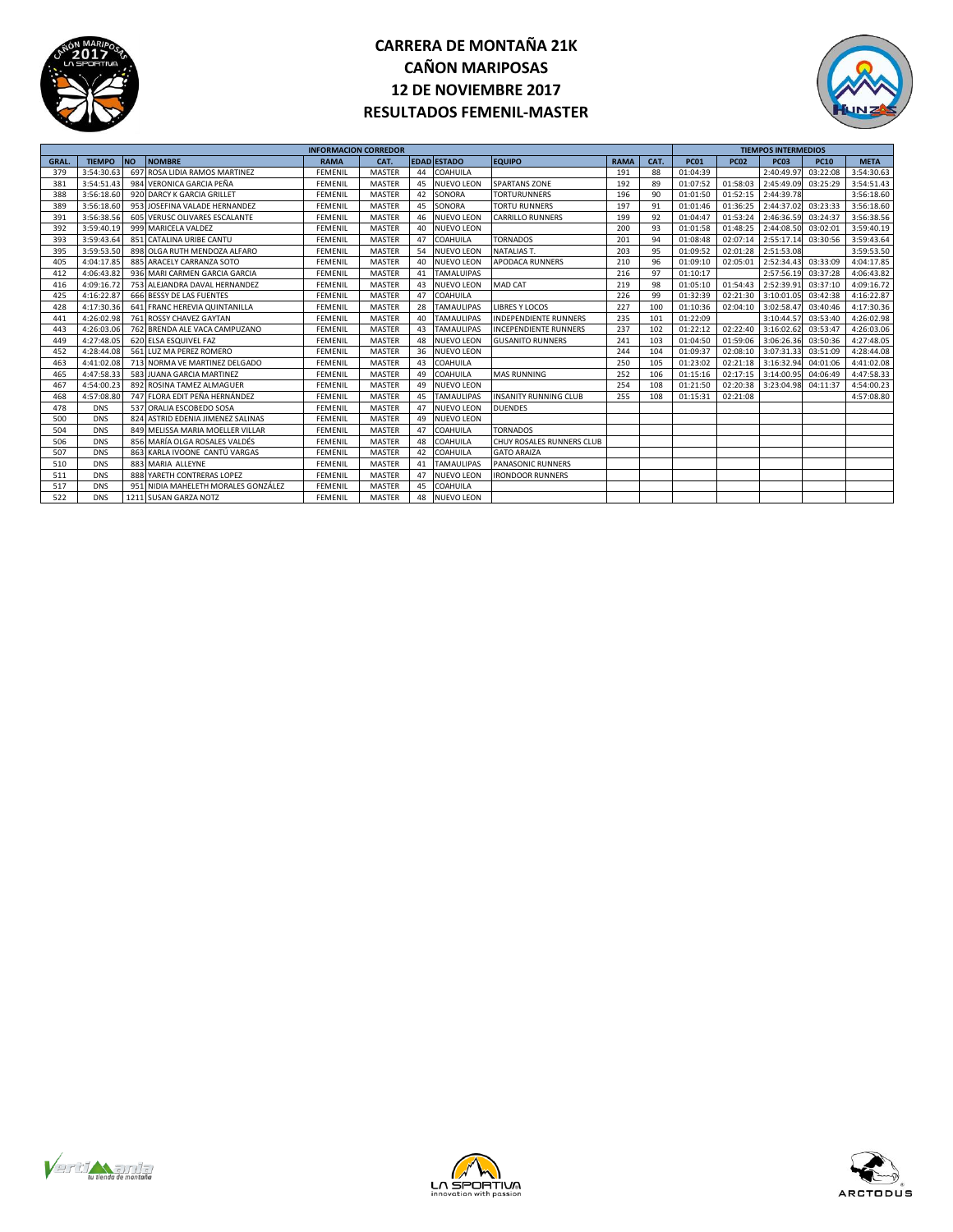# CARRERA DE MONTAÑA 21K
# CAÑON MARIPOSAS
# 12 DE NOVIEMBRE 2017
# RESULTADOS FEMENIL-MASTER

| INFORMACION CORREDOR | | | | | | | | | | | TIEMPOS INTERMEDIOS | | | | |
|---|---|---|---|---|---|---|---|---|---|---|---|---|---|---|---|
| GRAL. | TIEMPO | NO | NOMBRE | RAMA | CAT. | EDAD | ESTADO | EQUIPO | RAMA | CAT. | PC01 | PC02 | PC03 | PC10 | META |
| 379 | 3:54:30.63 | 697 | ROSA LIDIA RAMOS MARTINEZ | FEMENIL | MASTER | 44 | COAHUILA | | 191 | 88 | 01:04:39 | | 2:40:49.97 | 03:22:08 | 3:54:30.63 |
| 381 | 3:54:51.43 | 984 | VERONICA GARCIA PEÑA | FEMENIL | MASTER | 45 | NUEVO LEON | SPARTANS ZONE | 192 | 89 | 01:07:52 | 01:58:03 | 2:45:49.09 | 03:25:29 | 3:54:51.43 |
| 388 | 3:56:18.60 | 920 | DARCY K GARCIA GRILLET | FEMENIL | MASTER | 42 | SONORA | TORTURUNNERS | 196 | 90 | 01:01:50 | 01:52:15 | 2:44:39.78 | | 3:56:18.60 |
| 389 | 3:56:18.60 | 953 | JOSEFINA VALADE HERNANDEZ | FEMENIL | MASTER | 45 | SONORA | TORTU RUNNERS | 197 | 91 | 01:01:46 | 01:36:25 | 2:44:37.02 | 03:23:33 | 3:56:18.60 |
| 391 | 3:56:38.56 | 605 | VERUSC OLIVARES ESCALANTE | FEMENIL | MASTER | 46 | NUEVO LEON | CARRILLO RUNNERS | 199 | 92 | 01:04:47 | 01:53:24 | 2:46:36.59 | 03:24:37 | 3:56:38.56 |
| 392 | 3:59:40.19 | 999 | MARICELA VALDEZ | FEMENIL | MASTER | 40 | NUEVO LEON | | 200 | 93 | 01:01:58 | 01:48:25 | 2:44:08.50 | 03:02:01 | 3:59:40.19 |
| 393 | 3:59:43.64 | 851 | CATALINA URIBE CANTU | FEMENIL | MASTER | 47 | COAHUILA | TORNADOS | 201 | 94 | 01:08:48 | 02:07:14 | 2:55:17.14 | 03:30:56 | 3:59:43.64 |
| 395 | 3:59:53.50 | 898 | OLGA RUTH MENDOZA ALFARO | FEMENIL | MASTER | 54 | NUEVO LEON | NATALIAS T. | 203 | 95 | 01:09:52 | 02:01:28 | 2:51:53.08 | | 3:59:53.50 |
| 405 | 4:04:17.85 | 885 | ARACELY CARRANZA SOTO | FEMENIL | MASTER | 40 | NUEVO LEON | APODACA RUNNERS | 210 | 96 | 01:09:10 | 02:05:01 | 2:52:34.43 | 03:33:09 | 4:04:17.85 |
| 412 | 4:06:43.82 | 936 | MARI CARMEN GARCIA GARCIA | FEMENIL | MASTER | 41 | TAMAULIPAS | | 216 | 97 | 01:10:17 | | 2:57:56.19 | 03:37:28 | 4:06:43.82 |
| 416 | 4:09:16.72 | 753 | ALEJANDRA DAVAL HERNANDEZ | FEMENIL | MASTER | 43 | NUEVO LEON | MAD CAT | 219 | 98 | 01:05:10 | 01:54:43 | 2:52:39.91 | 03:37:10 | 4:09:16.72 |
| 425 | 4:16:22.87 | 666 | BESSY DE LAS FUENTES | FEMENIL | MASTER | 47 | COAHUILA | | 226 | 99 | 01:32:39 | 02:21:30 | 3:10:01.05 | 03:42:38 | 4:16:22.87 |
| 428 | 4:17:30.36 | 641 | FRANC HEREVIA QUINTANILLA | FEMENIL | MASTER | 28 | TAMAULIPAS | LIBRES Y LOCOS | 227 | 100 | 01:10:36 | 02:04:10 | 3:02:58.47 | 03:40:46 | 4:17:30.36 |
| 441 | 4:26:02.98 | 761 | ROSSY CHAVEZ GAYTAN | FEMENIL | MASTER | 40 | TAMAULIPAS | INDEPENDIENTE RUNNERS | 235 | 101 | 01:22:09 | | 3:10:44.57 | 03:53:40 | 4:26:02.98 |
| 443 | 4:26:03.06 | 762 | BRENDA ALE VACA CAMPUZANO | FEMENIL | MASTER | 43 | TAMAULIPAS | INCEPENDIENTE RUNNERS | 237 | 102 | 01:22:12 | 02:22:40 | 3:16:02.62 | 03:53:47 | 4:26:03.06 |
| 449 | 4:27:48.05 | 620 | ELSA ESQUIVEL FAZ | FEMENIL | MASTER | 48 | NUEVO LEON | GUSANITO RUNNERS | 241 | 103 | 01:04:50 | 01:59:06 | 3:06:26.36 | 03:50:36 | 4:27:48.05 |
| 452 | 4:28:44.08 | 561 | LUZ MA PEREZ ROMERO | FEMENIL | MASTER | 36 | NUEVO LEON | | 244 | 104 | 01:09:37 | 02:08:10 | 3:07:31.33 | 03:51:09 | 4:28:44.08 |
| 463 | 4:41:02.08 | 713 | NORMA VE MARTINEZ DELGADO | FEMENIL | MASTER | 43 | COAHUILA | | 250 | 105 | 01:23:02 | 02:21:18 | 3:16:32.94 | 04:01:06 | 4:41:02.08 |
| 465 | 4:47:58.33 | 583 | JUANA GARCIA MARTINEZ | FEMENIL | MASTER | 49 | COAHUILA | MAS RUNNING | 252 | 106 | 01:15:16 | 02:17:15 | 3:14:00.95 | 04:06:49 | 4:47:58.33 |
| 467 | 4:54:00.23 | 892 | ROSINA TAMEZ ALMAGUER | FEMENIL | MASTER | 49 | NUEVO LEON | | 254 | 108 | 01:21:50 | 02:20:38 | 3:23:04.98 | 04:11:37 | 4:54:00.23 |
| 468 | 4:57:08.80 | 747 | FLORA EDIT PEÑA HERNÁNDEZ | FEMENIL | MASTER | 45 | TAMAULIPAS | INSANITY RUNNING CLUB | 255 | 108 | 01:15:31 | 02:21:08 | | | 4:57:08.80 |
| 478 | DNS | 537 | ORALIA ESCOBEDO SOSA | FEMENIL | MASTER | 47 | NUEVO LEON | DUENDES | | | | | | | |
| 500 | DNS | 824 | ASTRID EDENIA JIMENEZ SALINAS | FEMENIL | MASTER | 49 | NUEVO LEON | | | | | | | | |
| 504 | DNS | 849 | MELISSA MARIA MOELLER VILLAR | FEMENIL | MASTER | 47 | COAHUILA | TORNADOS | | | | | | | |
| 506 | DNS | 856 | MARÍA OLGA ROSALES VALDÉS | FEMENIL | MASTER | 48 | COAHUILA | CHUY ROSALES RUNNERS CLUB | | | | | | | |
| 507 | DNS | 863 | KARLA IVOONE CANTÚ VARGAS | FEMENIL | MASTER | 42 | COAHUILA | GATO ARAIZA | | | | | | | |
| 510 | DNS | 883 | MARIA ALLEYNE | FEMENIL | MASTER | 41 | TAMAULIPAS | PANASONIC RUNNERS | | | | | | | |
| 511 | DNS | 888 | YARETH CONTRERAS LOPEZ | FEMENIL | MASTER | 47 | NUEVO LEON | IRONDOOR RUNNERS | | | | | | | |
| 517 | DNS | 951 | NIDIA MAHELETH MORALES GONZÁLEZ | FEMENIL | MASTER | 45 | COAHUILA | | | | | | | | |
| 522 | DNS | 1211 | SUSAN GARZA NOTZ | FEMENIL | MASTER | 48 | NUEVO LEON | | | | | | | | |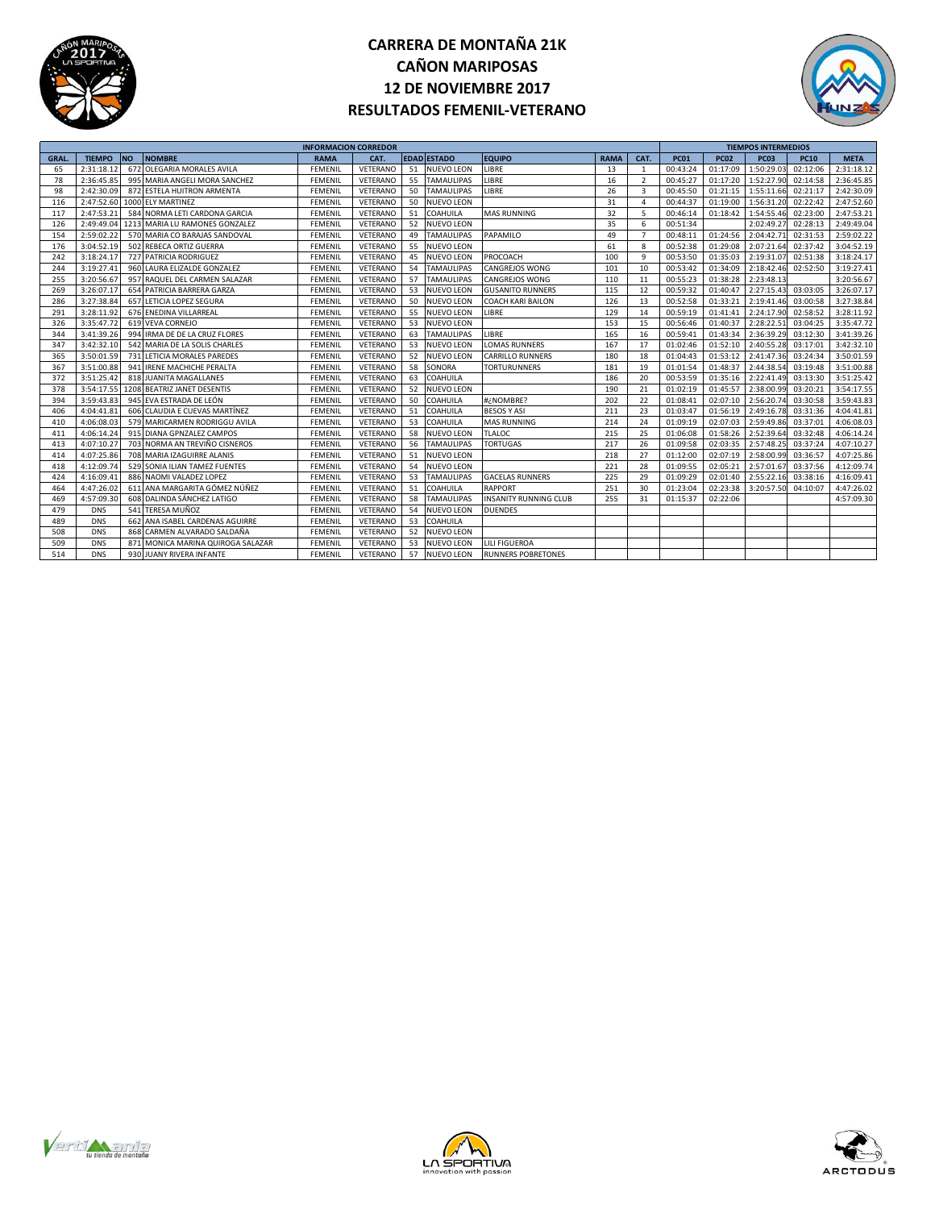# CARRERA DE MONTAÑA 21K
# CAÑON MARIPOSAS
# 12 DE NOVIEMBRE 2017
# RESULTADOS FEMENIL-VETERANO

| INFORMACION CORREDOR | | | | | | | | | | | TIEMPOS INTERMEDIOS | | | | |
|---|---|---|---|---|---|---|---|---|---|---|---|---|---|---|---|
| GRAL. | TIEMPO | NO | NOMBRE | RAMA | CAT. | EDAD | ESTADO | EQUIPO | RAMA | CAT. | PC01 | PC02 | PC03 | PC10 | META |
| 65 | 2:31:18.12 | 672 | OLEGARIA MORALES AVILA | FEMENIL | VETERANO | 51 | NUEVO LEON | LIBRE | 13 | 1 | 00:43:24 | 01:17:09 | 1:50:29.03 | 02:12:06 | 2:31:18.12 |
| 78 | 2:36:45.85 | 995 | MARIA ANGELI MORA SANCHEZ | FEMENIL | VETERANO | 55 | TAMAULIPAS | LIBRE | 16 | 2 | 00:45:27 | 01:17:20 | 1:52:27.90 | 02:14:58 | 2:36:45.85 |
| 98 | 2:42:30.09 | 872 | ESTELA HUITRON ARMENTA | FEMENIL | VETERANO | 50 | TAMAULIPAS | LIBRE | 26 | 3 | 00:45:50 | 01:21:15 | 1:55:11.66 | 02:21:17 | 2:42:30.09 |
| 116 | 2:47:52.60 | 1000 | ELY MARTINEZ | FEMENIL | VETERANO | 50 | NUEVO LEON | | 31 | 4 | 00:44:37 | 01:19:00 | 1:56:31.20 | 02:22:42 | 2:47:52.60 |
| 117 | 2:47:53.21 | 584 | NORMA LETI CARDONA GARCIA | FEMENIL | VETERANO | 51 | COAHUILA | MAS RUNNING | 32 | 5 | 00:46:14 | 01:18:42 | 1:54:55.46 | 02:23:00 | 2:47:53.21 |
| 126 | 2:49:49.04 | 1213 | MARIA LU RAMONES GONZALEZ | FEMENIL | VETERANO | 52 | NUEVO LEON | | 35 | 6 | 00:51:34 | | 2:02:49.27 | 02:28:13 | 2:49:49.04 |
| 154 | 2:59:02.22 | 570 | MARIA CO BARAJAS SANDOVAL | FEMENIL | VETERANO | 49 | TAMAULIPAS | PAPAMILO | 49 | 7 | 00:48:11 | 01:24:56 | 2:04:42.71 | 02:31:53 | 2:59:02.22 |
| 176 | 3:04:52.19 | 502 | REBECA ORTIZ GUERRA | FEMENIL | VETERANO | 55 | NUEVO LEON | | 61 | 8 | 00:52:38 | 01:29:08 | 2:07:21.64 | 02:37:42 | 3:04:52.19 |
| 242 | 3:18:24.17 | 727 | PATRICIA RODRIGUEZ | FEMENIL | VETERANO | 45 | NUEVO LEON | PROCOACH | 100 | 9 | 00:53:50 | 01:35:03 | 2:19:31.07 | 02:51:38 | 3:18:24.17 |
| 244 | 3:19:27.41 | 960 | LAURA ELIZALDE GONZALEZ | FEMENIL | VETERANO | 54 | TAMAULIPAS | CANGREJOS WONG | 101 | 10 | 00:53:42 | 01:34:09 | 2:18:42.46 | 02:52:50 | 3:19:27.41 |
| 255 | 3:20:56.67 | 957 | RAQUEL DEL CARMEN SALAZAR | FEMENIL | VETERANO | 57 | TAMAULIPAS | CANGREJOS WONG | 110 | 11 | 00:55:23 | 01:38:28 | 2:23:48.13 | | 3:20:56.67 |
| 269 | 3:26:07.17 | 654 | PATRICIA BARRERA GARZA | FEMENIL | VETERANO | 53 | NUEVO LEON | GUSANITO RUNNERS | 115 | 12 | 00:59:32 | 01:40:47 | 2:27:15.43 | 03:03:05 | 3:26:07.17 |
| 286 | 3:27:38.84 | 657 | LETICIA LOPEZ SEGURA | FEMENIL | VETERANO | 50 | NUEVO LEON | COACH KARI BAILON | 126 | 13 | 00:52:58 | 01:33:21 | 2:19:41.46 | 03:00:58 | 3:27:38.84 |
| 291 | 3:28:11.92 | 676 | ENEDINA VILLARREAL | FEMENIL | VETERANO | 55 | NUEVO LEON | LIBRE | 129 | 14 | 00:59:19 | 01:41:41 | 2:24:17.90 | 02:58:52 | 3:28:11.92 |
| 326 | 3:35:47.72 | 619 | VEVA CORNEJO | FEMENIL | VETERANO | 53 | NUEVO LEON | | 153 | 15 | 00:56:46 | 01:40:37 | 2:28:22.51 | 03:04:25 | 3:35:47.72 |
| 344 | 3:41:39.26 | 994 | IRMA DE DE LA CRUZ FLORES | FEMENIL | VETERANO | 63 | TAMAULIPAS | LIBRE | 165 | 16 | 00:59:41 | 01:43:34 | 2:36:39.29 | 03:12:30 | 3:41:39.26 |
| 347 | 3:42:32.10 | 542 | MARIA DE LA SOLIS CHARLES | FEMENIL | VETERANO | 53 | NUEVO LEON | LOMAS RUNNERS | 167 | 17 | 01:02:46 | 01:52:10 | 2:40:55.28 | 03:17:01 | 3:42:32.10 |
| 365 | 3:50:01.59 | 731 | LETICIA MORALES PAREDES | FEMENIL | VETERANO | 52 | NUEVO LEON | CARRILLO RUNNERS | 180 | 18 | 01:04:43 | 01:53:12 | 2:41:47.36 | 03:24:34 | 3:50:01.59 |
| 367 | 3:51:00.88 | 941 | IRENE MACHICHE PERALTA | FEMENIL | VETERANO | 58 | SONORA | TORTURUNNERS | 181 | 19 | 01:01:54 | 01:48:37 | 2:44:38.54 | 03:19:48 | 3:51:00.88 |
| 372 | 3:51:25.42 | 818 | JUANITA MAGALLANES | FEMENIL | VETERANO | 63 | COAHUILA | | 186 | 20 | 00:53:59 | 01:35:16 | 2:22:41.49 | 03:13:30 | 3:51:25.42 |
| 378 | 3:54:17.55 | 1208 | BEATRIZ JANET DESENTIS | FEMENIL | VETERANO | 52 | NUEVO LEON | | 190 | 21 | 01:02:19 | 01:45:57 | 2:38:00.99 | 03:20:21 | 3:54:17.55 |
| 394 | 3:59:43.83 | 945 | EVA ESTRADA DE LEÓN | FEMENIL | VETERANO | 50 | COAHUILA | #¿NOMBRE? | 202 | 22 | 01:08:41 | 02:07:10 | 2:56:20.74 | 03:30:58 | 3:59:43.83 |
| 406 | 4:04:41.81 | 606 | CLAUDIA E CUEVAS MARTÍNEZ | FEMENIL | VETERANO | 51 | COAHUILA | BESOS Y ASI | 211 | 23 | 01:03:47 | 01:56:19 | 2:49:16.78 | 03:31:36 | 4:04:41.81 |
| 410 | 4:06:08.03 | 579 | MARICARMEN RODRIGGU AVILA | FEMENIL | VETERANO | 53 | COAHUILA | MAS RUNNING | 214 | 24 | 01:09:19 | 02:07:03 | 2:59:49.86 | 03:37:01 | 4:06:08.03 |
| 411 | 4:06:14.24 | 915 | DIANA GPNZALEZ CAMPOS | FEMENIL | VETERANO | 58 | NUEVO LEON | TLALOC | 215 | 25 | 01:06:08 | 01:58:26 | 2:52:39.64 | 03:32:48 | 4:06:14.24 |
| 413 | 4:07:10.27 | 703 | NORMA AN TREVIÑO CISNEROS | FEMENIL | VETERANO | 56 | TAMAULIPAS | TORTUGAS | 217 | 26 | 01:09:58 | 02:03:35 | 2:57:48.25 | 03:37:24 | 4:07:10.27 |
| 414 | 4:07:25.86 | 708 | MARIA IZAGUIRRE ALANIS | FEMENIL | VETERANO | 51 | NUEVO LEON | | 218 | 27 | 01:12:00 | 02:07:19 | 2:58:00.99 | 03:36:57 | 4:07:25.86 |
| 418 | 4:12:09.74 | 529 | SONIA ILIAN TAMEZ FUENTES | FEMENIL | VETERANO | 54 | NUEVO LEON | | 221 | 28 | 01:09:55 | 02:05:21 | 2:57:01.67 | 03:37:56 | 4:12:09.74 |
| 424 | 4:16:09.41 | 886 | NAOMI VALADEZ LOPEZ | FEMENIL | VETERANO | 53 | TAMAULIPAS | GACELAS RUNNERS | 225 | 29 | 01:09:29 | 02:01:40 | 2:55:22.16 | 03:38:16 | 4:16:09.41 |
| 464 | 4:47:26.02 | 611 | ANA MARGARITA GÓMEZ NÚÑEZ | FEMENIL | VETERANO | 51 | COAHUILA | RAPPORT | 251 | 30 | 01:23:04 | 02:23:38 | 3:20:57.50 | 04:10:07 | 4:47:26.02 |
| 469 | 4:57:09.30 | 608 | DALINDA SÁNCHEZ LATIGO | FEMENIL | VETERANO | 58 | TAMAULIPAS | INSANITY RUNNING CLUB | 255 | 31 | 01:15:37 | 02:22:06 | | | 4:57:09.30 |
| 479 | DNS | 541 | TERESA MUÑOZ | FEMENIL | VETERANO | 54 | NUEVO LEON | DUENDES | | | | | | | |
| 489 | DNS | 662 | ANA ISABEL CARDENAS AGUIRRE | FEMENIL | VETERANO | 53 | COAHUILA | | | | | | | | |
| 508 | DNS | 868 | CARMEN ALVARADO SALDAÑA | FEMENIL | VETERANO | 52 | NUEVO LEON | | | | | | | | |
| 509 | DNS | 871 | MONICA MARINA QUIROGA SALAZAR | FEMENIL | VETERANO | 53 | NUEVO LEON | LILI FIGUEROA | | | | | | | |
| 514 | DNS | 930 | JUANY RIVERA INFANTE | FEMENIL | VETERANO | 57 | NUEVO LEON | RUNNERS POBRETONES | | | | | | | |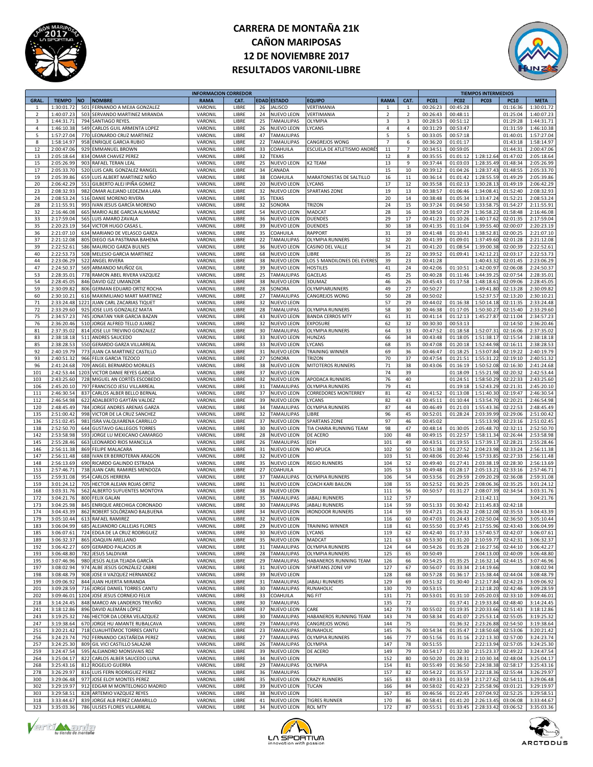# CARRERA DE MONTAÑA 21K
# CAÑON MARIPOSAS
# 12 DE NOVIEMBRE 2017
# RESULTADOS VARONIL-LIBRE

| INFORMACION CORREDOR | | | | | | | | | | | TIEMPOS INTERMEDIOS | | | | |
|---|---|---|---|---|---|---|---|---|---|---|---|---|---|---|---|
| GRAL. | TIEMPO | NO | NOMBRE | RAMA | CAT. | EDAD | ESTADO | EQUIPO | RAMA | CAT. | PC01 | PC02 | PC03 | PC10 | META |
| 1 | 1:30:01.72 | 501 | FERNANDO A MEJIA GONZALEZ | VARONIL | LIBRE | 26 | JALISCO | VERTIMANIA | 1 | 1 | 00:26:23 | 00:45:28 | | 01:16:36 | 1:30:01.72 |
| 2 | 1:40:07.23 | 503 | SERVANDO MARTINEZ MIRANDA | VARONIL | LIBRE | 24 | NUEVO LEON | VERTIMANIA | 2 | 2 | 00:26:43 | 00:48:11 | | 01:25:04 | 1:40:07.23 |
| 3 | 1:44:31.71 | 794 | SANTIAGO REYES. | VARONIL | LIBRE | 25 | TAMAULIPAS | OLYMPIA | 3 | 3 | 00:28:53 | 00:51:12 | | 01:29:28 | 1:44:31.71 |
| 4 | 1:46:10.38 | 549 | CARLOS GUIL ARMENTA LOPEZ | VARONIL | LIBRE | 26 | NUEVO LEON | LYCANS | 4 | 4 | 00:31:29 | 00:53:47 | | 01:31:59 | 1:46:10.38 |
| 5 | 1:57:27.04 | 770 | LEONARDO CRUZ MARTINEZ | VARONIL | LIBRE | 47 | TAMAULIPAS | | 5 | 5 | 00:33:05 | 00:57:18 | | 01:40:01 | 1:57:27.04 |
| 8 | 1:58:14.97 | 958 | ENRIQUE GARCIA RUBIO | VARONIL | LIBRE | 22 | TAMAULIPAS | CANGREJOS WONG | 7 | 6 | 00:36:20 | 01:01:17 | | 01:43:18 | 1:58:14.97 |
| 12 | 2:00:47.06 | 929 | EMMANUEL BROWN | VARONIL | LIBRE | 33 | COAHUILA | ESCUELA DE ATLETISMO ANDRÉS | 11 | 7 | 00:34:51 | 00:59:05 | | 01:44:31 | 2:00:47.06 |
| 13 | 2:05:18.64 | 834 | OMAR CHAVEZ PEREZ | VARONIL | LIBRE | 32 | TEXAS | | 12 | 8 | 00:35:55 | 01:01:12 | 1:28:12.64 | 01:47:02 | 2:05:18.64 |
| 15 | 2:05:26.99 | 903 | RAFAEL TERAN LEAL | VARONIL | LIBRE | 25 | NUEVO LEON | K2 TEAM | 13 | 9 | 00:37:44 | 01:03:03 | 1:28:35.49 | 01:48:34 | 2:05:26.99 |
| 17 | 2:05:33.70 | 520 | LUIS CARL GONZALEZ RANGEL | VARONIL | LIBRE | 34 | CANADA | | 15 | 10 | 00:39:12 | 01:04:26 | 1:28:37.43 | 01:48:55 | 2:05:33.70 |
| 19 | 2:05:39.86 | 659 | LUIS ALBERT MARTINEZ NIÑO | VARONIL | LIBRE | 38 | COAHUILA | MARATONISTAS DE SALTILLO | 16 | 11 | 00:36:14 | 01:01:42 | 1:28:55.59 | 01:49:29 | 2:05:39.86 |
| 20 | 2:06:42.29 | 551 | GILBERTO ALEJ IPIÑA GOMEZ | VARONIL | LIBRE | 20 | NUEVO LEON | LYCANS | 17 | 12 | 00:35:58 | 01:02:13 | 1:30:28.13 | 01:49:19 | 2:06:42.29 |
| 23 | 2:08:32.93 | 982 | OMAR ALEJAND LEDEZMA LARA | VARONIL | LIBRE | 32 | NUEVO LEON | SPARTANS ZONE | 19 | 13 | 00:38:57 | 01:06:46 | 1:34:08.41 | 01:52:40 | 2:08:32.93 |
| 24 | 2:08:53.24 | 516 | DANIE MORENO RIVERA | VARONIL | LIBRE | 35 | TEXAS | | 20 | 14 | 00:38:48 | 01:05:34 | 1:33:47.24 | 01:52:21 | 2:08:53.24 |
| 28 | 2:11:55.91 | 993 | IVAN JESUS GARCÍA MORENO | VARONIL | LIBRE | 32 | SONORA | TRIZON | 24 | 15 | 00:37:24 | 01:04:50 | 1:33:58.75 | 01:54:27 | 2:11:55.91 |
| 32 | 2:16:46.08 | 665 | MARIO ALBE GARCIA ALMARAZ | VARONIL | LIBRE | 54 | NUEVO LEON | MADCAT | 28 | 16 | 00:38:50 | 01:07:29 | 1:36:58.22 | 01:58:48 | 2:16:46.08 |
| 33 | 2:17:59.04 | 565 | LUIS AMARO ZAVALA | VARONIL | LIBRE | 36 | NUEVO LEON | DUENDES | 29 | 17 | 00:41:23 | 01:10:26 | 1:40:17.62 | 02:01:35 | 2:17:59.04 |
| 35 | 2:20:23.19 | 564 | VICTOR HUGO CASAS L. | VARONIL | LIBRE | 39 | NUEVO LEON | DUENDES | 30 | 18 | 00:41:35 | 01:11:04 | 1:39:55.40 | 02:00:07 | 2:20:23.19 |
| 36 | 2:21:07.10 | 634 | MARIANO DE VELASCO GARZA | VARONIL | LIBRE | 35 | COAHUILA | RAPPORT | 31 | 19 | 00:41:48 | 01:10:41 | 1:38:52.81 | 02:00:25 | 2:21:07.10 |
| 37 | 2:21:12.08 | 805 | DIEGO ISA PASTRANA BAHENA | VARONIL | LIBRE | 22 | TAMAULIPAS | OLYMPIA RUNNERS | 32 | 20 | 00:41:39 | 01:09:01 | 1:37:49.60 | 02:01:28 | 2:21:12.08 |
| 39 | 2:22:52.61 | 586 | MAURICIO GARZA BULNES | VARONIL | LIBRE | 36 | NUEVO LEON | CASINO DEL VALLE | 34 | 21 | 00:41:20 | 01:08:54 | 1:39:00.38 | 02:00:39 | 2:22:52.61 |
| 40 | 2:22:53.73 | 508 | MELESIO GARCIA MARTINEZ | VARONIL | LIBRE | 68 | NUEVO LEON | LIBRE | 35 | 22 | 00:39:52 | 01:09:41 | 1:42:12.21 | 02:03:17 | 2:22:53.73 |
| 44 | 2:23:06.29 | 522 | ANGEL RIVERA | VARONIL | LIBRE | 38 | NUEVO LEON | LOS 5 MANDILONES DEL EVERES | 39 | 23 | 00:41:28 | | 1:40:43.32 | 02:01:45 | 2:23:06.29 |
| 47 | 2:24:50.37 | 569 | ARMANDO MUÑOZ GIL | VARONIL | LIBRE | 39 | NUEVO LEON | HOSTILES | 41 | 24 | 00:42:06 | 01:10:51 | 1:42:00.97 | 02:06:08 | 2:24:50.37 |
| 53 | 2:28:35.01 | 778 | RAMON ABEL RIVERA VAZQUEZ | VARONIL | LIBRE | 25 | TAMAULIPAS | GACELAS | 45 | 25 | 00:40:28 | 01:11:46 | 1:44:39.25 | 02:07:54 | 2:28:35.01 |
| 54 | 2:28:45.05 | 846 | DAVID GZZ UMANZOR | VARONIL | LIBRE | 38 | NUEVO LEON | 3DUMAZ | 46 | 26 | 00:45:43 | 01:17:58 | 1:48:18.61 | 02:09:06 | 2:28:45.05 |
| 59 | 2:30:09.82 | 806 | GERMAN EDUARD ORTIZ ROCHA | VARONIL | LIBRE | 28 | SONORA | OLYMPIARUNNERS | 49 | 27 | 00:50:27 | | 1:49:41.80 | 02:13:28 | 2:30:09.82 |
| 60 | 2:30:10.21 | 616 | MAXIMILIANO MART MARTINEZ | VARONIL | LIBRE | 27 | TAMAULIPAS | CANGREJOS WONG | 50 | 28 | 00:50:02 | | 1:52:37.57 | 02:13:20 | 2:30:10.21 |
| 71 | 2:33:24.48 | 1221 | JUAN CARL ZACARIAS TIQUET | VARONIL | LIBRE | 32 | NUEVO LEON | | 57 | 29 | 00:44:02 | 01:16:38 | 1:50:14.18 | 02:11:35 | 2:33:24.48 |
| 72 | 2:33:29.60 | 925 | JOSE LUIS GONZALEZ MATA | VARONIL | LIBRE | 28 | TAMALUIPAS | OLYMPIA RUNNERS | 58 | 30 | 00:46:38 | 01:17:05 | 1:50:30.27 | 02:15:40 | 2:33:29.60 |
| 75 | 2:34:57.23 | 745 | JONATAN YAIR GARCIA BAZAN | VARONIL | LIBRE | 43 | NUEVO LEON | BANDA CERROS MTY | 61 | 31 | 00:41:14 | 01:12:13 | 1:45:27.87 | 02:11:04 | 2:34:57.23 |
| 76 | 2:36:20.46 | 510 | JORGE ALFRED TELLO JUAREZ | VARONIL | LIBRE | 32 | NUEVO LEON | EXPOSURE | 62 | 32 | 00:30:30 | 00:53:13 | | 02:14:50 | 2:36:20.46 |
| 81 | 2:37:35.02 | 814 | JOSE LUI TREVINO GONZALEZ | VARONIL | LIBRE | 30 | TAMAULIPAS | OLYMPIA RUNNERS | 64 | 33 | 00:47:52 | 01:18:58 | 1:52:07.31 | 02:16:06 | 2:37:35.02 |
| 83 | 2:38:18.18 | 511 | ANDRES SAUCEDO | VARONIL | LIBRE | 33 | NUEVO LEON | HUNZAS | 66 | 34 | 00:43:48 | 01:18:05 | 1:51:38.17 | 02:15:54 | 2:38:18.18 |
| 85 | 2:38:28.53 | 550 | GERARDO GARZA VILLARREAL | VARONIL | LIBRE | 33 | NUEVO LEON | LYCANS | 68 | 35 | 00:47:08 | 01:20:18 | 1:52:44.98 | 02:16:11 | 2:38:28.53 |
| 92 | 2:40:19.79 | 773 | JUAN CA MARTINEZ CASTILLO | VARONIL | LIBRE | 31 | NUEVO LEON | TRAINING WINNER | 69 | 36 | 00:46:47 | 01:18:25 | 1:53:07.84 | 02:19:22 | 2:40:19.79 |
| 93 | 2:40:51.32 | 966 | FELIX GARCIA TEZOCO | VARONIL | LIBRE | 27 | SONORA | TRIZON | 70 | 37 | 00:47:54 | 01:21:51 | 1:55:31.22 | 02:19:10 | 2:40:51.32 |
| 96 | 2:41:24.68 | 709 | ANGEL BERNARDO MORALES | VARONIL | LIBRE | 38 | NUEVO LEON | MITOTEROS RUNNERS | 71 | 38 | 00:43:06 | 01:16:19 | 1:50:52.08 | 02:16:30 | 2:41:24.68 |
| 101 | 2:42:53.44 | 1203 | VICTOR DANIE REYES GARCIA | VARONIL | LIBRE | 37 | NUEVO LEON | | 74 | 39 | | 01:18:09 | 1:55:21.98 | 02:20:32 | 2:42:53.44 |
| 103 | 2:43:25.60 | 728 | MIGUEL AN CORTÉS ESCOBEDO | VARONIL | LIBRE | 32 | NUEVO LEON | APODACA RUNNERS | 76 | 40 | | 01:24:51 | 1:58:50.29 | 02:22:33 | 2:43:25.60 |
| 106 | 2:45:20.10 | 797 | FRANCISCO JESU VILLARREAL | VARONIL | LIBRE | 31 | TAMAULIPAS | OLYMPIA RUNNERS | 79 | 41 | | 01:19:18 | 1:52:43.29 | 02:21:31 | 2:45:20.10 |
| 111 | 2:46:30.54 | 837 | CARLOS ALBER BELLO BERNAL | VARONIL | LIBRE | 37 | NUEVO LEON | CORREDORES MONTERREY | 81 | 42 | 00:41:52 | 01:13:08 | 1:51:40.30 | 02:19:47 | 2:46:30.54 |
| 112 | 2:46:54.98 | 622 | ADALBERTO GAYTÁN VALDEZ | VARONIL | LIBRE | 39 | NUEVO LEON | LYCANS | 82 | 43 | 00:45:11 | 01:10:44 | 1:53:54.70 | 02:20:21 | 2:46:54.98 |
| 120 | 2:48:45.49 | 784 | JORGE ANDRES ARENAS GARZA | VARONIL | LIBRE | 34 | TAMAULIPAS | OLYMPIA RUNNERS | 87 | 44 | 00:46:49 | 01:21:03 | 1:55:43.36 | 02:22:53 | 2:48:45.49 |
| 135 | 2:51:00.42 | 998 | VICTOR DE LA CRUZ SANCHEZ | VARONIL | LIBRE | 32 | TAMAULIPAS | LIBRE | 96 | 45 | 00:52:01 | 01:28:24 | 2:03:39.99 | 02:29:06 | 2:51:00.42 |
| 136 | 2:51:02.45 | 981 | ISRA VALQUIARENA CARRILLO | VARONIL | LIBRE | 37 | NUEVO LEON | SPARTANS ZONE | 97 | 46 | 00:45:02 | | 1:55:13.90 | 02:23:16 | 2:51:02.45 |
| 138 | 2:52:50.70 | 644 | GUSTAVO GALLEGOS TORRES | VARONIL | LIBRE | 30 | NUEVO LEON | TIA CHARIA RUNNING TEAM | 98 | 47 | 00:48:14 | 01:30:05 | 2:05:48.70 | 02:32:11 | 2:52:50.70 |
| 142 | 2:53:58.98 | 593 | JORGE LU MEXICANO CAMARGO | VARONIL | LIBRE | 28 | NUEVO LEON | DE ACERO | 100 | 48 | 00:49:15 | 01:22:57 | 1:58:11.34 | 02:26:44 | 2:53:58.98 |
| 145 | 2:55:28.46 | 663 | LEONARDO RIOS MANCILLA | VARONIL | LIBRE | 26 | TAMAULIPAS | EDH | 101 | 49 | 00:43:51 | 01:19:55 | 1:57:39.17 | 02:28:21 | 2:55:28.46 |
| 146 | 2:56:11.38 | 869 | FELIPE MALACARA | VARONIL | LIBRE | 31 | NUEVO LEON | NO APLICA | 102 | 50 | 00:51:38 | 01:27:52 | 2:04:23.98 | 02:33:24 | 2:56:11.38 |
| 147 | 2:56:11.48 | 688 | IVAN ER BERROTERAN ARAGON | VARONIL | LIBRE | 32 | NUEVO LEON | | 103 | 51 | 00:48:06 | 01:20:46 | 1:57:33.85 | 02:27:33 | 2:56:11.48 |
| 148 | 2:56:13.69 | 690 | RICARDO GALINDO ESTRADA | VARONIL | LIBRE | 35 | NUEVO LEON | REGIO RUNNERS | 104 | 52 | 00:49:40 | 01:27:41 | 2:03:38.19 | 02:30:08 | 2:56:13.69 |
| 153 | 2:57:46.71 | 738 | JUAN CARL RAMIRES MENDOZA | VARONIL | LIBRE | 27 | COAHUILA | | 105 | 53 | 00:49:48 | 01:28:17 | 2:05:13.21 | 02:33:16 | 2:57:46.71 |
| 155 | 2:59:31.08 | 954 | CARLOS HERRERA | VARONIL | LIBRE | 37 | TAMAULIPAS | OLYMPIA RUNNERS | 106 | 54 | 00:53:56 | 01:29:59 | 2:09:20.29 | 02:36:08 | 2:59:31.08 |
| 159 | 3:01:24.12 | 705 | HECTOR ALEJAN ROJAS ORTIZ | VARONIL | LIBRE | 31 | NUEVO LEON | COACH KARI BAILON | 108 | 55 | 00:52:52 | 01:30:25 | 2:08:06.36 | 02:35:25 | 3:01:24.12 |
| 168 | 3:03:31.76 | 562 | ALBERTO SUFUENTES MONTOYA | VARONIL | LIBRE | 38 | NUEVO LEON | | 111 | 56 | 00:50:57 | 01:31:27 | 2:08:07.39 | 02:34:54 | 3:03:31.76 |
| 172 | 3:04:21.76 | 800 | FELIX GALAN | VARONIL | LIBRE | 35 | TAMAULIPAS | JABALI RUNNERS | 112 | 57 | | | 2:11:42.11 | | 3:04:21.76 |
| 173 | 3:04:25.98 | 845 | ENRIQUE ARECHIGA CORONADO | VARONIL | LIBRE | 30 | TAMAULIPAS | JABALI RUNNERS | 114 | 59 | 00:51:33 | 01:30:42 | 2:11:45.83 | 02:42:18 | |
| 174 | 3:04:43.39 | 862 | ROBERT SOLÓRZANO BALBUENA | VARONIL | LIBRE | 34 | NUEVO LEON | IRONDOOR RUNNERS | 114 | 59 | 00:47:21 | 01:26:32 | 2:08:12.08 | 02:35:53 | 3:04:43.39 |
| 179 | 3:05:10.44 | 613 | RAFAEL RAMIREZ | VARONIL | LIBRE | 32 | NUEVO LEON | | 116 | 60 | 00:47:03 | 01:24:43 | 2:02:50.04 | 02:36:50 | 3:05:10.44 |
| 183 | 3:06:04.99 | 685 | ALEJANDRO CALLEJAS FLORES | VARONIL | LIBRE | 29 | NUEVO LEON | TRAINING WINNER | 118 | 61 | 00:55:50 | 01:37:45 | 2:17:55.96 | 02:43:43 | 3:06:04.99 |
| 185 | 3:06:07.61 | 724 | EDGA DE LA CRUZ RODRIGUEZ | VARONIL | LIBRE | 30 | NUEVO LEON | LYCANS | 119 | 62 | 00:42:40 | 01:17:33 | 1:57:40.57 | 02:42:07 | 3:06:07.61 |
| 189 | 3:06:32.37 | 865 | JOAQUIN ARELLANO | VARONIL | LIBRE | 35 | NUEVO LEON | MADCAT | 121 | 63 | 00:53:30 | 01:31:20 | 2:10:59.77 | 02:42:31 | 3:06:32.37 |
| 192 | 3:06:42.27 | 609 | GERARDO PALACIOS JR | VARONIL | LIBRE | 31 | TAMAULIPAS | OLYMPIA RUNNERS | 124 | 64 | 00:54:26 | 01:35:28 | 2:16:27.56 | 02:44:10 | 3:06:42.27 |
| 193 | 3:06:48.80 | 782 | JESUS SALDIVAR | VARONIL | LIBRE | 28 | TAMAULIPAS | OLYMPIA RUNNERS | 125 | 65 | 00:50:49 | | 2:04:13.00 | 02:40:09 | 3:06:48.80 |
| 195 | 3:07:46.96 | 980 | JESÚS ALEJA TEJADA GARCÍA | VARONIL | LIBRE | 29 | TAMAULIPAS | HABANEROS RUNNING TEAM | 126 | 66 | 00:54:25 | 01:35:25 | 2:16:32.14 | 02:44:15 | 3:07:46.96 |
| 197 | 3:08:02.94 | 974 | ALBE JESÚS GONZÁLEZ CABRE | VARONIL | LIBRE | 31 | NUEVO LEON | SPARTANS ZONE VIP | 127 | 67 | 00:56:07 | 01:33:34 | 2:14:19.66 | | 3:08:02.94 |
| 198 | 3:08:48.79 | 908 | JOSE II VAZQUEZ HERNANDEZ | VARONIL | LIBRE | 39 | NUEVO LEON | | 128 | 68 | 00:57:28 | 01:36:17 | 2:15:38.44 | 02:44:04 | 3:08:48.79 |
| 199 | 3:09:06.92 | 844 | JUAN HUERTA MIRANDA | VARONIL | LIBRE | 31 | TAMAULIPAS | JABALI RUNNERS | 129 | 69 | 00:51:32 | 01:30:40 | 2:12:17.84 | 02:42:23 | 3:09:06.92 |
| 201 | 3:09:28.59 | 716 | JORGE DANIEL TORRES CANTU | VARONIL | LIBRE | 30 | TAMAULIPAS | RUNAHOLIC | 130 | 70 | 00:53:15 | | 2:12:18.20 | 02:42:46 | 3:09:28.59 |
| 202 | 3:09:46.01 | 1204 | JOSE JESUS CORNEJO FELIX | VARONIL | LIBRE | 33 | COAHUILA | NG FIT | 131 | 71 | 00:53:01 | 01:31:10 | 2:05:20.03 | 02:33:10 | 3:09:46.01 |
| 218 | 3:14:24.45 | 848 | MARCO AN LANDEROS TREVIÑO | VARONIL | LIBRE | 30 | TAMAULIPAS | | 135 | 72 | | 01:37:41 | 2:19:33.84 | 02:48:40 | 3:14:24.45 |
| 241 | 3:18:12.86 | 896 | DAVID ALEMÁN LÓPEZ | VARONIL | LIBRE | 37 | NUEVO LEON | CARE | 142 | 73 | 00:55:02 | 01:19:35 | 2:20:33.66 | 02:51:43 | 3:18:12.86 |
| 243 | 3:19:25.32 | 746 | HECTOR DA LOERA VELAZQUEZ | VARONIL | LIBRE | 30 | TAMAULIPAS | HABANEROS RUNNING TEAM | 143 | 74 | 00:58:34 | 01:41:07 | 2:25:53.14 | 02:55:05 | 3:19:25.32 |
| 247 | 3:19:38.64 | 670 | JORGE HU AMANTE RUBALCAVA | VARONIL | LIBRE | 29 | TAMAULIPAS | CANGREJOS WONG | 144 | 75 | | 01:36:32 | 2:23:26.88 | 02:54:50 | 3:19:38.64 |
| 251 | 3:20:21.42 | 718 | CUAUHTÉMOC TORRES CANTU | VARONIL | LIBRE | 23 | TAMAULIPAS | RUNAHOLIC | 145 | 76 | 00:54:34 | 01:35:47 | 2:18:50.68 | 02:53:06 | 3:20:21.42 |
| 256 | 3:24:23.74 | 792 | FERNANDO CASTAÑEDA PEREZ | VARONIL | LIBRE | 27 | TAMAULIPAS | OLYMPIA RUNNERS | 146 | 77 | 00:51:56 | 01:31:16 | 2:22:13.30 | 02:57:00 | 3:24:23.74 |
| 257 | 3:24:25.30 | 809 | GIL VICI CASTILLO SALAZAR | VARONIL | LIBRE | 26 | TAMAULIPAS | OLYMPIA | 147 | 78 | 00:51:55 | | 2:22:13.94 | 02:57:05 | 3:24:25.30 |
| 259 | 3:24:47.54 | 595 | ALEJANDRO MONSIVAIS RDZ | VARONIL | LIBRE | 39 | NUEVO LEON | DE ACERO | 149 | 79 | 00:54:17 | 01:32:30 | 2:15:23.37 | 02:49:22 | 3:24:47.54 |
| 264 | 3:25:04.17 | 822 | CARLOS ALBER SAUCEDO LUNA | VARONIL | LIBRE | 34 | NUEVO LEON | | 152 | 80 | 00:50:20 | 01:28:31 | 2:10:30.34 | 02:48:04 | 3:25:04.17 |
| 268 | 3:25:43.16 | 812 | ROGELIO GUERRA | VARONIL | LIBRE | 29 | TAMAULIPAS | OLYMPIA | 154 | 81 | 00:55:49 | 01:36:50 | 2:24:38.38 | 02:58:17 | 3:25:43.16 |
| 278 | 3:26:29.97 | 816 | LUIS FERN RODRIGUEZ PEREZ | VARONIL | LIBRE | 36 | TAMAULIPAS | | 157 | 82 | 00:54:22 | 01:35:57 | 2:22:18.36 | 02:55:44 | 3:26:29.97 |
| 300 | 3:29:06.48 | 977 | JOSE ELOY MONTES PEREZ | VARONIL | LIBRE | 35 | NUEVO LEON | CRAZY RUNNERS | 165 | 83 | 00:49:33 | 01:33:59 | 2:17:27.62 | 02:54:11 | 3:29:06.48 |
| 302 | 3:29:19.97 | 912 | EDGAR M MONTELONGO MADRID | VARONIL | LIBRE | 39 | NUEVO LEON | TUCAN | 166 | 84 | 00:58:02 | 01:42:23 | 2:25:58.96 | 03:01:21 | 3:29:19.97 |
| 303 | 3:29:58.51 | 828 | ARTEMIO VAZQUEZ REYES | VARONIL | LIBRE | 38 | NUEVO LEON | | 167 | 85 | 00:46:56 | 01:22:45 | 2:07:04.92 | 02:52:25 | 3:29:58.51 |
| 318 | 3:33:44.67 | 839 | JORGE ALB PEREZ CAMARILLO | VARONIL | LIBRE | 41 | NUEVO LEON | TIGRES RUNNER | 170 | 86 | 00:58:41 | 01:41:20 | 2:26:13.45 | 03:06:08 | 3:33:44.67 |
| 323 | 3:35:03.36 | 786 | ULISES FLORES VILLARREAL | VARONIL | LIBRE | 34 | NUEVO LEON | ROL MTY | 172 | 87 | 00:55:51 | 01:33:45 | 2:28:33.42 | 03:06:52 | 3:35:03.36 |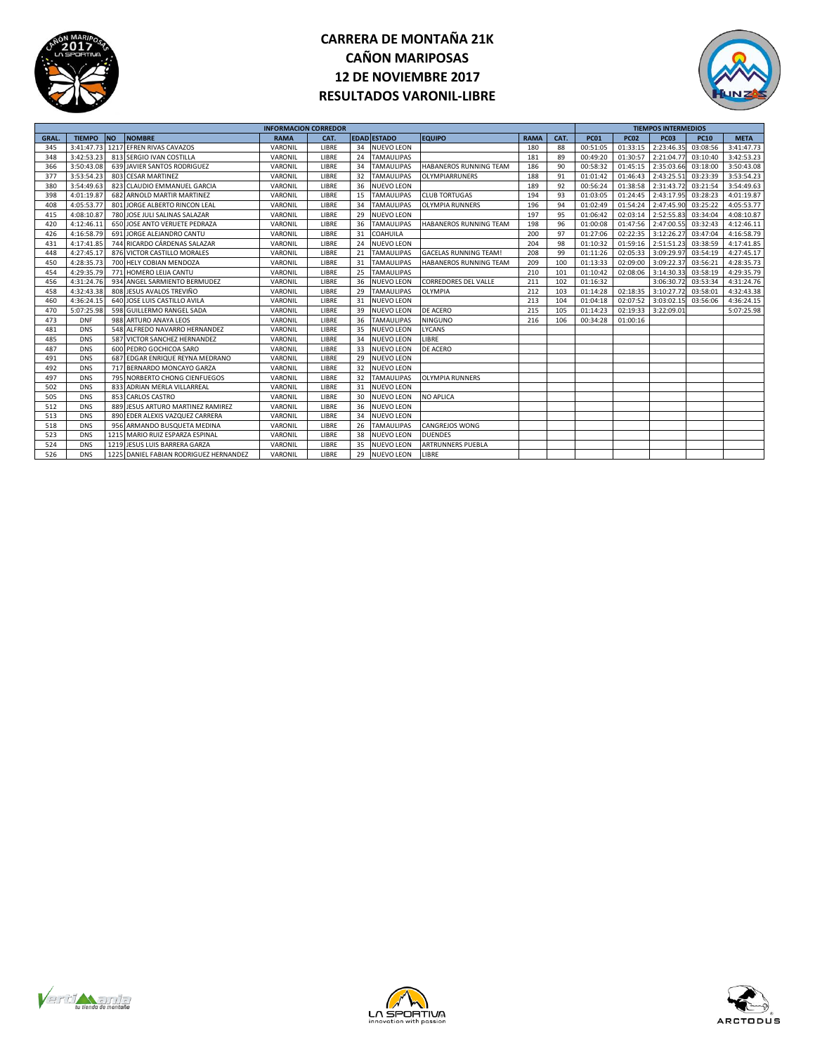# CARRERA DE MONTAÑA 21K
# CAÑON MARIPOSAS
# 12 DE NOVIEMBRE 2017
# RESULTADOS VARONIL-LIBRE

| INFORMACION CORREDOR | | | | | | | | | | | TIEMPOS INTERMEDIOS | | | | |
|---|---|---|---|---|---|---|---|---|---|---|---|---|---|---|---|
| GRAL. | TIEMPO | NO | NOMBRE | RAMA | CAT. | EDAD | ESTADO | EQUIPO | RAMA | CAT. | PC01 | PC02 | PC03 | PC10 | META |
| 345 | 3:41:47.73 | 1217 | EFREN RIVAS CAVAZOS | VARONIL | LIBRE | 34 | NUEVO LEON | | 180 | 88 | 00:51:05 | 01:33:15 | 2:23:46.35 | 03:08:56 | 3:41:47.73 |
| 348 | 3:42:53.23 | 813 | SERGIO IVAN COSTILLA | VARONIL | LIBRE | 24 | TAMAULIPAS | | 181 | 89 | 00:49:20 | 01:30:57 | 2:21:04.77 | 03:10:40 | 3:42:53.23 |
| 366 | 3:50:43.08 | 639 | JAVIER SANTOS RODRIGUEZ | VARONIL | LIBRE | 34 | TAMAULIPAS | HABANEROS RUNNING TEAM | 186 | 90 | 00:58:32 | 01:45:15 | 2:35:03.66 | 03:18:00 | 3:50:43.08 |
| 377 | 3:53:54.23 | 803 | CESAR MARTINEZ | VARONIL | LIBRE | 32 | TAMAULIPAS | OLYMPIARRUNERS | 188 | 91 | 01:01:42 | 01:46:43 | 2:43:25.51 | 03:23:39 | 3:53:54.23 |
| 380 | 3:54:49.63 | 823 | CLAUDIO EMMANUEL GARCIA | VARONIL | LIBRE | 36 | NUEVO LEON | | 189 | 92 | 00:56:24 | 01:38:58 | 2:31:43.72 | 03:21:54 | 3:54:49.63 |
| 398 | 4:01:19.87 | 682 | ARNOLD MARTIR MARTINEZ | VARONIL | LIBRE | 15 | TAMAULIPAS | CLUB TORTUGAS | 194 | 93 | 01:03:05 | 01:24:45 | 2:43:17.95 | 03:28:23 | 4:01:19.87 |
| 408 | 4:05:53.77 | 801 | JORGE ALBERTO RINCON LEAL | VARONIL | LIBRE | 34 | TAMAULIPAS | OLYMPIA RUNNERS | 196 | 94 | 01:02:49 | 01:54:24 | 2:47:45.90 | 03:25:22 | 4:05:53.77 |
| 415 | 4:08:10.87 | 780 | JOSE JULI SALINAS SALAZAR | VARONIL | LIBRE | 29 | NUEVO LEON | | 197 | 95 | 01:06:42 | 02:03:14 | 2:52:55.83 | 03:34:04 | 4:08:10.87 |
| 420 | 4:12:46.11 | 650 | JOSE ANTO VERUETE PEDRAZA | VARONIL | LIBRE | 36 | TAMAULIPAS | HABANEROS RUNNING TEAM | 198 | 96 | 01:00:08 | 01:47:56 | 2:47:00.55 | 03:32:43 | 4:12:46.11 |
| 426 | 4:16:58.79 | 691 | JORGE ALEJANDRO CANTU | VARONIL | LIBRE | 31 | COAHUILA | | 200 | 97 | 01:27:06 | 02:22:35 | 3:12:26.27 | 03:47:04 | 4:16:58.79 |
| 431 | 4:17:41.85 | 744 | RICARDO CÁRDENAS SALAZAR | VARONIL | LIBRE | 24 | NUEVO LEON | | 204 | 98 | 01:10:32 | 01:59:16 | 2:51:51.23 | 03:38:59 | 4:17:41.85 |
| 448 | 4:27:45.17 | 876 | VICTOR CASTILLO MORALES | VARONIL | LIBRE | 21 | TAMAULIPAS | GACELAS RUNNING TEAM! | 208 | 99 | 01:11:26 | 02:05:33 | 3:09:29.97 | 03:54:19 | 4:27:45.17 |
| 450 | 4:28:35.73 | 700 | HELY COBIAN MENDOZA | VARONIL | LIBRE | 31 | TAMAULIPAS | HABANEROS RUNNING TEAM | 209 | 100 | 01:13:33 | 02:09:00 | 3:09:22.37 | 03:56:21 | 4:28:35.73 |
| 454 | 4:29:35.79 | 771 | HOMERO LEIJA CANTU | VARONIL | LIBRE | 25 | TAMAULIPAS | | 210 | 101 | 01:10:42 | 02:08:06 | 3:14:30.33 | 03:58:19 | 4:29:35.79 |
| 456 | 4:31:24.76 | 934 | ANGEL SARMIENTO BERMUDEZ | VARONIL | LIBRE | 36 | NUEVO LEON | CORREDORES DEL VALLE | 211 | 102 | 01:16:32 | | 3:06:30.72 | 03:53:34 | 4:31:24.76 |
| 458 | 4:32:43.38 | 808 | JESUS AVALOS TREVIÑO | VARONIL | LIBRE | 29 | TAMAULIPAS | OLYMPIA | 212 | 103 | 01:14:28 | 02:18:35 | 3:10:27.72 | 03:58:01 | 4:32:43.38 |
| 460 | 4:36:24.15 | 640 | JOSE LUIS CASTILLO AVILA | VARONIL | LIBRE | 31 | NUEVO LEON | | 213 | 104 | 01:04:18 | 02:07:52 | 3:03:02.15 | 03:56:06 | 4:36:24.15 |
| 470 | 5:07:25.98 | 598 | GUILLERMO RANGEL SADA | VARONIL | LIBRE | 39 | NUEVO LEON | DE ACERO | 215 | 105 | 01:14:23 | 02:19:33 | 3:22:09.01 | | 5:07:25.98 |
| 473 | DNF | 988 | ARTURO ANAYA LEOS | VARONIL | LIBRE | 36 | TAMAULIPAS | NINGUNO | 216 | 106 | 00:34:28 | 01:00:16 | | | |
| 481 | DNS | 548 | ALFREDO NAVARRO HERNANDEZ | VARONIL | LIBRE | 35 | NUEVO LEON | LYCANS | | | | | | | |
| 485 | DNS | 587 | VICTOR SANCHEZ HERNANDEZ | VARONIL | LIBRE | 34 | NUEVO LEON | LIBRE | | | | | | | |
| 487 | DNS | 600 | PEDRO GOCHICOA SARO | VARONIL | LIBRE | 33 | NUEVO LEON | DE ACERO | | | | | | | |
| 491 | DNS | 687 | EDGAR ENRIQUE REYNA MEDRANO | VARONIL | LIBRE | 29 | NUEVO LEON | | | | | | | | |
| 492 | DNS | 717 | BERNARDO MONCAYO GARZA | VARONIL | LIBRE | 32 | NUEVO LEON | | | | | | | | |
| 497 | DNS | 795 | NORBERTO CHONG CIENFUEGOS | VARONIL | LIBRE | 32 | TAMAULIPAS | OLYMPIA RUNNERS | | | | | | | |
| 502 | DNS | 833 | ADRIAN MERLA VILLARREAL | VARONIL | LIBRE | 31 | NUEVO LEON | | | | | | | | |
| 505 | DNS | 853 | CARLOS CASTRO | VARONIL | LIBRE | 30 | NUEVO LEON | NO APLICA | | | | | | | |
| 512 | DNS | 889 | JESUS ARTURO MARTINEZ RAMIREZ | VARONIL | LIBRE | 36 | NUEVO LEON | | | | | | | | |
| 513 | DNS | 890 | EDER ALEXIS VAZQUEZ CARRERA | VARONIL | LIBRE | 34 | NUEVO LEON | | | | | | | | |
| 518 | DNS | 956 | ARMANDO BUSQUETA MEDINA | VARONIL | LIBRE | 26 | TAMAULIPAS | CANGREJOS WONG | | | | | | | |
| 523 | DNS | 1215 | MARIO RUIZ ESPARZA ESPINAL | VARONIL | LIBRE | 38 | NUEVO LEON | DUENDES | | | | | | | |
| 524 | DNS | 1219 | JESUS LUIS BARRERA GARZA | VARONIL | LIBRE | 35 | NUEVO LEON | ARTRUNNERS PUEBLA | | | | | | | |
| 526 | DNS | 1225 | DANIEL FABIAN RODRIGUEZ HERNANDEZ | VARONIL | LIBRE | 29 | NUEVO LEON | LIBRE | | | | | | | |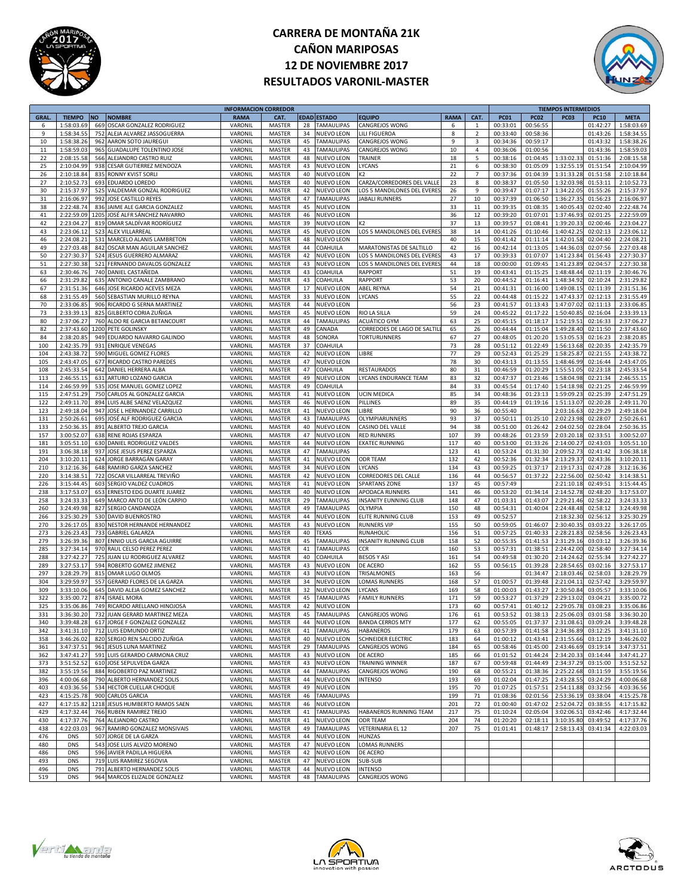# CARRERA DE MONTAÑA 21K
# CAÑON MARIPOSAS
# 12 DE NOVIEMBRE 2017
# RESULTADOS VARONIL-MASTER

| INFORMACION CORREDOR | | | | | | | | | | | TIEMPOS INTERMEDIOS | | | | |
|---|---|---|---|---|---|---|---|---|---|---|---|---|---|---|---|
| GRAL. | TIEMPO | NO | NOMBRE | RAMA | CAT. | EDAD | ESTADO | EQUIPO | RAMA | CAT. | PC01 | PC02 | PC03 | PC10 | META |
| 6 | 1:58:03.69 | 669 | OSCAR GONZALEZ RODRIGUEZ | VARONIL | MASTER | 28 | TAMAULIPAS | CANGREJOS WONG | 6 | 1 | 00:33:01 | 00:56:55 | | 01:42:27 | 1:58:03.69 |
| 9 | 1:58:34.55 | 752 | ALEJA ALVAREZ JASSOGUERRA | VARONIL | MASTER | 34 | NUEVO LEON | LILI FIGUEROA | 8 | 2 | 00:33:40 | 00:58:36 | | 01:43:26 | 1:58:34.55 |
| 10 | 1:58:38.26 | 962 | AARON SOTO JAUREGUI | VARONIL | MASTER | 45 | TAMAULIPAS | CANGREJOS WONG | 9 | 3 | 00:34:36 | 00:59:17 | | 01:43:32 | 1:58:38.26 |
| 11 | 1:58:59.03 | 965 | GUADALUPE TOLENTINO JOSE | VARONIL | MASTER | 43 | TAMAULIPAS | CANGREJOS WONG | 10 | 4 | 00:36:06 | 01:00:56 | | 01:43:36 | 1:58:59.03 |
| 22 | 2:08:15.58 | 566 | ALEJANDRO CASTRO RUIZ | VARONIL | MASTER | 48 | NUEVO LEON | TRAINER | 18 | 5 | 00:38:16 | 01:04:45 | 1:33:02.33 | 01:51:36 | 2:08:15.58 |
| 25 | 2:10:04.99 | 938 | CESAR GUTIERREZ MENDOZA | VARONIL | MASTER | 43 | NUEVO LEON | LYCANS | 21 | 6 | 00:38:30 | 01:05:09 | 1:32:55.19 | 01:51:54 | 2:10:04.99 |
| 26 | 2:10:18.84 | 835 | RONNY KVIST SORLI | VARONIL | MASTER | 40 | NUEVO LEON | K2 | 22 | 7 | 00:37:36 | 01:04:39 | 1:31:33.28 | 01:51:58 | 2:10:18.84 |
| 27 | 2:10:52.73 | 693 | EDUARDO LOREDO | VARONIL | MASTER | 40 | NUEVO LEON | CARZA/CORREDORES DEL VALLE | 23 | 8 | 00:38:37 | 01:05:50 | 1:32:03.98 | 01:53:11 | 2:10:52.73 |
| 30 | 2:15:37.97 | 525 | VALDEMAR GONZAL RODRIGUEZ | VARONIL | MASTER | 42 | NUEVO LEON | LOS 5 MANDILONES DEL EVERES | 26 | 9 | 00:39:47 | 01:07:17 | 1:34:22.05 | 01:55:26 | 2:15:37.97 |
| 31 | 2:16:06.97 | 992 | JOSE CASTILLO REYES | VARONIL | MASTER | 47 | TAMAULIPAS | JABALI RUNNERS | 27 | 10 | 00:37:39 | 01:06:50 | 1:36:27.35 | 01:56:23 | 2:16:06.97 |
| 38 | 2:22:48.74 | 836 | JAIME ALE GARCIA GONZALEZ | VARONIL | MASTER | 45 | NUEVO LEON | | 33 | 11 | 00:39:35 | 01:08:35 | 1:40:05.43 | 02:02:40 | 2:22:48.74 |
| 41 | 2:22:59.09 | 1205 | JOSÉ ALFR SÁNCHEZ NAVARRO | VARONIL | MASTER | 46 | NUEVO LEON | | 36 | 12 | 00:39:20 | 01:07:01 | 1:37:46.93 | 02:01:25 | 2:22:59.09 |
| 42 | 2:23:04.27 | 819 | OMAR SALDÍVAR RODRÍGUEZ | VARONIL | MASTER | 39 | NUEVO LEON | K2 | 37 | 13 | 00:39:57 | 01:08:41 | 1:39:20.33 | 02:00:46 | 2:23:04.27 |
| 43 | 2:23:06.12 | 523 | ALEX VILLARREAL | VARONIL | MASTER | 45 | NUEVO LEON | LOS 5 MANDILONES DEL EVERES | 38 | 14 | 00:41:26 | 01:10:46 | 1:40:42.25 | 02:02:13 | 2:23:06.12 |
| 46 | 2:24:08.21 | 531 | MARCELO ALANIS LAMBRETON | VARONIL | MASTER | 48 | NUEVO LEON | | 40 | 15 | 00:41:42 | 01:11:14 | 1:42:01.58 | 02:04:40 | 2:24:08.21 |
| 49 | 2:27:03.48 | 842 | OSCAR MAN AGUILAR SANCHEZ | VARONIL | MASTER | 44 | COAHUILA | MARATONISTAS DE SALTILLO | 42 | 16 | 00:42:14 | 01:13:05 | 1:44:36.03 | 02:07:56 | 2:27:03.48 |
| 50 | 2:27:30.37 | 524 | JESUS GUERRERO ALMARAZ | VARONIL | MASTER | 42 | NUEVO LEON | LOS 5 MANDILONES DEL EVERES | 43 | 17 | 00:39:33 | 01:07:07 | 1:41:23.84 | 01:56:43 | 2:27:30.37 |
| 51 | 2:27:30.38 | 521 | FERNANDO DAVALOS GONZALEZ | VARONIL | MASTER | 43 | NUEVO LEON | LOS 5 MANDILONES DEL EVERES | 44 | 18 | 00:00:00 | 01:09:45 | 1:41:23.89 | 02:04:57 | 2:27:30.38 |
| 63 | 2:30:46.76 | 740 | DANIEL CASTAÑEDA | VARONIL | MASTER | 43 | COAHUILA | RAPPORT | 51 | 19 | 00:43:41 | 01:15:25 | 1:48:48.44 | 02:11:19 | 2:30:46.76 |
| 66 | 2:31:29.82 | 635 | ANTONIO CANALE ZAMBRANO | VARONIL | MASTER | 43 | COAHUILA | RAPPORT | 53 | 20 | 00:44:52 | 01:16:41 | 1:48:34.92 | 02:10:24 | 2:31:29.82 |
| 67 | 2:31:51.36 | 646 | JOSE RICARDO ACEVES MEZA | VARONIL | MASTER | 17 | NUEVO LEON | ABEL REYNA | 54 | 21 | 00:41:31 | 01:16:00 | 1:49:08.15 | 02:11:39 | 2:31:51.36 |
| 68 | 2:31:55.49 | 560 | SEBASTIAN MURILLO REYNA | VARONIL | MASTER | 33 | NUEVO LEON | LYCANS | 55 | 22 | 00:44:48 | 01:15:22 | 1:47:43.37 | 02:12:13 | 2:31:55.49 |
| 70 | 2:33:06.85 | 906 | RICARDO G SERNA MARTINEZ | VARONIL | MASTER | 44 | NUEVO LEON | | 56 | 23 | 00:41:57 | 01:13:43 | 1:47:07.02 | 02:11:13 | 2:33:06.85 |
| 73 | 2:33:39.13 | 825 | GILBERTO CORIA ZUÑIGA | VARONIL | MASTER | 45 | NUEVO LEON | RIO LA SILLA | 59 | 24 | 00:45:22 | 01:17:22 | 1:50:40.85 | 02:16:04 | 2:33:39.13 |
| 80 | 2:37:06.27 | 760 | ALDO RE GARCIA BETANCOURT | VARONIL | MASTER | 44 | TAMAULIPAS | ACUÁTICO GYM | 63 | 25 | 00:45:15 | 01:18:17 | 1:52:19.51 | 02:16:33 | 2:37:06.27 |
| 82 | 2:37:43.60 | 1200 | PETE GOLINSKY | VARONIL | MASTER | 49 | CANADA | CORREDOES DE LAGO DE SALTILL | 65 | 26 | 00:44:44 | 01:15:04 | 1:49:28.40 | 02:11:50 | 2:37:43.60 |
| 84 | 2:38:20.85 | 949 | EDUARDO NAVARRO GALINDO | VARONIL | MASTER | 48 | SONORA | TORTURUNNERS | 67 | 27 | 00:48:05 | 01:20:20 | 1:53:05.53 | 02:16:23 | 2:38:20.85 |
| 100 | 2:42:35.79 | 931 | ENRIQUE VENEGAS | VARONIL | MASTER | 37 | COAHUILA | | 73 | 28 | 00:51:12 | 01:22:49 | 1:56:13.68 | 02:20:35 | 2:42:35.79 |
| 104 | 2:43:38.72 | 590 | MIGUEL GOMEZ FLORES | VARONIL | MASTER | 42 | NUEVO LEON | LIBRE | 77 | 29 | 00:52:43 | 01:25:29 | 1:58:25.87 | 02:21:55 | 2:43:38.72 |
| 105 | 2:43:47.05 | 677 | RICARDO CASTRO PAREDES | VARONIL | MASTER | 47 | NUEVO LEON | | 78 | 30 | 00:43:13 | 01:13:55 | 1:48:46.99 | 02:16:44 | 2:43:47.05 |
| 108 | 2:45:33.54 | 642 | DANIEL HERRERA ALBA | VARONIL | MASTER | 47 | COAHUILA | RESTAURADOS | 80 | 31 | 00:46:59 | 01:20:29 | 1:55:51.05 | 02:23:18 | 2:45:33.54 |
| 113 | 2:46:55.15 | 631 | ARTURO LOZANO GARCIA | VARONIL | MASTER | 49 | NUEVO LEON | LYCANS ENDURANCE TEAM | 83 | 32 | 00:47:37 | 01:23:46 | 1:58:04.98 | 02:21:34 | 2:46:55.15 |
| 114 | 2:46:59.99 | 535 | JOSE MANUEL GOMEZ LOPEZ | VARONIL | MASTER | 49 | COAHUILA | | 84 | 33 | 00:45:54 | 01:17:40 | 1:54:18.98 | 02:21:25 | 2:46:59.99 |
| 115 | 2:47:51.29 | 750 | CARLOS AL GONZALEZ GARCIA | VARONIL | MASTER | 41 | NUEVO LEON | UCIN MEDICA | 85 | 34 | 00:48:36 | 01:23:13 | 1:59:09.23 | 02:25:39 | 2:47:51.29 |
| 122 | 2:49:11.70 | 894 | LUIS ALBE SAENZ VELAZQUEZ | VARONIL | MASTER | 46 | NUEVO LEON | PILLINES | 89 | 35 | 00:44:19 | 01:19:16 | 1:51:13.07 | 02:20:28 | 2:49:11.70 |
| 123 | 2:49:18.04 | 947 | JOSE L HERNANDEZ CARRILLO | VARONIL | MASTER | 41 | NUEVO LEON | LIBRE | 90 | 36 | 00:55:40 | | 2:03:16.63 | 02:29:29 | 2:49:18.04 |
| 131 | 2:50:26.61 | 695 | JOSÉ ALF RODRIGUEZ GARCIA | VARONIL | MASTER | 43 | TAMAULIPAS | OLYMPIARUNNERS | 93 | 37 | 00:50:11 | 01:25:10 | 2:02:23.98 | 02:28:07 | 2:50:26.61 |
| 133 | 2:50:36.35 | 891 | ALBERTO TREJO GARCIA | VARONIL | MASTER | 40 | NUEVO LEON | CASINO DEL VALLE | 94 | 38 | 00:51:00 | 01:26:42 | 2:04:02.50 | 02:28:04 | 2:50:36.35 |
| 157 | 3:00:52.07 | 638 | RENE ROJAS ESPARZA | VARONIL | MASTER | 47 | NUEVO LEON | RED RUNNERS | 107 | 39 | 00:48:26 | 01:23:59 | 2:03:20.18 | 02:33:51 | 3:00:52.07 |
| 181 | 3:05:51.10 | 630 | DANIEL RODRIGUEZ VALDES | VARONIL | MASTER | 44 | NUEVO LEON | EXATEC RUNNING | 117 | 40 | 00:53:00 | 01:33:26 | 2:14:00.27 | 02:43:03 | 3:05:51.10 |
| 191 | 3:06:38.18 | 937 | JOSE JESUS PEREZ ESPARZA | VARONIL | MASTER | 47 | TAMAULIPAS | | 123 | 41 | 00:53:24 | 01:31:30 | 2:09:52.73 | 02:41:42 | 3:06:38.18 |
| 204 | 3:10:20.11 | 624 | JORGE BARRAGÁN GARAY | VARONIL | MASTER | 41 | NUEVO LEON | ODR TEAM | 132 | 42 | 00:52:36 | 01:32:34 | 2:13:29.37 | 02:43:36 | 3:10:20.11 |
| 210 | 3:12:16.36 | 648 | RAMIRO GARZA SANCHEZ | VARONIL | MASTER | 34 | NUEVO LEON | LYCANS | 134 | 43 | 00:59:25 | 01:37:17 | 2:19:17.31 | 02:47:28 | 3:12:16.36 |
| 220 | 3:14:38.51 | 722 | OSCAR VILLARREAL TREVIÑO | VARONIL | MASTER | 42 | NUEVO LEON | CORREDORES DEL CALLE | 136 | 44 | 00:56:57 | 01:37:22 | 2:22:56.00 | 02:50:42 | 3:14:38.51 |
| 226 | 3:15:44.45 | 603 | SERGIO VALDEZ CUADROS | VARONIL | MASTER | 41 | NUEVO LEON | SPARTANS ZONE | 137 | 45 | 00:57:49 | | 2:21:10.18 | 02:49:51 | 3:15:44.45 |
| 238 | 3:17:53.07 | 653 | ERNESTO EDG DUARTE JUAREZ | VARONIL | MASTER | 40 | NUEVO LEON | APODACA RUNNERS | 141 | 46 | 00:53:20 | 01:34:14 | 2:14:52.78 | 02:48:20 | 3:17:53.07 |
| 258 | 3:24:33.33 | 649 | MARCO ANTO DE LEÓN CARPIO | VARONIL | MASTER | 29 | TAMAULIPAS | INSANITY EUNNING CLUB | 148 | 47 | 01:03:31 | 01:43:07 | 2:29:21.46 | 02:58:22 | 3:24:33.33 |
| 260 | 3:24:49.98 | 827 | SERGIO CANDANOZA | VARONIL | MASTER | 49 | TAMAULIPAS | OLYMPIA | 150 | 48 | 00:54:31 | 01:40:04 | 2:24:48.48 | 02:58:12 | 3:24:49.98 |
| 266 | 3:25:30.29 | 530 | DAVID BUENROSTRO | VARONIL | MASTER | 44 | NUEVO LEON | ELITE RUNNING CLUB | 153 | 49 | 00:52:57 | | 2:18:32.30 | 02:56:12 | 3:25:30.29 |
| 270 | 3:26:17.05 | 830 | NESTOR HERNANDE HERNANDEZ | VARONIL | MASTER | 43 | NUEVO LEON | RUNNERS VIP | 155 | 50 | 00:59:05 | 01:46:07 | 2:30:40.35 | 03:03:22 | 3:26:17.05 |
| 273 | 3:26:23.43 | 733 | GABRIEL GALARZA | VARONIL | MASTER | 40 | TEXAS | RUNAHOLIC | 156 | 51 | 00:57:25 | 01:40:33 | 2:28:21.83 | 02:58:56 | 3:26:23.43 |
| 279 | 3:26:39.36 | 807 | ENNIO ULIS GARCIA AGUIRRE | VARONIL | MASTER | 45 | TAMAULIPAS | INSANITY RUNNING CLUB | 158 | 52 | 00:55:35 | 01:41:53 | 2:31:29.16 | 03:03:12 | 3:26:39.36 |
| 285 | 3:27:34.14 | 970 | RAUL CELSO PEREZ PEREZ | VARONIL | MASTER | 41 | TAMAULIPAS | CCR | 160 | 53 | 00:57:31 | 01:38:51 | 2:24:42.00 | 02:58:40 | 3:27:34.14 |
| 288 | 3:27:42.27 | 725 | JUAN LU RODRIGUEZ ALVAREZ | VARONIL | MASTER | 40 | COAHUILA | BESOS Y ASI | 161 | 54 | 00:49:58 | 01:30:20 | 2:14:24.62 | 02:55:34 | 3:27:42.27 |
| 289 | 3:27:53.17 | 594 | ROBERTO GOMEZ JIMENEZ | VARONIL | MASTER | 43 | NUEVO LEON | DE ACERO | 162 | 55 | 00:56:15 | 01:39:28 | 2:28:54.65 | 03:02:16 | 3:27:53.17 |
| 297 | 3:28:29.79 | 815 | OMAR LUGO OLMOS | VARONIL | MASTER | 43 | NUEVO LEON | TRISALMONES | 163 | 56 | | 01:34:47 | 2:18:03.46 | 02:58:03 | 3:28:29.79 |
| 304 | 3:29:59.97 | 557 | GERARD FLORES DE LA GARZA | VARONIL | MASTER | 34 | NUEVO LEON | LOMAS RUNNERS | 168 | 57 | 01:00:57 | 01:39:48 | 2:21:04.11 | 02:57:42 | 3:29:59.97 |
| 309 | 3:33:10.06 | 645 | DAVID ALEJA GOMEZ SANCHEZ | VARONIL | MASTER | 32 | NUEVO LEON | LYCANS | 169 | 58 | 01:00:03 | 01:43:27 | 2:30:50.84 | 03:05:57 | 3:33:10.06 |
| 322 | 3:35:00.72 | 874 | ISRAEL MORA | VARONIL | MASTER | 45 | TAMAULIPAS | FAMILY RUNNERS | 171 | 59 | 00:53:27 | 01:37:29 | 2:29:13.02 | 03:04:21 | 3:35:00.72 |
| 325 | 3:35:06.86 | 749 | RICARDO ARELLANO HINOJOSA | VARONIL | MASTER | 42 | NUEVO LEON | | 173 | 60 | 00:57:41 | 01:40:12 | 2:29:05.78 | 03:08:23 | 3:35:06.86 |
| 331 | 3:36:30.20 | 732 | JUAN GERARD MARTINEZ MEZA | VARONIL | MASTER | 45 | TAMAULIPAS | CANGREJOS WONG | 176 | 61 | 00:53:52 | 01:38:13 | 2:25:06.03 | 03:01:58 | 3:36:30.20 |
| 340 | 3:39:48.28 | 617 | JORGE F GONZALEZ GONZALEZ | VARONIL | MASTER | 44 | NUEVO LEON | BANDA CERROS MTY | 177 | 62 | 00:55:05 | 01:37:37 | 2:31:08.61 | 03:09:24 | 3:39:48.28 |
| 342 | 3:41:31.10 | 712 | LUIS EDMUNDO ORTIZ | VARONIL | MASTER | 41 | TAMAULIPAS | HABANEROS | 179 | 63 | 00:57:39 | 01:41:58 | 2:34:36.89 | 03:12:25 | 3:41:31.10 |
| 358 | 3:46:26.02 | 820 | SERGIO REN SALCIDO ZUÑIGA | VARONIL | MASTER | 40 | NUEVO LEON | SCHNEIDER ELECTRIC | 183 | 64 | 01:00:12 | 01:43:41 | 2:31:55.66 | 03:12:19 | 3:46:26.02 |
| 361 | 3:47:37.51 | 961 | JESUS LUNA MARTINEZ | VARONIL | MASTER | 29 | TAMAULIPAS | CANGREJOS WONG | 184 | 65 | 00:58:46 | 01:45:00 | 2:43:46.69 | 03:19:14 | 3:47:37.51 |
| 362 | 3:47:41.27 | 591 | LUIS GERARDO CARMONA CRUZ | VARONIL | MASTER | 43 | NUEVO LEON | DE ACERO | 185 | 66 | 01:01:52 | 01:44:24 | 2:34:20.33 | 03:14:44 | 3:47:41.27 |
| 373 | 3:51:52.52 | 610 | JOSE SEPULVEDA GARZA | VARONIL | MASTER | 43 | NUEVO LEON | TRAINING WINNER | 187 | 67 | 00:59:48 | 01:44:49 | 2:34:37.29 | 03:15:00 | 3:51:52.52 |
| 382 | 3:55:19.56 | 884 | RIGOBERTO PAZ MARTINEZ | VARONIL | MASTER | 44 | TAMAULIPAS | CANGREJOS WONG | 190 | 68 | 00:55:21 | 01:38:36 | 2:25:22.68 | 03:11:59 | 3:55:19.56 |
| 396 | 4:00:06.68 | 790 | ALBERTO HERNANDEZ SOLIS | VARONIL | MASTER | 44 | NUEVO LEON | INTENSO | 193 | 69 | 01:02:04 | 01:47:25 | 2:43:28.55 | 03:24:29 | 4:00:06.68 |
| 403 | 4:03:36.56 | 534 | HECTOR CUELLAR CHOQUE | VARONIL | MASTER | 49 | NUEVO LEON | | 195 | 70 | 01:07:25 | 01:57:51 | 2:54:11.88 | 03:32:56 | 4:03:36.56 |
| 423 | 4:15:25.78 | 900 | CARLOS GARCIA | VARONIL | MASTER | 46 | TAMAULIPAS | | 199 | 71 | 01:08:36 | 02:01:56 | 2:53:36.19 | 03:38:04 | 4:15:25.78 |
| 427 | 4:17:15.82 | 1218 | JESUS HUMBERTO RAMOS SAEN | VARONIL | MASTER | 46 | NUEVO LEON | | 201 | 72 | 01:00:40 | 01:47:02 | 2:52:04.72 | 03:38:55 | 4:17:15.82 |
| 429 | 4:17:32.44 | 766 | RUBEN RAMIREZ TREJO | VARONIL | MASTER | 41 | TAMAULIPAS | HABANEROS RUNNING TEAM | 217 | 75 | 01:10:24 | 02:05:04 | 3:02:06.51 | 03:42:46 | 4:17:32.44 |
| 430 | 4:17:37.76 | 764 | ALEJANDRO CASTRO | VARONIL | MASTER | 41 | NUEVO LEON | ODR TEAM | 204 | 74 | 01:20:20 | 02:18:11 | 3:10:35.80 | 03:49:52 | 4:17:37.76 |
| 438 | 4:22:03.03 | 967 | RAMIRO GONZALEZ MONSIVAIS | VARONIL | MASTER | 49 | TAMAULIPAS | VETERINARIA EL 12 | 207 | 75 | 01:01:41 | 01:48:17 | 2:58:13.43 | 03:41:34 | 4:22:03.03 |
| 476 | DNS | 507 | JORGE DE LA GARZA | VARONIL | MASTER | 44 | NUEVO LEON | HUNZAS | | | | | | | |
| 480 | DNS | 543 | JOSE LUIS ALVIZO MORENO | VARONIL | MASTER | 47 | NUEVO LEON | LOMAS RUNNERS | | | | | | | |
| 486 | DNS | 596 | JAVIER PADILLA HIGUERA | VARONIL | MASTER | 42 | NUEVO LEON | DE ACERO | | | | | | | |
| 493 | DNS | 719 | LUIS RAMIREZ SEGOVIA | VARONIL | MASTER | 47 | NUEVO LEON | SUB-SUB | | | | | | | |
| 496 | DNS | 791 | ALBERTO HERNANDEZ SOLIS | VARONIL | MASTER | 44 | NUEVO LEON | INTENSO | | | | | | | |
| 519 | DNS | 964 | MARCOS ELIZALDE GONZALEZ | VARONIL | MASTER | 48 | TAMAULIPAS | CANGREJOS WONG | | | | | | | |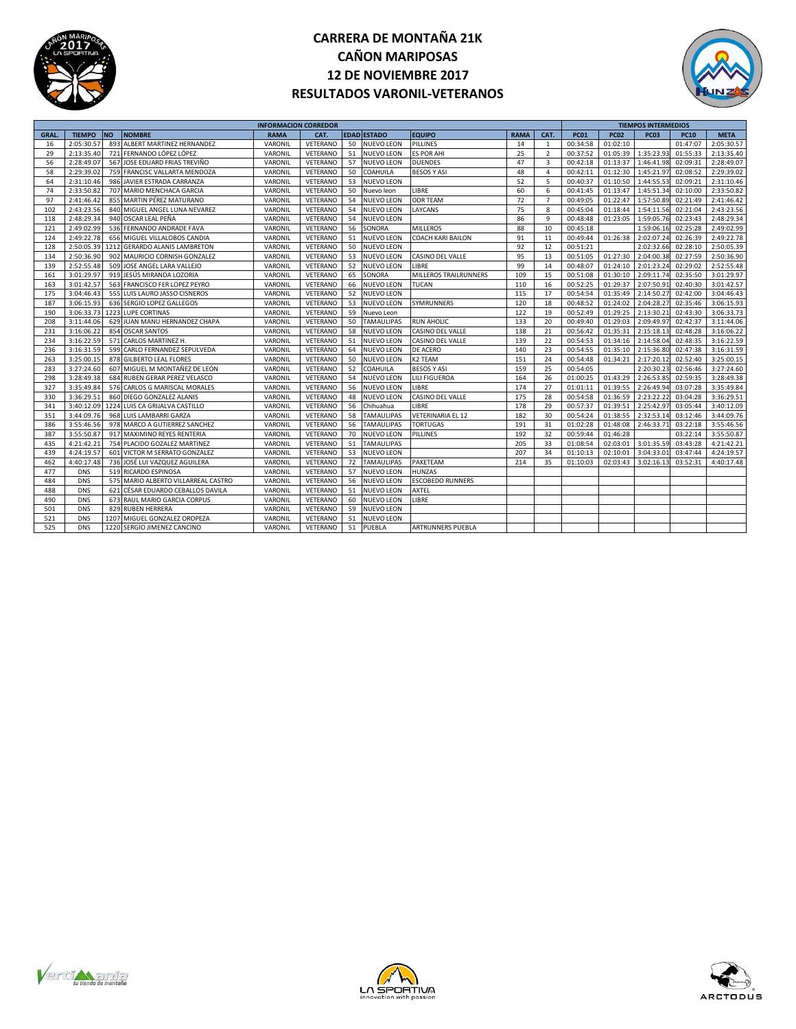# CARRERA DE MONTAÑA 21K
# CAÑON MARIPOSAS
# 12 DE NOVIEMBRE 2017
# RESULTADOS VARONIL-VETERANOS

| INFORMACION CORREDOR | | | | | | | | | | | TIEMPOS INTERMEDIOS | | | | |
|---|---|---|---|---|---|---|---|---|---|---|---|---|---|---|---|
| GRAL. | TIEMPO | NO | NOMBRE | RAMA | CAT. | EDAD | ESTADO | EQUIPO | RAMA | CAT. | PC01 | PC02 | PC03 | PC10 | META |
| 16 | 2:05:30.57 | 893 | ALBERT MARTINEZ HERNANDEZ | VARONIL | VETERANO | 50 | NUEVO LEON | PILLINES | 14 | 1 | 00:34:58 | 01:02:10 | | 01:47:07 | 2:05:30.57 |
| 29 | 2:13:35.40 | 721 | FERNANDO LÓPEZ LÓPEZ | VARONIL | VETERANO | 51 | NUEVO LEON | ES POR AHI | 25 | 2 | 00:37:52 | 01:05:39 | 1:35:23.93 | 01:55:33 | 2:13:35.40 |
| 56 | 2:28:49.07 | 567 | JOSE EDUARD FRIAS TREVIÑO | VARONIL | VETERANO | 57 | NUEVO LEON | DUENDES | 47 | 3 | 00:42:18 | 01:13:37 | 1:46:41.98 | 02:09:31 | 2:28:49.07 |
| 58 | 2:29:39.02 | 759 | FRANCISC VALLARTA MENDOZA | VARONIL | VETERANO | 50 | COAHUILA | BESOS Y ASI | 48 | 4 | 00:42:11 | 01:12:30 | 1:45:21.97 | 02:08:52 | 2:29:39.02 |
| 64 | 2:31:10.46 | 986 | JAVIER ESTRADA CARRANZA | VARONIL | VETERANO | 53 | NUEVO LEON | | 52 | 5 | 00:40:37 | 01:10:50 | 1:44:55.53 | 02:09:21 | 2:31:10.46 |
| 74 | 2:33:50.82 | 707 | MARIO MENCHACA GARCIA | VARONIL | VETERANO | 50 | Nuevo leon | LIBRE | 60 | 6 | 00:41:45 | 01:13:47 | 1:45:51.34 | 02:10:00 | 2:33:50.82 |
| 97 | 2:41:46.42 | 855 | MARTIN PÉREZ MATURANO | VARONIL | VETERANO | 54 | NUEVO LEON | ODR TEAM | 72 | 7 | 00:49:05 | 01:22:47 | 1:57:50.89 | 02:21:49 | 2:41:46.42 |
| 102 | 2:43:23.56 | 840 | MIGUEL ANGEL LUNA NEVAREZ | VARONIL | VETERANO | 54 | NUEVO LEON | LAYCANS | 75 | 8 | 00:45:04 | 01:18:44 | 1:54:11.56 | 02:21:04 | 2:43:23.56 |
| 118 | 2:48:29.34 | 940 | OSCAR LEAL PEÑA | VARONIL | VETERANO | 54 | NUEVO LEON | | 86 | 9 | 00:48:48 | 01:23:05 | 1:59:05.76 | 02:23:43 | 2:48:29.34 |
| 121 | 2:49:02.99 | 536 | FERNANDO ANDRADE FAVA | VARONIL | VETERANO | 56 | SONORA | MILLEROS | 88 | 10 | 00:45:18 | | 1:59:06.16 | 02:25:28 | 2:49:02.99 |
| 124 | 2:49:22.78 | 656 | MIGUEL VILLALOBOS CANDIA | VARONIL | VETERANO | 51 | NUEVO LEON | COACH KARI BAILON | 91 | 11 | 00:49:44 | 01:26:38 | 2:02:07.24 | 02:26:39 | 2:49:22.78 |
| 128 | 2:50:05.39 | 1212 | GERARDO ALANIS LAMBRETON | VARONIL | VETERANO | 50 | NUEVO LEON | | 92 | 12 | 00:51:21 | | 2:02:32.66 | 02:28:10 | 2:50:05.39 |
| 134 | 2:50:36.90 | 902 | MAURICIO CORNISH GONZALEZ | VARONIL | VETERANO | 53 | NUEVO LEON | CASINO DEL VALLE | 95 | 13 | 00:51:05 | 01:27:30 | 2:04:00.38 | 02:27:59 | 2:50:36.90 |
| 139 | 2:52:55.48 | 509 | JOSE ANGEL LARA VALLEJO | VARONIL | VETERANO | 52 | NUEVO LEON | LIBRE | 99 | 14 | 00:48:07 | 01:24:10 | 2:01:23.24 | 02:29:02 | 2:52:55.48 |
| 161 | 3:01:29.97 | 919 | JESÚS MIRANDA LOZORIA | VARONIL | VETERANO | 65 | SONORA | MILLEROS TRAILRUNNERS | 109 | 15 | 00:51:08 | 01:30:10 | 2:09:11.74 | 02:35:50 | 3:01:29.97 |
| 163 | 3:01:42.57 | 563 | FRANCISCO FER LOPEZ PEYRO | VARONIL | VETERANO | 66 | NUEVO LEON | TUCAN | 110 | 16 | 00:52:25 | 01:29:37 | 2:07:50.91 | 02:40:30 | 3:01:42.57 |
| 175 | 3:04:46.43 | 555 | LUIS LAURO JASSO CISNEROS | VARONIL | VETERANO | 52 | NUEVO LEON | | 115 | 17 | 00:54:54 | 01:35:49 | 2:14:50.27 | 02:42:00 | 3:04:46.43 |
| 187 | 3:06:15.93 | 636 | SERGIO LOPEZ GALLEGOS | VARONIL | VETERANO | 53 | NUEVO LEON | SYMRUNNERS | 120 | 18 | 00:48:52 | 01:24:02 | 2:04:28.27 | 02:35:46 | 3:06:15.93 |
| 190 | 3:06:33.73 | 1223 | LUPE CORTINAS | VARONIL | VETERANO | 59 | Nuevo Leon | | 122 | 19 | 00:52:49 | 01:29:25 | 2:13:30.21 | 02:43:30 | 3:06:33.73 |
| 208 | 3:11:44.06 | 629 | JUAN MANU HERNANDEZ CHAPA | VARONIL | VETERANO | 50 | TAMAULIPAS | RUN AHOLIC | 133 | 20 | 00:49:40 | 01:29:03 | 2:09:49.97 | 02:42:37 | 3:11:44.06 |
| 231 | 3:16:06.22 | 854 | OSCAR SANTOS | VARONIL | VETERANO | 58 | NUEVO LEON | CASINO DEL VALLE | 138 | 21 | 00:56:42 | 01:35:31 | 2:15:18.13 | 02:48:28 | 3:16:06.22 |
| 234 | 3:16:22.59 | 571 | CARLOS MARTINEZ H. | VARONIL | VETERANO | 51 | NUEVO LEON | CASINO DEL VALLE | 139 | 22 | 00:54:53 | 01:34:16 | 2:14:58.04 | 02:48:35 | 3:16:22.59 |
| 236 | 3:16:31.59 | 599 | CARLO FERNANDEZ SEPULVEDA | VARONIL | VETERANO | 64 | NUEVO LEON | DE ACERO | 140 | 23 | 00:54:55 | 01:35:10 | 2:15:36.80 | 02:47:38 | 3:16:31.59 |
| 263 | 3:25:00.15 | 878 | GILBERTO LEAL FLORES | VARONIL | VETERANO | 50 | NUEVO LEON | K2 TEAM | 151 | 24 | 00:54:48 | 01:34:21 | 2:17:20.12 | 02:52:40 | 3:25:00.15 |
| 283 | 3:27:24.60 | 607 | MIGUEL M MONTAÑEZ DE LEÓN | VARONIL | VETERANO | 52 | COAHUILA | BESOS Y ASI | 159 | 25 | 00:54:05 | | 2:20:30.23 | 02:56:46 | 3:27:24.60 |
| 298 | 3:28:49.38 | 684 | RUBEN GERAR PEREZ VELASCO | VARONIL | VETERANO | 54 | NUEVO LEON | LILI FIGUEROA | 164 | 26 | 01:00:25 | 01:43:29 | 2:26:53.85 | 02:59:35 | 3:28:49.38 |
| 327 | 3:35:49.84 | 576 | CARLOS G MARISCAL MORALES | VARONIL | VETERANO | 56 | NUEVO LEON | LIBRE | 174 | 27 | 01:01:11 | 01:39:55 | 2:26:49.94 | 03:07:28 | 3:35:49.84 |
| 330 | 3:36:29.51 | 860 | DIEGO GONZALEZ ALANIS | VARONIL | VETERANO | 48 | NUEVO LEON | CASINO DEL VALLE | 175 | 28 | 00:54:58 | 01:36:59 | 2:23:22.22 | 03:04:28 | 3:36:29.51 |
| 341 | 3:40:12.09 | 1224 | LUIS CA GRIJALVA CASTILLO | VARONIL | VETERANO | 56 | Chihuahua | LIBRE | 178 | 29 | 00:57:37 | 01:39:51 | 2:25:42.97 | 03:05:44 | 3:40:12.09 |
| 351 | 3:44:09.76 | 968 | LUIS LAMBARRI GARZA | VARONIL | VETERANO | 58 | TAMAULIPAS | VETERINARIA EL 12 | 182 | 30 | 00:54:24 | 01:38:55 | 2:32:53.14 | 03:12:46 | 3:44:09.76 |
| 386 | 3:55:46.56 | 978 | MARCO A GUTIERREZ SANCHEZ | VARONIL | VETERANO | 56 | TAMAULIPAS | TORTUGAS | 191 | 31 | 01:02:28 | 01:48:08 | 2:46:33.71 | 03:22:18 | 3:55:46.56 |
| 387 | 3:55:50.87 | 917 | MAXIMINO REYES RENTERIA | VARONIL | VETERANO | 70 | NUEVO LEON | PILLINES | 192 | 32 | 00:59:44 | 01:46:28 | | 03:22:14 | 3:55:50.87 |
| 435 | 4:21:42.21 | 754 | PLACIDO GOZALEZ MARTINEZ | VARONIL | VETERANO | 51 | TAMAULIPAS | | 205 | 33 | 01:08:54 | 02:03:01 | 3:01:35.59 | 03:43:28 | 4:21:42.21 |
| 439 | 4:24:19.57 | 601 | VICTOR M SERRATO GONZALEZ | VARONIL | VETERANO | 53 | NUEVO LEON | | 207 | 34 | 01:10:13 | 02:10:01 | 3:04:33.01 | 03:47:44 | 4:24:19.57 |
| 462 | 4:40:17.48 | 736 | JOSÉ LUI VAZQUEZ AGUILERA | VARONIL | VETERANO | 72 | TAMAULIPAS | PAKETEAM | 214 | 35 | 01:10:03 | 02:03:43 | 3:02:16.13 | 03:52:31 | 4:40:17.48 |
| 477 | DNS | 519 | RICARDO ESPINOSA | VARONIL | VETERANO | 57 | NUEVO LEON | HUNZAS | | | | | | | |
| 484 | DNS | 575 | MARIO ALBERTO VILLARREAL CASTRO | VARONIL | VETERANO | 56 | NUEVO LEON | ESCOBEDO RUNNERS | | | | | | | |
| 488 | DNS | 621 | CÉSAR EDUARDO CEBALLOS DAVILA | VARONIL | VETERANO | 51 | NUEVO LEON | AXTEL | | | | | | | |
| 490 | DNS | 673 | RAUL MARIO GARCIA CORPUS | VARONIL | VETERANO | 60 | NUEVO LEON | LIBRE | | | | | | | |
| 501 | DNS | 829 | RUBEN HERRERA | VARONIL | VETERANO | 59 | NUEVO LEON | | | | | | | | |
| 521 | DNS | 1207 | MIGUEL GONZALEZ OROPEZA | VARONIL | VETERANO | 51 | NUEVO LEON | | | | | | | | |
| 525 | DNS | 1220 | SERGIO JIMENEZ CANCINO | VARONIL | VETERANO | 51 | PUEBLA | ARTRUNNERS PUEBLA | | | | | | | |